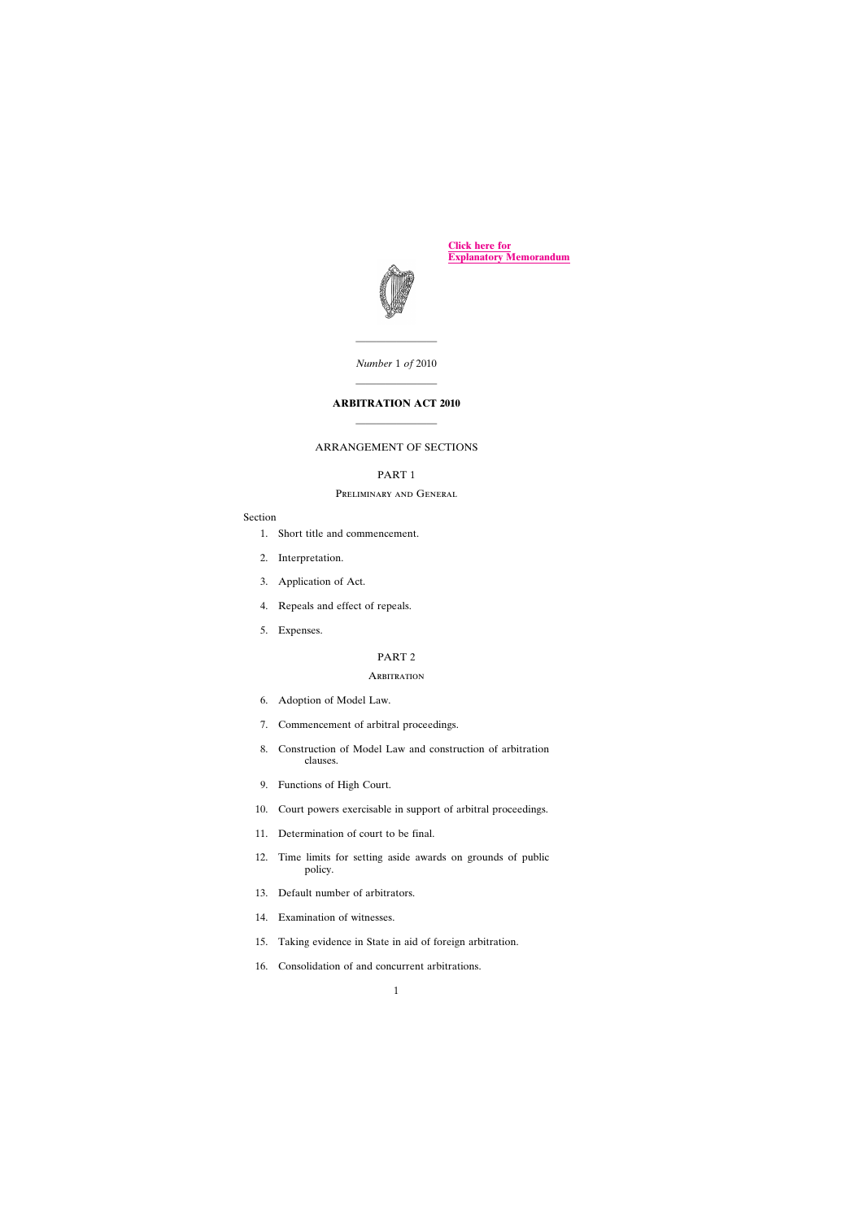[Click here for Explanatory Memorandum]

*Number* 1 *of* 2010

# ARBITRATION ACT 2010

## ARRANGEMENT OF SECTIONS

### PART 1

#### Preliminary and General

Section

1. Short title and commencement.

2. Interpretation.

3. Application of Act.

4. Repeals and effect of repeals.

5. Expenses.

### PART 2

#### Arbitration

6. Adoption of Model Law.

7. Commencement of arbitral proceedings.

8. Construction of Model Law and construction of arbitration clauses.

9. Functions of High Court.

10. Court powers exercisable in support of arbitral proceedings.

11. Determination of court to be final.

12. Time limits for setting aside awards on grounds of public policy.

13. Default number of arbitrators.

14. Examination of witnesses.

15. Taking evidence in State in aid of foreign arbitration.

16. Consolidation of and concurrent arbitrations.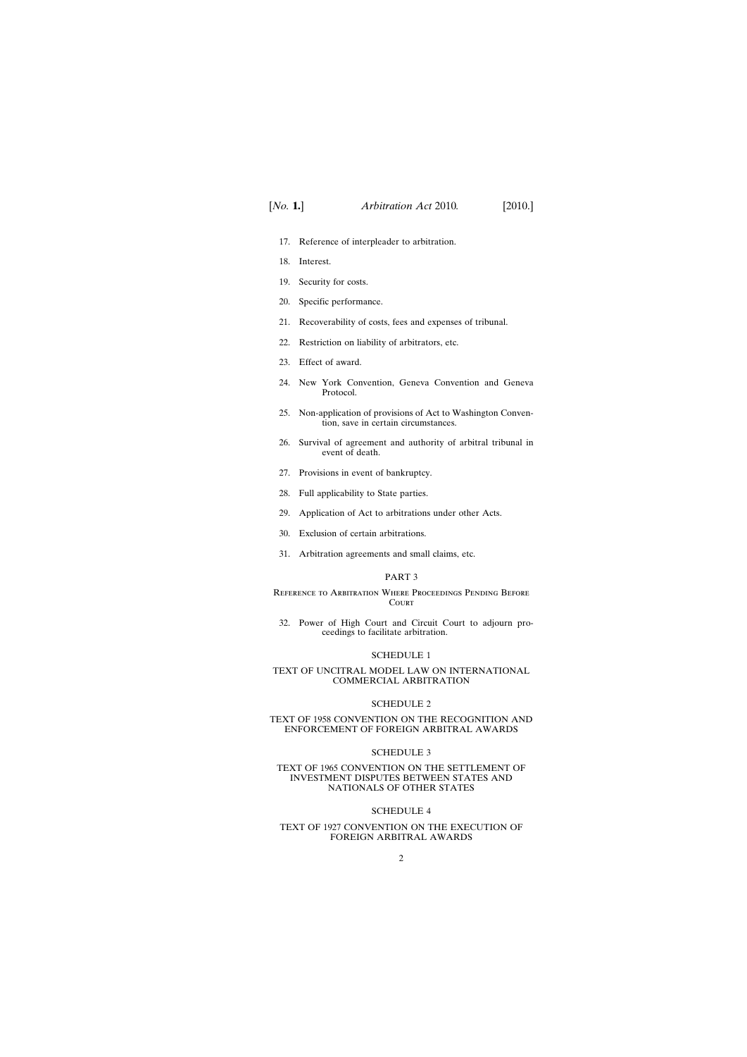17. Reference of interpleader to arbitration.

18. Interest.

19. Security for costs.

20. Specific performance.

21. Recoverability of costs, fees and expenses of tribunal.

22. Restriction on liability of arbitrators, etc.

23. Effect of award.

24. New York Convention, Geneva Convention and Geneva Protocol.

25. Non-application of provisions of Act to Washington Convention, save in certain circumstances.

26. Survival of agreement and authority of arbitral tribunal in event of death.

27. Provisions in event of bankruptcy.

28. Full applicability to State parties.

29. Application of Act to arbitrations under other Acts.

30. Exclusion of certain arbitrations.

31. Arbitration agreements and small claims, etc.

## PART 3

### Reference to Arbitration Where Proceedings Pending Before Court

32. Power of High Court and Circuit Court to adjourn proceedings to facilitate arbitration.

## SCHEDULE 1

### TEXT OF UNCITRAL MODEL LAW ON INTERNATIONAL COMMERCIAL ARBITRATION

## SCHEDULE 2

### TEXT OF 1958 CONVENTION ON THE RECOGNITION AND ENFORCEMENT OF FOREIGN ARBITRAL AWARDS

## SCHEDULE 3

### TEXT OF 1965 CONVENTION ON THE SETTLEMENT OF INVESTMENT DISPUTES BETWEEN STATES AND NATIONALS OF OTHER STATES

## SCHEDULE 4

### TEXT OF 1927 CONVENTION ON THE EXECUTION OF FOREIGN ARBITRAL AWARDS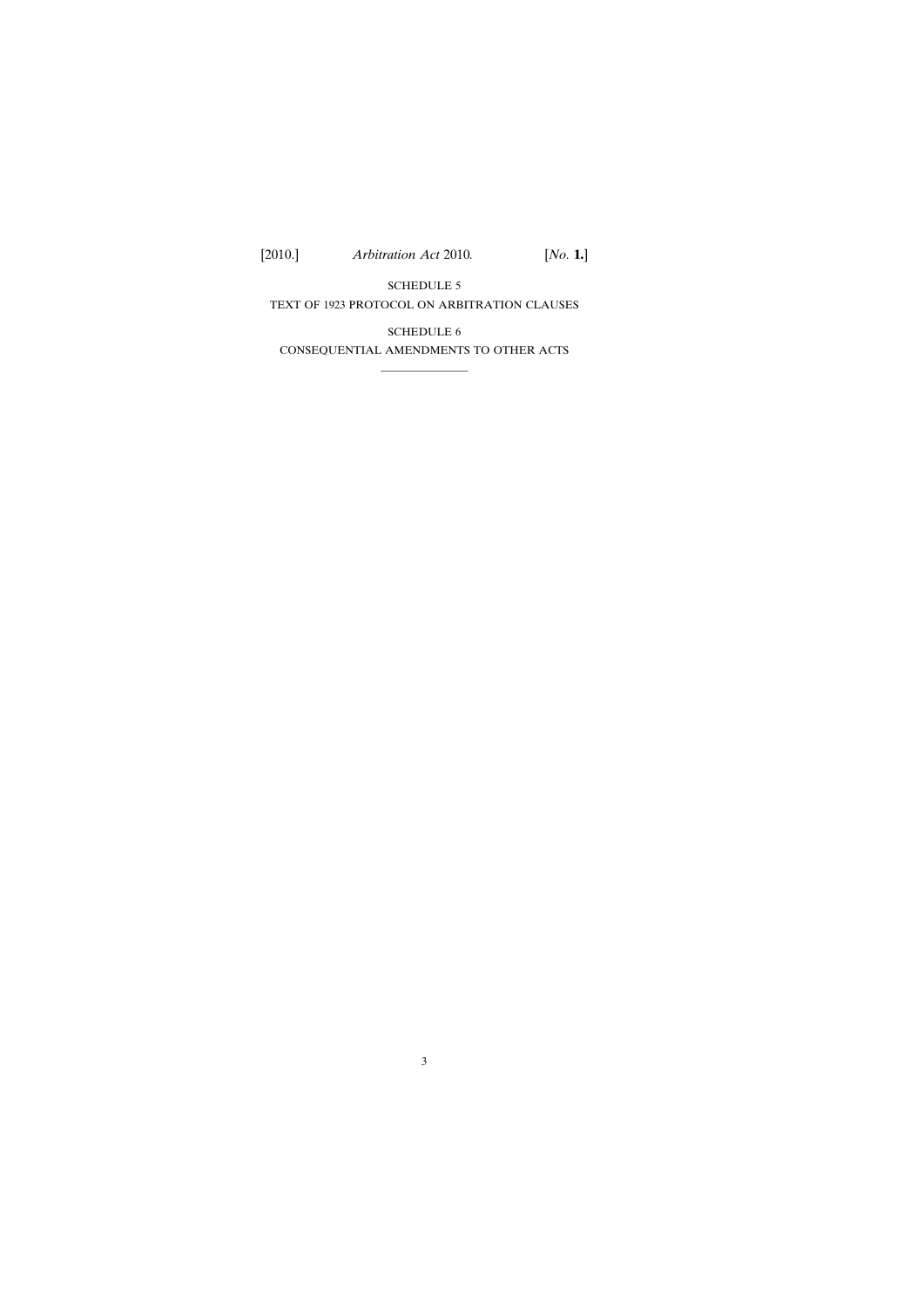SCHEDULE 5

TEXT OF 1923 PROTOCOL ON ARBITRATION CLAUSES

SCHEDULE 6

CONSEQUENTIAL AMENDMENTS TO OTHER ACTS

---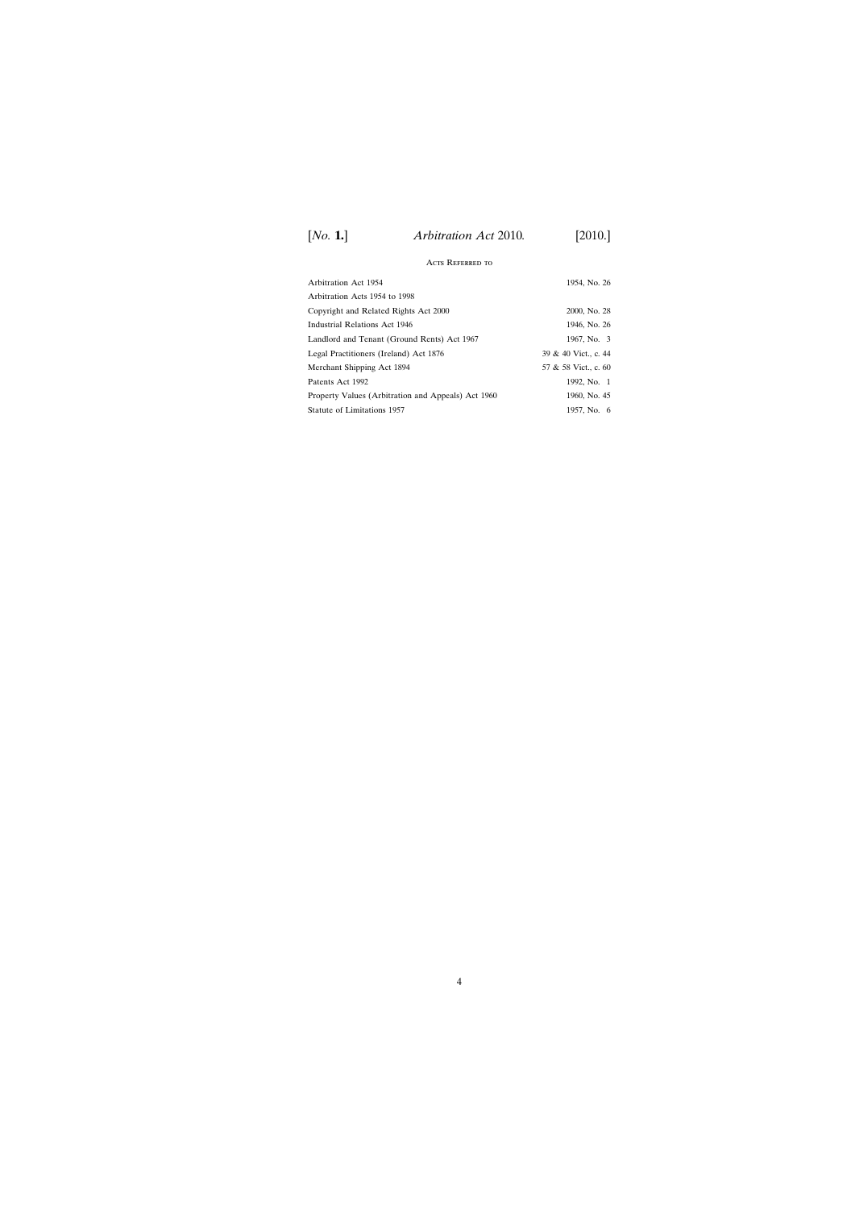## Acts Referred to

| | |
|---|---|
| Arbitration Act 1954 | 1954, No. 26 |
| Arbitration Acts 1954 to 1998 | |
| Copyright and Related Rights Act 2000 | 2000, No. 28 |
| Industrial Relations Act 1946 | 1946, No. 26 |
| Landlord and Tenant (Ground Rents) Act 1967 | 1967, No. 3 |
| Legal Practitioners (Ireland) Act 1876 | 39 & 40 Vict., c. 44 |
| Merchant Shipping Act 1894 | 57 & 58 Vict., c. 60 |
| Patents Act 1992 | 1992, No. 1 |
| Property Values (Arbitration and Appeals) Act 1960 | 1960, No. 45 |
| Statute of Limitations 1957 | 1957, No. 6 |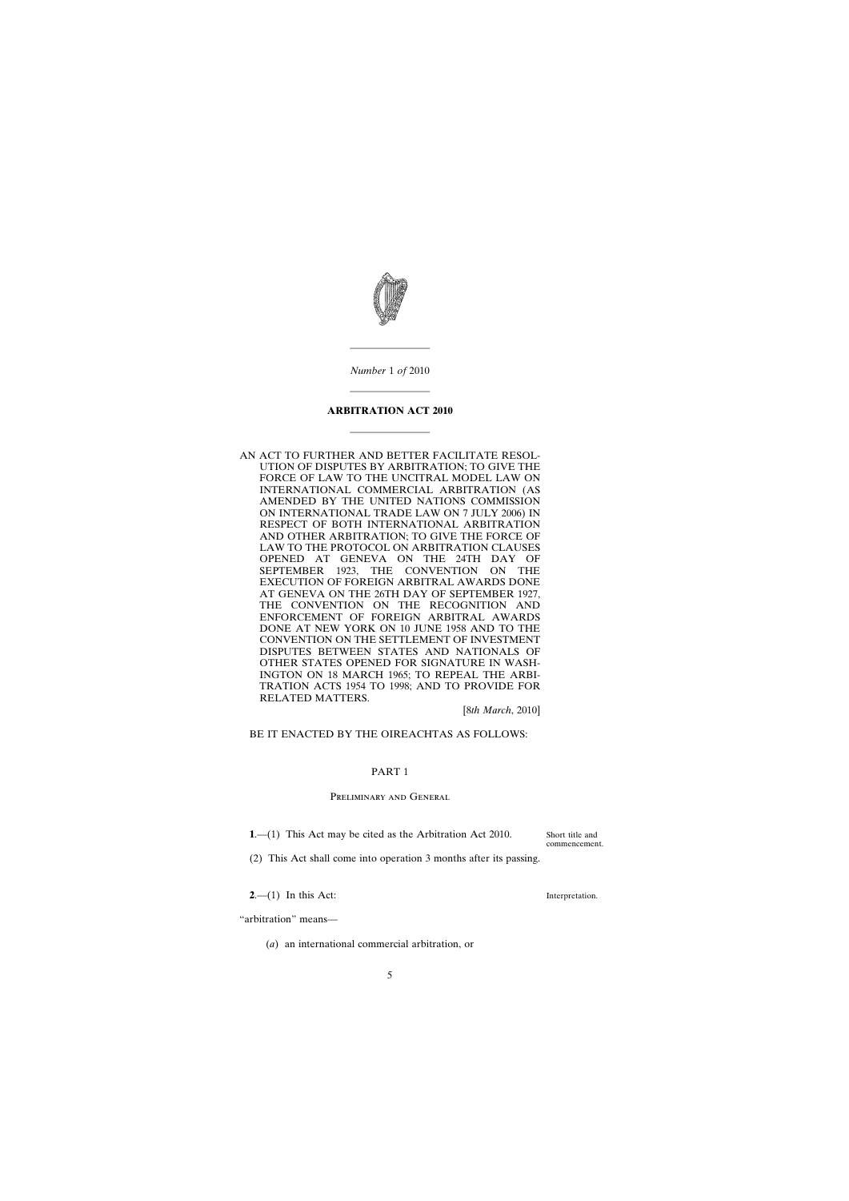*Number* 1 *of* 2010

---

# ARBITRATION ACT 2010

---

AN ACT TO FURTHER AND BETTER FACILITATE RESOLUTION OF DISPUTES BY ARBITRATION; TO GIVE THE FORCE OF LAW TO THE UNCITRAL MODEL LAW ON INTERNATIONAL COMMERCIAL ARBITRATION (AS AMENDED BY THE UNITED NATIONS COMMISSION ON INTERNATIONAL TRADE LAW ON 7 JULY 2006) IN RESPECT OF BOTH INTERNATIONAL ARBITRATION AND OTHER ARBITRATION; TO GIVE THE FORCE OF LAW TO THE PROTOCOL ON ARBITRATION CLAUSES OPENED AT GENEVA ON THE 24TH DAY OF SEPTEMBER 1923, THE CONVENTION ON THE EXECUTION OF FOREIGN ARBITRAL AWARDS DONE AT GENEVA ON THE 26TH DAY OF SEPTEMBER 1927, THE CONVENTION ON THE RECOGNITION AND ENFORCEMENT OF FOREIGN ARBITRAL AWARDS DONE AT NEW YORK ON 10 JUNE 1958 AND TO THE CONVENTION ON THE SETTLEMENT OF INVESTMENT DISPUTES BETWEEN STATES AND NATIONALS OF OTHER STATES OPENED FOR SIGNATURE IN WASHINGTON ON 18 MARCH 1965; TO REPEAL THE ARBITRATION ACTS 1954 TO 1998; AND TO PROVIDE FOR RELATED MATTERS.

[8*th March*, 2010]

BE IT ENACTED BY THE OIREACHTAS AS FOLLOWS:

## PART 1

### Preliminary and General

Short title and commencement.

**1**.—(1) This Act may be cited as the Arbitration Act 2010.

(2) This Act shall come into operation 3 months after its passing.

Interpretation.

**2**.—(1) In this Act:

"arbitration" means—

(*a*) an international commercial arbitration, or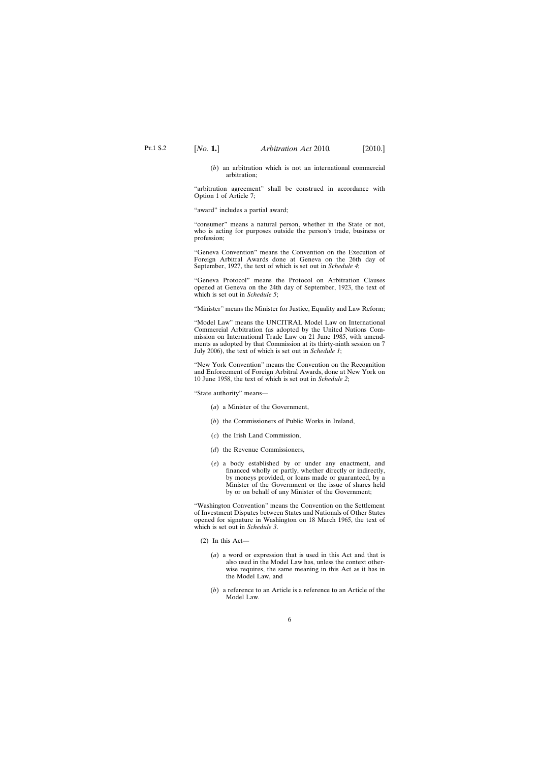(*b*) an arbitration which is not an international commercial arbitration;

"arbitration agreement" shall be construed in accordance with Option 1 of Article 7;

"award" includes a partial award;

"consumer" means a natural person, whether in the State or not, who is acting for purposes outside the person's trade, business or profession;

"Geneva Convention" means the Convention on the Execution of Foreign Arbitral Awards done at Geneva on the 26th day of September, 1927, the text of which is set out in *Schedule 4*;

"Geneva Protocol" means the Protocol on Arbitration Clauses opened at Geneva on the 24th day of September, 1923, the text of which is set out in *Schedule 5*;

"Minister" means the Minister for Justice, Equality and Law Reform;

"Model Law" means the UNCITRAL Model Law on International Commercial Arbitration (as adopted by the United Nations Commission on International Trade Law on 21 June 1985, with amendments as adopted by that Commission at its thirty-ninth session on 7 July 2006), the text of which is set out in *Schedule 1*;

"New York Convention" means the Convention on the Recognition and Enforcement of Foreign Arbitral Awards, done at New York on 10 June 1958, the text of which is set out in *Schedule 2*;

"State authority" means—

(*a*) a Minister of the Government,

(*b*) the Commissioners of Public Works in Ireland,

(*c*) the Irish Land Commission,

(*d*) the Revenue Commissioners,

(*e*) a body established by or under any enactment, and financed wholly or partly, whether directly or indirectly, by moneys provided, or loans made or guaranteed, by a Minister of the Government or the issue of shares held by or on behalf of any Minister of the Government;

"Washington Convention" means the Convention on the Settlement of Investment Disputes between States and Nationals of Other States opened for signature in Washington on 18 March 1965, the text of which is set out in *Schedule 3*.

(2) In this Act—

(*a*) a word or expression that is used in this Act and that is also used in the Model Law has, unless the context otherwise requires, the same meaning in this Act as it has in the Model Law, and

(*b*) a reference to an Article is a reference to an Article of the Model Law.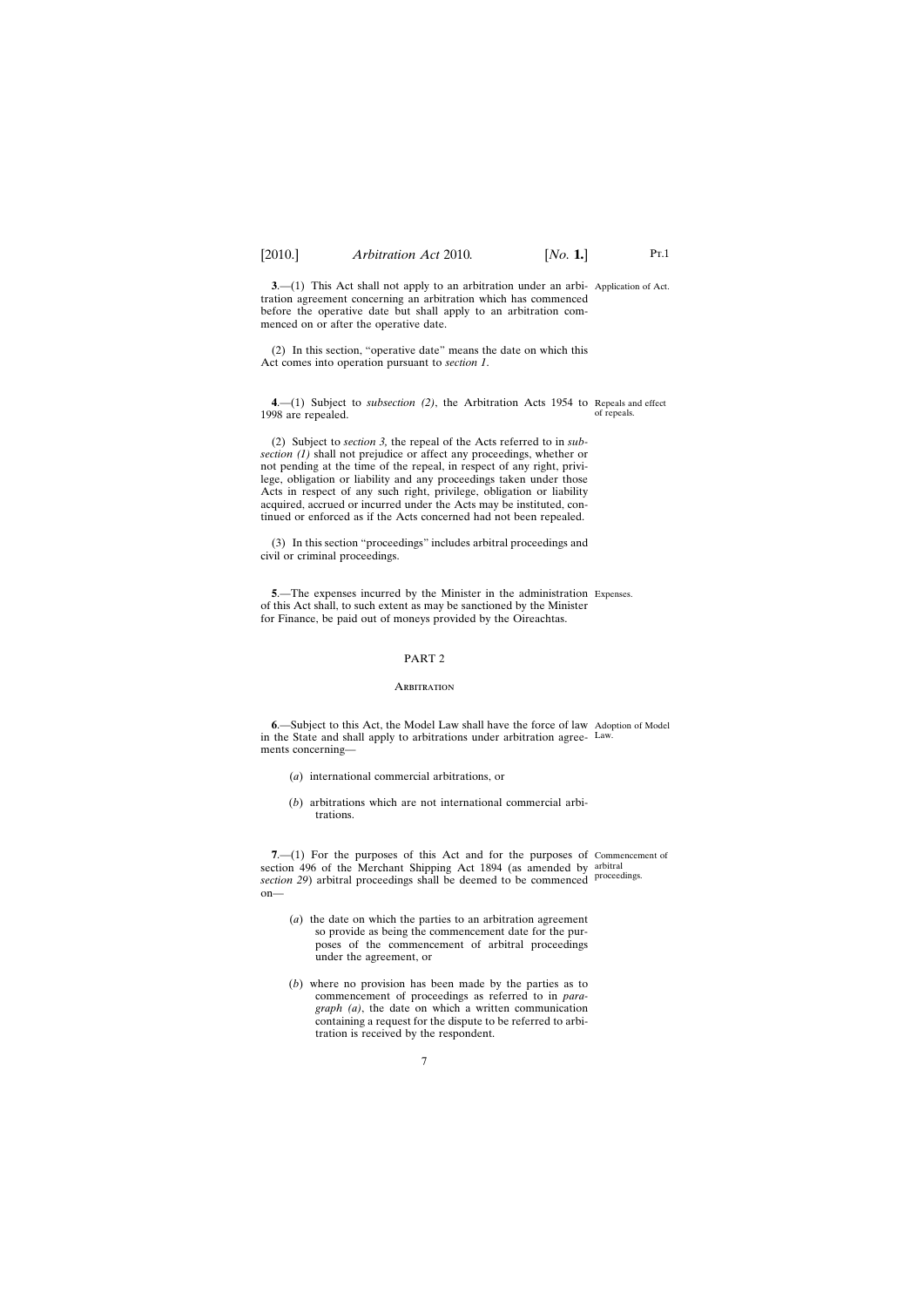**3**.—(1) This Act shall not apply to an arbitration under an arbitration agreement concerning an arbitration which has commenced before the operative date but shall apply to an arbitration commenced on or after the operative date.

Application of Act.

(2) In this section, "operative date" means the date on which this Act comes into operation pursuant to *section 1*.

**4**.—(1) Subject to *subsection (2)*, the Arbitration Acts 1954 to 1998 are repealed.

Repeals and effect of repeals.

(2) Subject to *section 3,* the repeal of the Acts referred to in *subsection (1)* shall not prejudice or affect any proceedings, whether or not pending at the time of the repeal, in respect of any right, privilege, obligation or liability and any proceedings taken under those Acts in respect of any such right, privilege, obligation or liability acquired, accrued or incurred under the Acts may be instituted, continued or enforced as if the Acts concerned had not been repealed.

(3) In this section "proceedings" includes arbitral proceedings and civil or criminal proceedings.

**5**.—The expenses incurred by the Minister in the administration of this Act shall, to such extent as may be sanctioned by the Minister for Finance, be paid out of moneys provided by the Oireachtas.

Expenses.

## PART 2

### Arbitration

**6**.—Subject to this Act, the Model Law shall have the force of law in the State and shall apply to arbitrations under arbitration agreements concerning—

Adoption of Model Law.

(*a*) international commercial arbitrations, or

(*b*) arbitrations which are not international commercial arbitrations.

**7**.—(1) For the purposes of this Act and for the purposes of section 496 of the Merchant Shipping Act 1894 (as amended by *section 29*) arbitral proceedings shall be deemed to be commenced on—

Commencement of arbitral proceedings.

(*a*) the date on which the parties to an arbitration agreement so provide as being the commencement date for the purposes of the commencement of arbitral proceedings under the agreement, or

(*b*) where no provision has been made by the parties as to commencement of proceedings as referred to in *paragraph (a)*, the date on which a written communication containing a request for the dispute to be referred to arbitration is received by the respondent.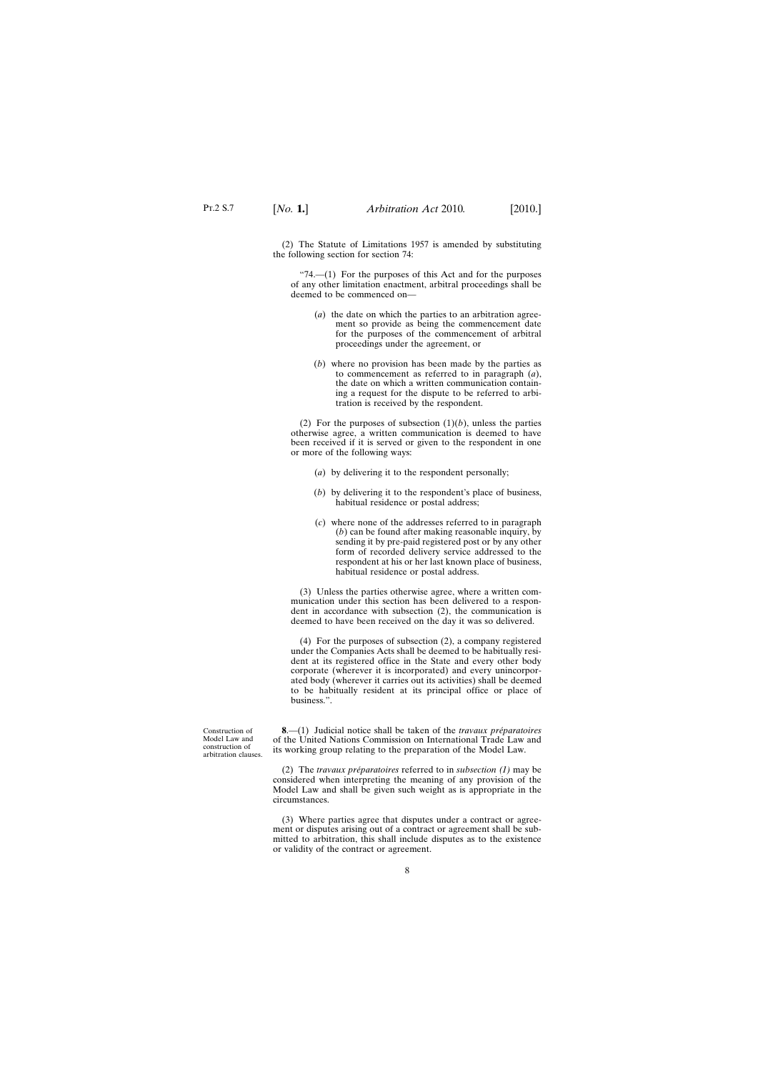(2) The Statute of Limitations 1957 is amended by substituting the following section for section 74:

"74.—(1) For the purposes of this Act and for the purposes of any other limitation enactment, arbitral proceedings shall be deemed to be commenced on—

(*a*) the date on which the parties to an arbitration agreement so provide as being the commencement date for the purposes of the commencement of arbitral proceedings under the agreement, or

(*b*) where no provision has been made by the parties as to commencement as referred to in paragraph (*a*), the date on which a written communication containing a request for the dispute to be referred to arbitration is received by the respondent.

(2) For the purposes of subsection (1)(*b*), unless the parties otherwise agree, a written communication is deemed to have been received if it is served or given to the respondent in one or more of the following ways:

(*a*) by delivering it to the respondent personally;

(*b*) by delivering it to the respondent's place of business, habitual residence or postal address;

(*c*) where none of the addresses referred to in paragraph (*b*) can be found after making reasonable inquiry, by sending it by pre-paid registered post or by any other form of recorded delivery service addressed to the respondent at his or her last known place of business, habitual residence or postal address.

(3) Unless the parties otherwise agree, where a written communication under this section has been delivered to a respondent in accordance with subsection (2), the communication is deemed to have been received on the day it was so delivered.

(4) For the purposes of subsection (2), a company registered under the Companies Acts shall be deemed to be habitually resident at its registered office in the State and every other body corporate (wherever it is incorporated) and every unincorporated body (wherever it carries out its activities) shall be deemed to be habitually resident at its principal office or place of business.".

Construction of Model Law and construction of arbitration clauses.

**8**.—(1) Judicial notice shall be taken of the *travaux préparatoires* of the United Nations Commission on International Trade Law and its working group relating to the preparation of the Model Law.

(2) The *travaux préparatoires* referred to in *subsection (1)* may be considered when interpreting the meaning of any provision of the Model Law and shall be given such weight as is appropriate in the circumstances.

(3) Where parties agree that disputes under a contract or agreement or disputes arising out of a contract or agreement shall be submitted to arbitration, this shall include disputes as to the existence or validity of the contract or agreement.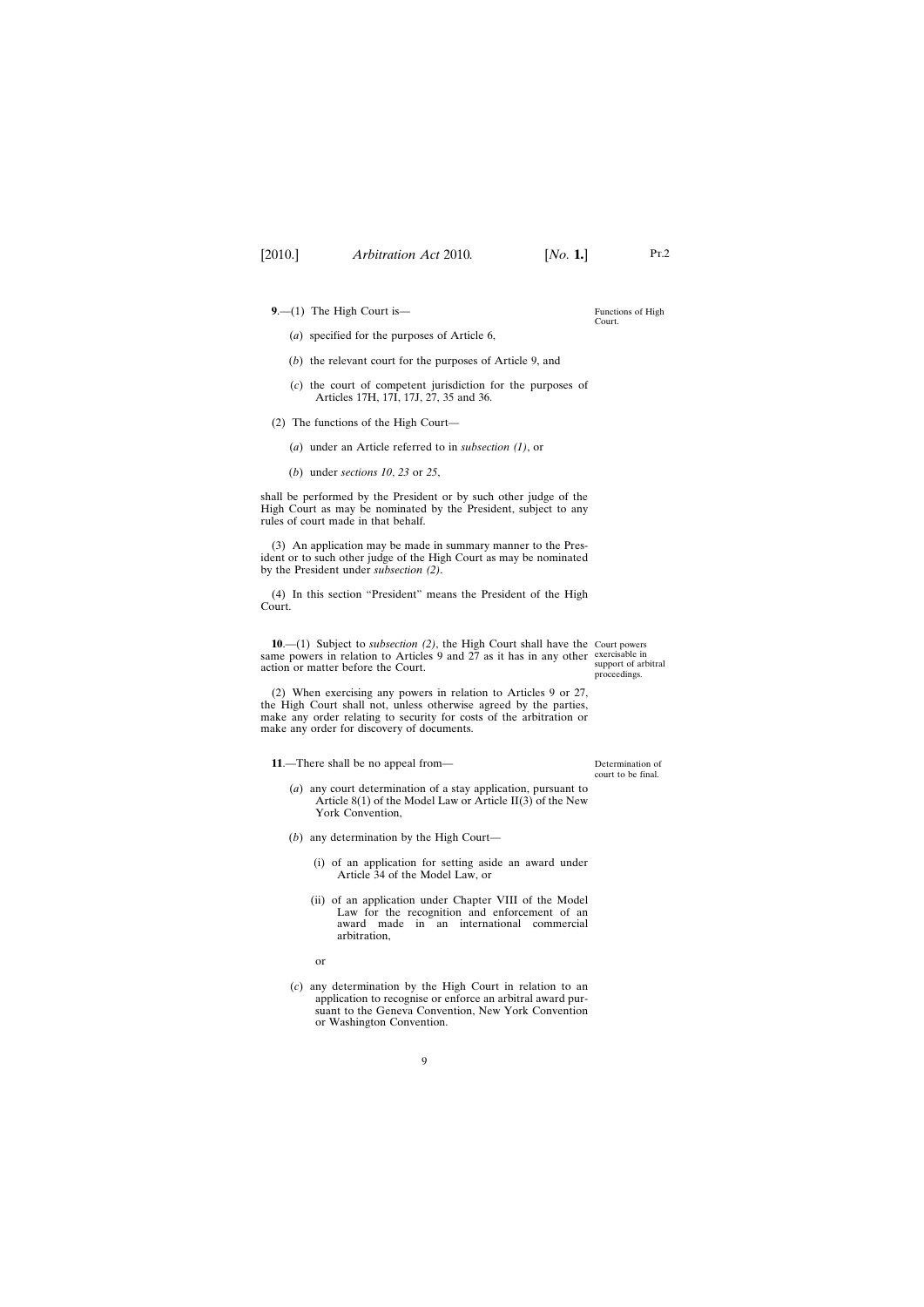**9**.—(1) The High Court is—

Functions of High Court.

(*a*) specified for the purposes of Article 6,

(*b*) the relevant court for the purposes of Article 9, and

(*c*) the court of competent jurisdiction for the purposes of Articles 17H, 17I, 17J, 27, 35 and 36.

(2) The functions of the High Court—

(*a*) under an Article referred to in *subsection (1)*, or

(*b*) under *sections 10*, *23* or *25*,

shall be performed by the President or by such other judge of the High Court as may be nominated by the President, subject to any rules of court made in that behalf.

(3) An application may be made in summary manner to the President or to such other judge of the High Court as may be nominated by the President under *subsection (2)*.

(4) In this section "President" means the President of the High Court.

**10**.—(1) Subject to *subsection (2)*, the High Court shall have the same powers in relation to Articles 9 and 27 as it has in any other action or matter before the Court.

Court powers exercisable in support of arbitral proceedings.

(2) When exercising any powers in relation to Articles 9 or 27, the High Court shall not, unless otherwise agreed by the parties, make any order relating to security for costs of the arbitration or make any order for discovery of documents.

**11**.—There shall be no appeal from—

Determination of court to be final.

(*a*) any court determination of a stay application, pursuant to Article 8(1) of the Model Law or Article II(3) of the New York Convention,

(*b*) any determination by the High Court—

(i) of an application for setting aside an award under Article 34 of the Model Law, or

(ii) of an application under Chapter VIII of the Model Law for the recognition and enforcement of an award made in an international commercial arbitration,

or

(*c*) any determination by the High Court in relation to an application to recognise or enforce an arbitral award pursuant to the Geneva Convention, New York Convention or Washington Convention.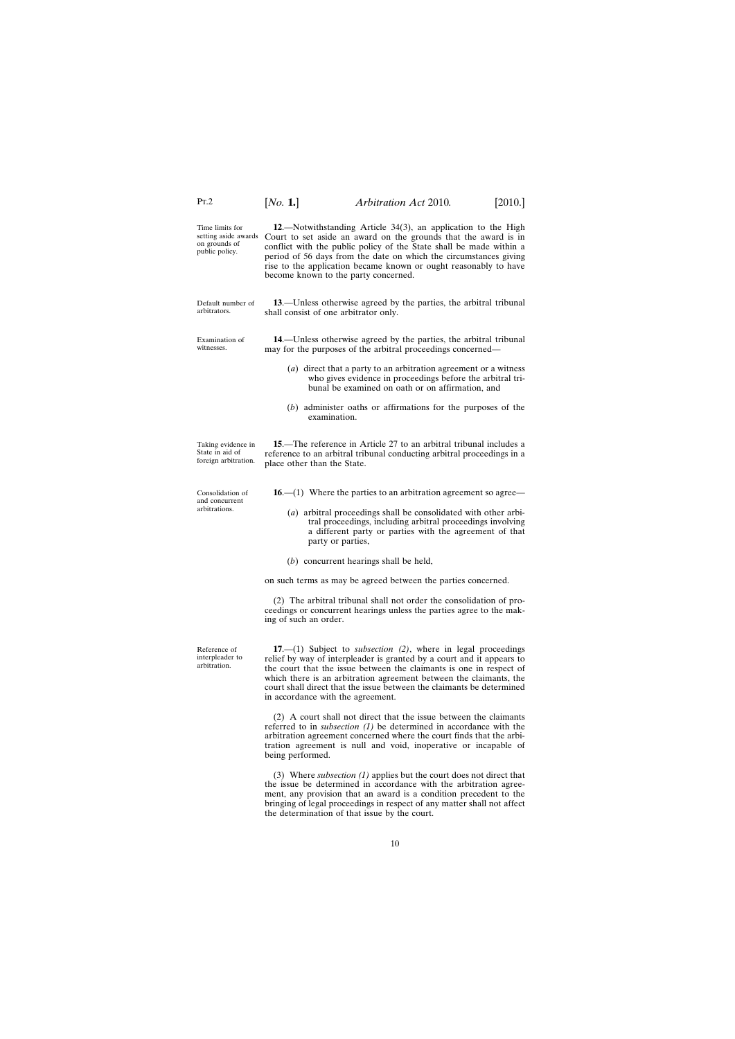Time limits for setting aside awards on grounds of public policy.

**12**.—Notwithstanding Article 34(3), an application to the High Court to set aside an award on the grounds that the award is in conflict with the public policy of the State shall be made within a period of 56 days from the date on which the circumstances giving rise to the application became known or ought reasonably to have become known to the party concerned.

Default number of arbitrators.

**13**.—Unless otherwise agreed by the parties, the arbitral tribunal shall consist of one arbitrator only.

Examination of witnesses.

**14**.—Unless otherwise agreed by the parties, the arbitral tribunal may for the purposes of the arbitral proceedings concerned—

(*a*) direct that a party to an arbitration agreement or a witness who gives evidence in proceedings before the arbitral tribunal be examined on oath or on affirmation, and

(*b*) administer oaths or affirmations for the purposes of the examination.

Taking evidence in State in aid of foreign arbitration.

**15**.—The reference in Article 27 to an arbitral tribunal includes a reference to an arbitral tribunal conducting arbitral proceedings in a place other than the State.

Consolidation of and concurrent arbitrations.

**16**.—(1) Where the parties to an arbitration agreement so agree—

(*a*) arbitral proceedings shall be consolidated with other arbitral proceedings, including arbitral proceedings involving a different party or parties with the agreement of that party or parties,

(*b*) concurrent hearings shall be held,

on such terms as may be agreed between the parties concerned.

(2) The arbitral tribunal shall not order the consolidation of proceedings or concurrent hearings unless the parties agree to the making of such an order.

Reference of interpleader to arbitration.

**17**.—(1) Subject to *subsection (2)*, where in legal proceedings relief by way of interpleader is granted by a court and it appears to the court that the issue between the claimants is one in respect of which there is an arbitration agreement between the claimants, the court shall direct that the issue between the claimants be determined in accordance with the agreement.

(2) A court shall not direct that the issue between the claimants referred to in *subsection (1)* be determined in accordance with the arbitration agreement concerned where the court finds that the arbitration agreement is null and void, inoperative or incapable of being performed.

(3) Where *subsection (1)* applies but the court does not direct that the issue be determined in accordance with the arbitration agreement, any provision that an award is a condition precedent to the bringing of legal proceedings in respect of any matter shall not affect the determination of that issue by the court.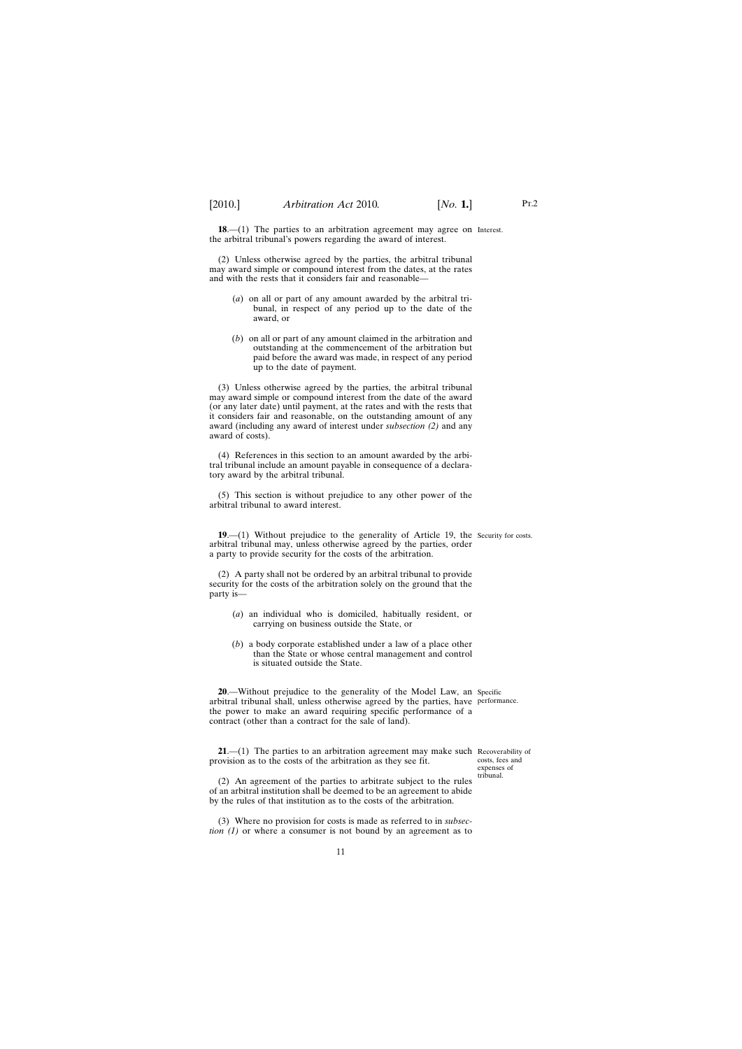**18**.—(1) The parties to an arbitration agreement may agree on the arbitral tribunal's powers regarding the award of interest.

Interest.

(2) Unless otherwise agreed by the parties, the arbitral tribunal may award simple or compound interest from the dates, at the rates and with the rests that it considers fair and reasonable—

- (*a*) on all or part of any amount awarded by the arbitral tribunal, in respect of any period up to the date of the award, or
- (*b*) on all or part of any amount claimed in the arbitration and outstanding at the commencement of the arbitration but paid before the award was made, in respect of any period up to the date of payment.

(3) Unless otherwise agreed by the parties, the arbitral tribunal may award simple or compound interest from the date of the award (or any later date) until payment, at the rates and with the rests that it considers fair and reasonable, on the outstanding amount of any award (including any award of interest under *subsection (2)* and any award of costs).

(4) References in this section to an amount awarded by the arbitral tribunal include an amount payable in consequence of a declaratory award by the arbitral tribunal.

(5) This section is without prejudice to any other power of the arbitral tribunal to award interest.

**19**.—(1) Without prejudice to the generality of Article 19, the arbitral tribunal may, unless otherwise agreed by the parties, order a party to provide security for the costs of the arbitration.

Security for costs.

(2) A party shall not be ordered by an arbitral tribunal to provide security for the costs of the arbitration solely on the ground that the party is—

- (*a*) an individual who is domiciled, habitually resident, or carrying on business outside the State, or
- (*b*) a body corporate established under a law of a place other than the State or whose central management and control is situated outside the State.

**20**.—Without prejudice to the generality of the Model Law, an arbitral tribunal shall, unless otherwise agreed by the parties, have the power to make an award requiring specific performance of a contract (other than a contract for the sale of land).

Specific performance.

**21**.—(1) The parties to an arbitration agreement may make such provision as to the costs of the arbitration as they see fit.

Recoverability of costs, fees and expenses of tribunal.

(2) An agreement of the parties to arbitrate subject to the rules of an arbitral institution shall be deemed to be an agreement to abide by the rules of that institution as to the costs of the arbitration.

(3) Where no provision for costs is made as referred to in *subsection (1)* or where a consumer is not bound by an agreement as to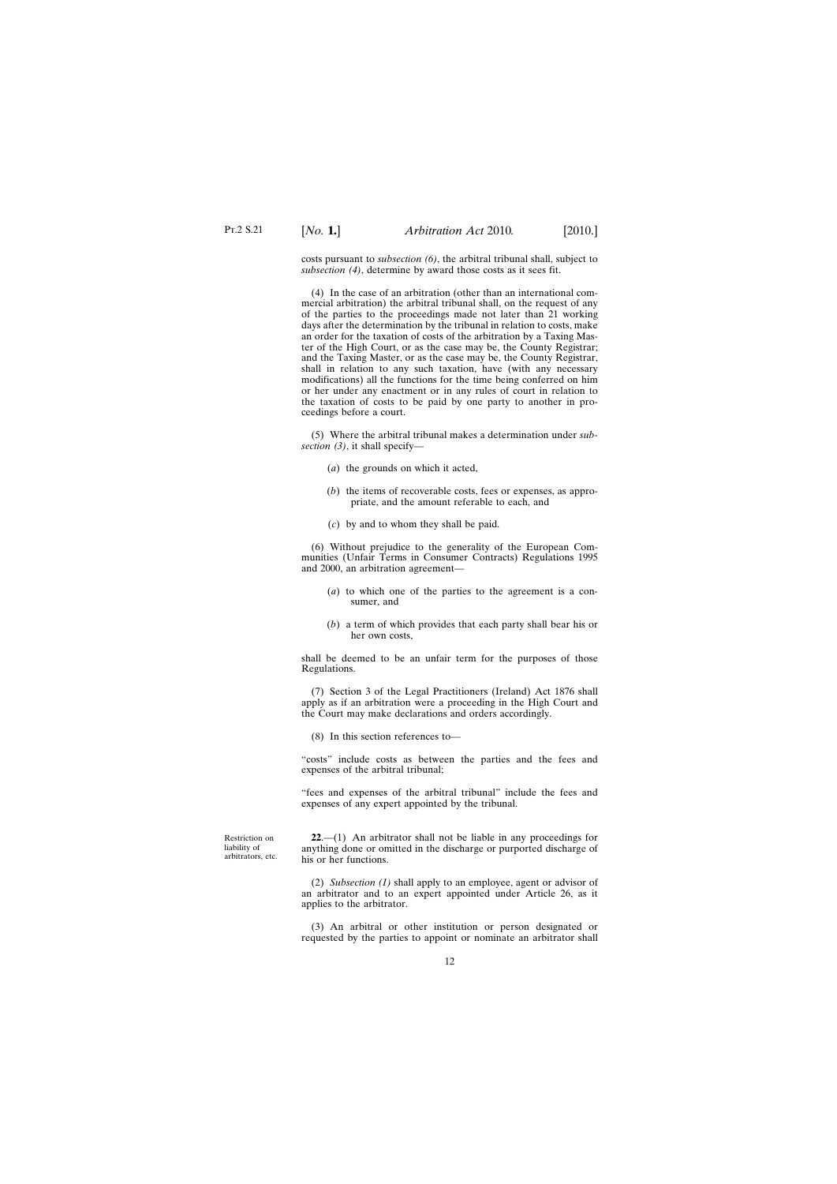costs pursuant to *subsection (6)*, the arbitral tribunal shall, subject to *subsection (4)*, determine by award those costs as it sees fit.

(4) In the case of an arbitration (other than an international commercial arbitration) the arbitral tribunal shall, on the request of any of the parties to the proceedings made not later than 21 working days after the determination by the tribunal in relation to costs, make an order for the taxation of costs of the arbitration by a Taxing Master of the High Court, or as the case may be, the County Registrar; and the Taxing Master, or as the case may be, the County Registrar, shall in relation to any such taxation, have (with any necessary modifications) all the functions for the time being conferred on him or her under any enactment or in any rules of court in relation to the taxation of costs to be paid by one party to another in proceedings before a court.

(5) Where the arbitral tribunal makes a determination under *subsection (3)*, it shall specify—

(*a*) the grounds on which it acted,

(*b*) the items of recoverable costs, fees or expenses, as appropriate, and the amount referable to each, and

(*c*) by and to whom they shall be paid.

(6) Without prejudice to the generality of the European Communities (Unfair Terms in Consumer Contracts) Regulations 1995 and 2000, an arbitration agreement—

(*a*) to which one of the parties to the agreement is a consumer, and

(*b*) a term of which provides that each party shall bear his or her own costs,

shall be deemed to be an unfair term for the purposes of those Regulations.

(7) Section 3 of the Legal Practitioners (Ireland) Act 1876 shall apply as if an arbitration were a proceeding in the High Court and the Court may make declarations and orders accordingly.

(8) In this section references to—

"costs" include costs as between the parties and the fees and expenses of the arbitral tribunal;

"fees and expenses of the arbitral tribunal" include the fees and expenses of any expert appointed by the tribunal.

Restriction on liability of arbitrators, etc.

**22**.—(1) An arbitrator shall not be liable in any proceedings for anything done or omitted in the discharge or purported discharge of his or her functions.

(2) *Subsection (1)* shall apply to an employee, agent or advisor of an arbitrator and to an expert appointed under Article 26, as it applies to the arbitrator.

(3) An arbitral or other institution or person designated or requested by the parties to appoint or nominate an arbitrator shall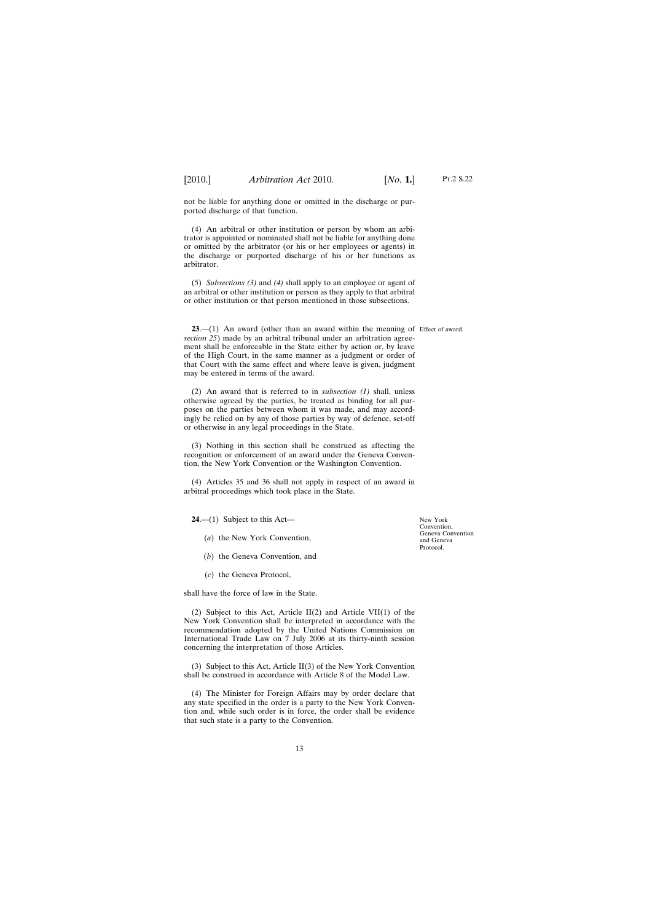not be liable for anything done or omitted in the discharge or purported discharge of that function.

(4) An arbitral or other institution or person by whom an arbitrator is appointed or nominated shall not be liable for anything done or omitted by the arbitrator (or his or her employees or agents) in the discharge or purported discharge of his or her functions as arbitrator.

(5) *Subsections (3)* and *(4)* shall apply to an employee or agent of an arbitral or other institution or person as they apply to that arbitral or other institution or that person mentioned in those subsections.

Effect of award.

**23**.—(1) An award (other than an award within the meaning of *section 25*) made by an arbitral tribunal under an arbitration agreement shall be enforceable in the State either by action or, by leave of the High Court, in the same manner as a judgment or order of that Court with the same effect and where leave is given, judgment may be entered in terms of the award.

(2) An award that is referred to in *subsection (1)* shall, unless otherwise agreed by the parties, be treated as binding for all purposes on the parties between whom it was made, and may accordingly be relied on by any of those parties by way of defence, set-off or otherwise in any legal proceedings in the State.

(3) Nothing in this section shall be construed as affecting the recognition or enforcement of an award under the Geneva Convention, the New York Convention or the Washington Convention.

(4) Articles 35 and 36 shall not apply in respect of an award in arbitral proceedings which took place in the State.

New York Convention, Geneva Convention and Geneva Protocol.

**24**.—(1) Subject to this Act—

(*a*) the New York Convention,

(*b*) the Geneva Convention, and

(*c*) the Geneva Protocol,

shall have the force of law in the State.

(2) Subject to this Act, Article II(2) and Article VII(1) of the New York Convention shall be interpreted in accordance with the recommendation adopted by the United Nations Commission on International Trade Law on 7 July 2006 at its thirty-ninth session concerning the interpretation of those Articles.

(3) Subject to this Act, Article II(3) of the New York Convention shall be construed in accordance with Article 8 of the Model Law.

(4) The Minister for Foreign Affairs may by order declare that any state specified in the order is a party to the New York Convention and, while such order is in force, the order shall be evidence that such state is a party to the Convention.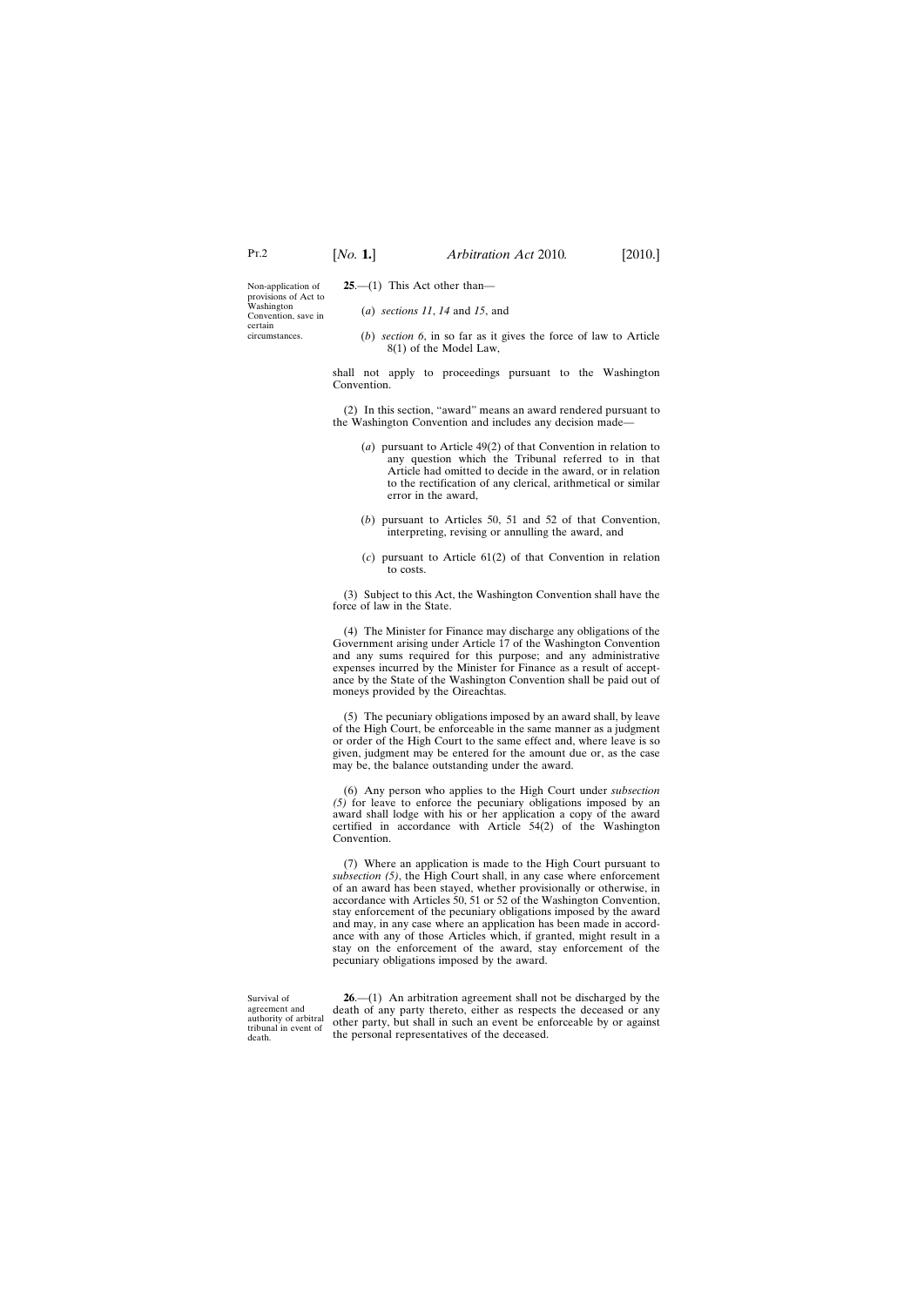Non-application of provisions of Act to Washington Convention, save in certain circumstances.

**25**.—(1) This Act other than—

(*a*) *sections 11*, *14* and *15*, and

(*b*) *section 6*, in so far as it gives the force of law to Article 8(1) of the Model Law,

shall not apply to proceedings pursuant to the Washington Convention.

(2) In this section, "award" means an award rendered pursuant to the Washington Convention and includes any decision made—

(*a*) pursuant to Article 49(2) of that Convention in relation to any question which the Tribunal referred to in that Article had omitted to decide in the award, or in relation to the rectification of any clerical, arithmetical or similar error in the award,

(*b*) pursuant to Articles 50, 51 and 52 of that Convention, interpreting, revising or annulling the award, and

(*c*) pursuant to Article 61(2) of that Convention in relation to costs.

(3) Subject to this Act, the Washington Convention shall have the force of law in the State.

(4) The Minister for Finance may discharge any obligations of the Government arising under Article 17 of the Washington Convention and any sums required for this purpose; and any administrative expenses incurred by the Minister for Finance as a result of acceptance by the State of the Washington Convention shall be paid out of moneys provided by the Oireachtas.

(5) The pecuniary obligations imposed by an award shall, by leave of the High Court, be enforceable in the same manner as a judgment or order of the High Court to the same effect and, where leave is so given, judgment may be entered for the amount due or, as the case may be, the balance outstanding under the award.

(6) Any person who applies to the High Court under *subsection (5)* for leave to enforce the pecuniary obligations imposed by an award shall lodge with his or her application a copy of the award certified in accordance with Article 54(2) of the Washington Convention.

(7) Where an application is made to the High Court pursuant to *subsection (5)*, the High Court shall, in any case where enforcement of an award has been stayed, whether provisionally or otherwise, in accordance with Articles 50, 51 or 52 of the Washington Convention, stay enforcement of the pecuniary obligations imposed by the award and may, in any case where an application has been made in accordance with any of those Articles which, if granted, might result in a stay on the enforcement of the award, stay enforcement of the pecuniary obligations imposed by the award.

Survival of agreement and authority of arbitral tribunal in event of death.

**26**.—(1) An arbitration agreement shall not be discharged by the death of any party thereto, either as respects the deceased or any other party, but shall in such an event be enforceable by or against the personal representatives of the deceased.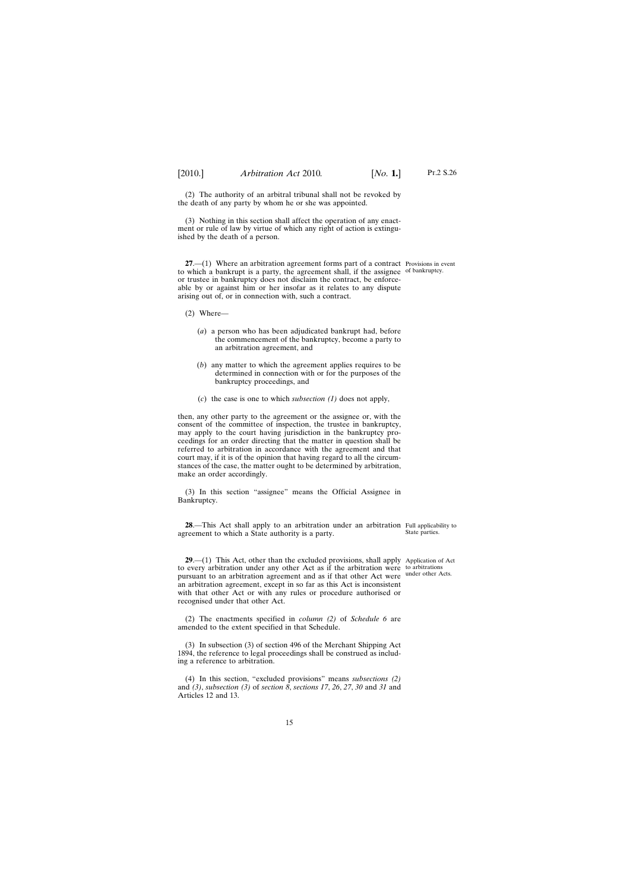(2) The authority of an arbitral tribunal shall not be revoked by the death of any party by whom he or she was appointed.

(3) Nothing in this section shall affect the operation of any enactment or rule of law by virtue of which any right of action is extinguished by the death of a person.

Provisions in event of bankruptcy.

**27**.—(1) Where an arbitration agreement forms part of a contract to which a bankrupt is a party, the agreement shall, if the assignee or trustee in bankruptcy does not disclaim the contract, be enforceable by or against him or her insofar as it relates to any dispute arising out of, or in connection with, such a contract.

(2) Where—

(*a*) a person who has been adjudicated bankrupt had, before the commencement of the bankruptcy, become a party to an arbitration agreement, and

(*b*) any matter to which the agreement applies requires to be determined in connection with or for the purposes of the bankruptcy proceedings, and

(*c*) the case is one to which *subsection (1)* does not apply,

then, any other party to the agreement or the assignee or, with the consent of the committee of inspection, the trustee in bankruptcy, may apply to the court having jurisdiction in the bankruptcy proceedings for an order directing that the matter in question shall be referred to arbitration in accordance with the agreement and that court may, if it is of the opinion that having regard to all the circumstances of the case, the matter ought to be determined by arbitration, make an order accordingly.

(3) In this section "assignee" means the Official Assignee in Bankruptcy.

Full applicability to State parties.

**28**.—This Act shall apply to an arbitration under an arbitration agreement to which a State authority is a party.

Application of Act to arbitrations under other Acts.

**29**.—(1) This Act, other than the excluded provisions, shall apply to every arbitration under any other Act as if the arbitration were pursuant to an arbitration agreement and as if that other Act were an arbitration agreement, except in so far as this Act is inconsistent with that other Act or with any rules or procedure authorised or recognised under that other Act.

(2) The enactments specified in *column (2)* of *Schedule 6* are amended to the extent specified in that Schedule.

(3) In subsection (3) of section 496 of the Merchant Shipping Act 1894, the reference to legal proceedings shall be construed as including a reference to arbitration.

(4) In this section, "excluded provisions" means *subsections (2)* and *(3)*, *subsection (3)* of *section 8*, *sections 17*, *26*, *27*, *30* and *31* and Articles 12 and 13.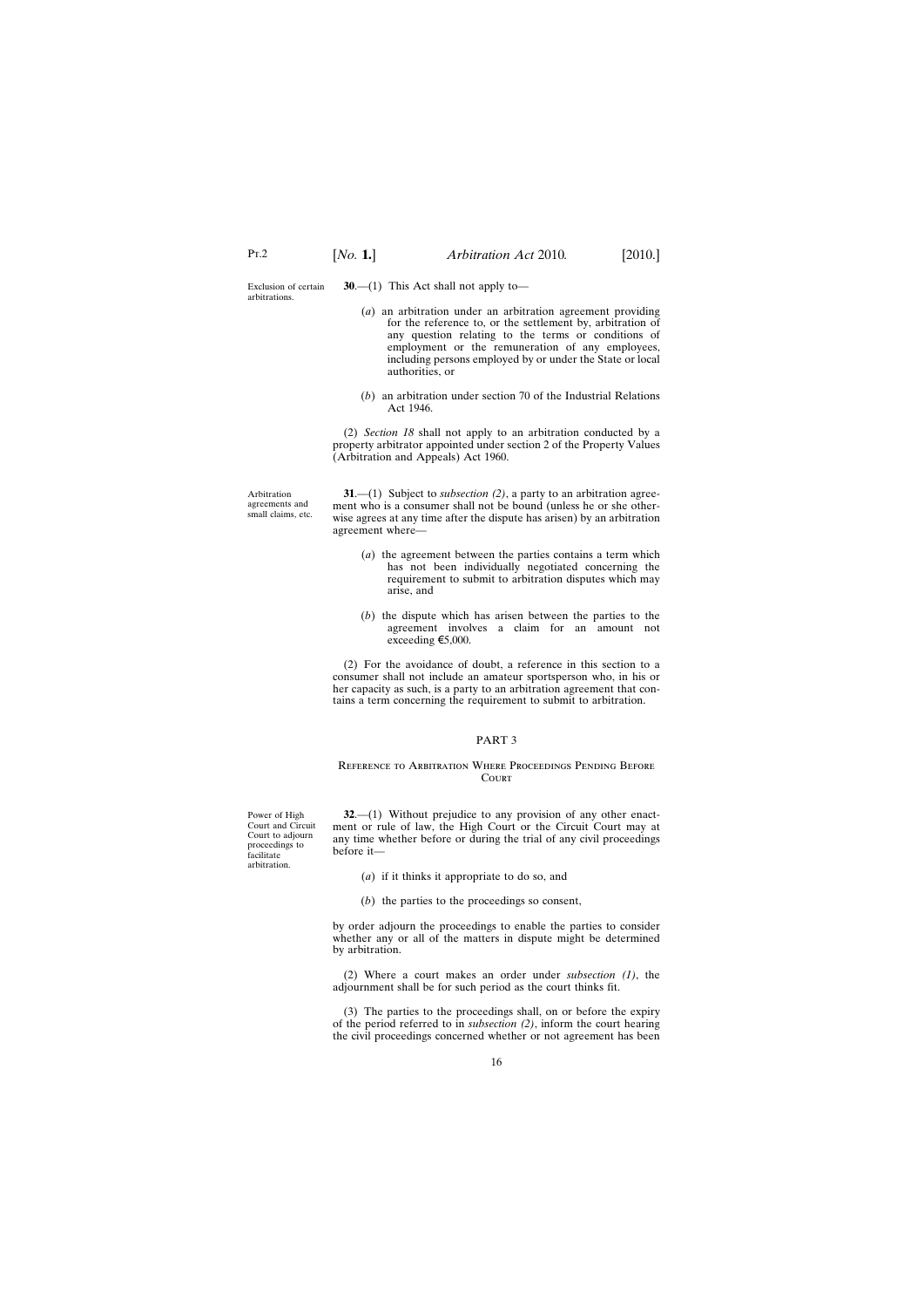Exclusion of certain arbitrations.

**30**.—(1) This Act shall not apply to—

(*a*) an arbitration under an arbitration agreement providing for the reference to, or the settlement by, arbitration of any question relating to the terms or conditions of employment or the remuneration of any employees, including persons employed by or under the State or local authorities, or

(*b*) an arbitration under section 70 of the Industrial Relations Act 1946.

(2) *Section 18* shall not apply to an arbitration conducted by a property arbitrator appointed under section 2 of the Property Values (Arbitration and Appeals) Act 1960.

Arbitration agreements and small claims, etc.

**31**.—(1) Subject to *subsection (2)*, a party to an arbitration agreement who is a consumer shall not be bound (unless he or she otherwise agrees at any time after the dispute has arisen) by an arbitration agreement where—

(*a*) the agreement between the parties contains a term which has not been individually negotiated concerning the requirement to submit to arbitration disputes which may arise, and

(*b*) the dispute which has arisen between the parties to the agreement involves a claim for an amount not exceeding €5,000.

(2) For the avoidance of doubt, a reference in this section to a consumer shall not include an amateur sportsperson who, in his or her capacity as such, is a party to an arbitration agreement that contains a term concerning the requirement to submit to arbitration.

## PART 3

### Reference to Arbitration Where Proceedings Pending Before Court

Power of High Court and Circuit Court to adjourn proceedings to facilitate arbitration.

**32**.—(1) Without prejudice to any provision of any other enactment or rule of law, the High Court or the Circuit Court may at any time whether before or during the trial of any civil proceedings before it—

(*a*) if it thinks it appropriate to do so, and

(*b*) the parties to the proceedings so consent,

by order adjourn the proceedings to enable the parties to consider whether any or all of the matters in dispute might be determined by arbitration.

(2) Where a court makes an order under *subsection (1)*, the adjournment shall be for such period as the court thinks fit.

(3) The parties to the proceedings shall, on or before the expiry of the period referred to in *subsection (2)*, inform the court hearing the civil proceedings concerned whether or not agreement has been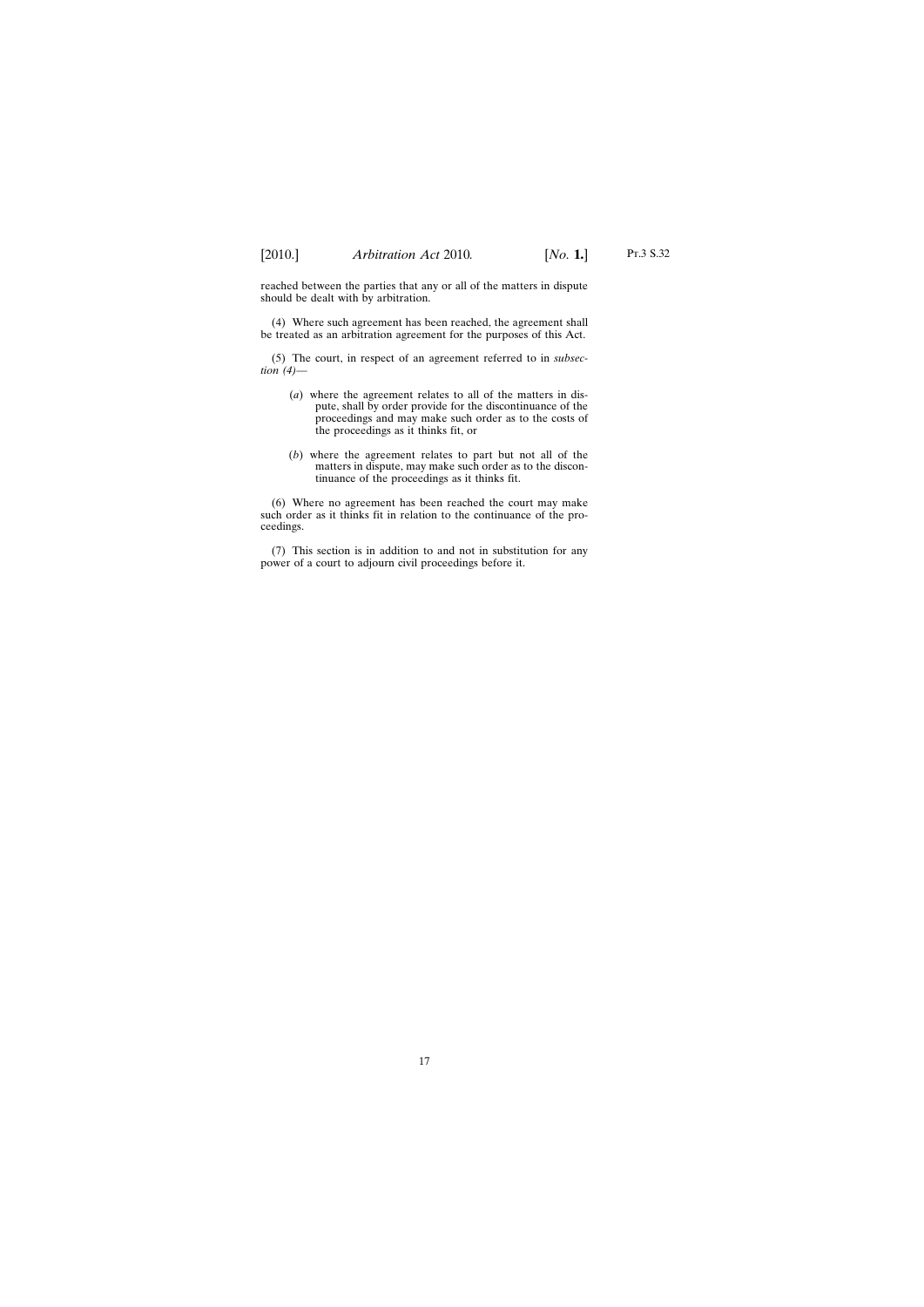reached between the parties that any or all of the matters in dispute should be dealt with by arbitration.

(4) Where such agreement has been reached, the agreement shall be treated as an arbitration agreement for the purposes of this Act.

(5) The court, in respect of an agreement referred to in *subsection (4)*—

(*a*) where the agreement relates to all of the matters in dispute, shall by order provide for the discontinuance of the proceedings and may make such order as to the costs of the proceedings as it thinks fit, or

(*b*) where the agreement relates to part but not all of the matters in dispute, may make such order as to the discontinuance of the proceedings as it thinks fit.

(6) Where no agreement has been reached the court may make such order as it thinks fit in relation to the continuance of the proceedings.

(7) This section is in addition to and not in substitution for any power of a court to adjourn civil proceedings before it.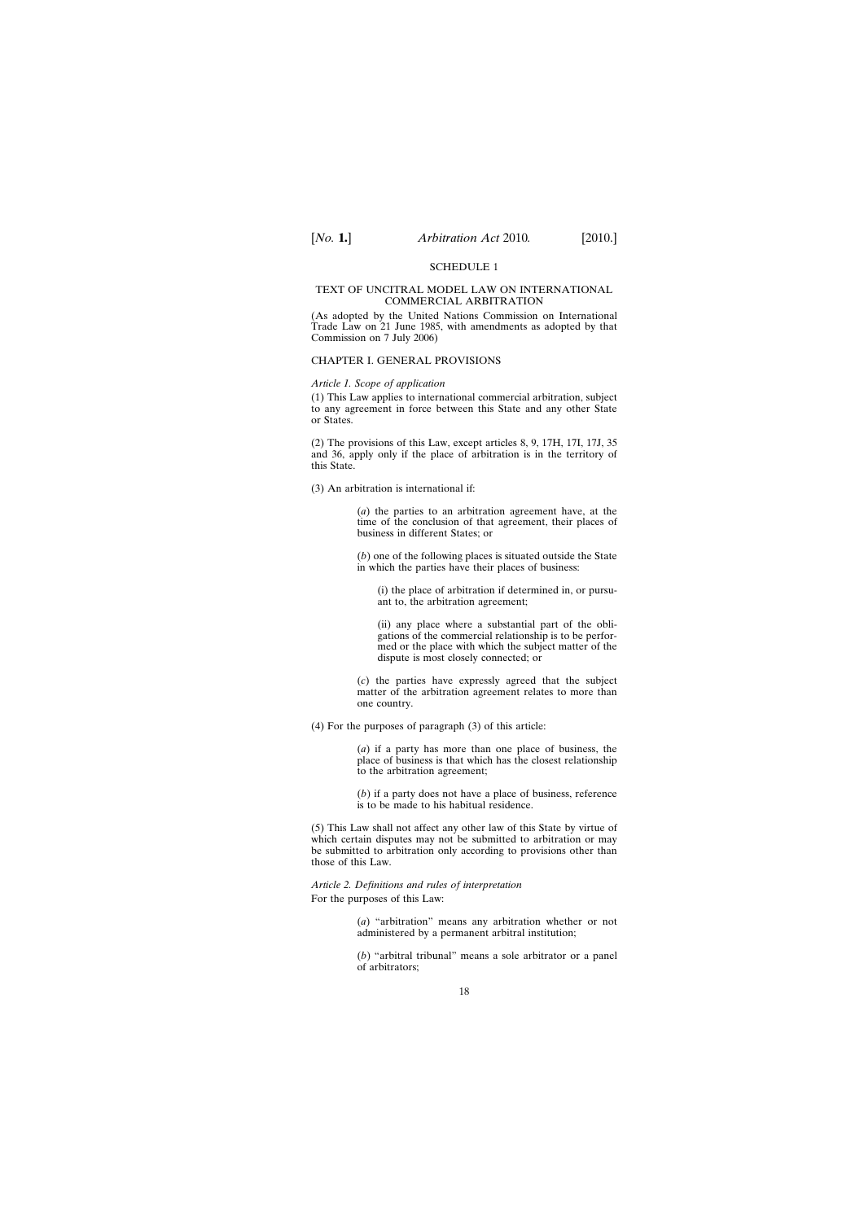## SCHEDULE 1

### TEXT OF UNCITRAL MODEL LAW ON INTERNATIONAL COMMERCIAL ARBITRATION

(As adopted by the United Nations Commission on International Trade Law on 21 June 1985, with amendments as adopted by that Commission on 7 July 2006)

### CHAPTER I. GENERAL PROVISIONS

*Article 1. Scope of application*

(1) This Law applies to international commercial arbitration, subject to any agreement in force between this State and any other State or States.

(2) The provisions of this Law, except articles 8, 9, 17H, 17I, 17J, 35 and 36, apply only if the place of arbitration is in the territory of this State.

(3) An arbitration is international if:

> (*a*) the parties to an arbitration agreement have, at the time of the conclusion of that agreement, their places of business in different States; or
>
> (*b*) one of the following places is situated outside the State in which the parties have their places of business:
>
> > (i) the place of arbitration if determined in, or pursuant to, the arbitration agreement;
> >
> > (ii) any place where a substantial part of the obligations of the commercial relationship is to be performed or the place with which the subject matter of the dispute is most closely connected; or
>
> (*c*) the parties have expressly agreed that the subject matter of the arbitration agreement relates to more than one country.

(4) For the purposes of paragraph (3) of this article:

> (*a*) if a party has more than one place of business, the place of business is that which has the closest relationship to the arbitration agreement;
>
> (*b*) if a party does not have a place of business, reference is to be made to his habitual residence.

(5) This Law shall not affect any other law of this State by virtue of which certain disputes may not be submitted to arbitration or may be submitted to arbitration only according to provisions other than those of this Law.

*Article 2. Definitions and rules of interpretation*

For the purposes of this Law:

> (*a*) "arbitration" means any arbitration whether or not administered by a permanent arbitral institution;
>
> (*b*) "arbitral tribunal" means a sole arbitrator or a panel of arbitrators;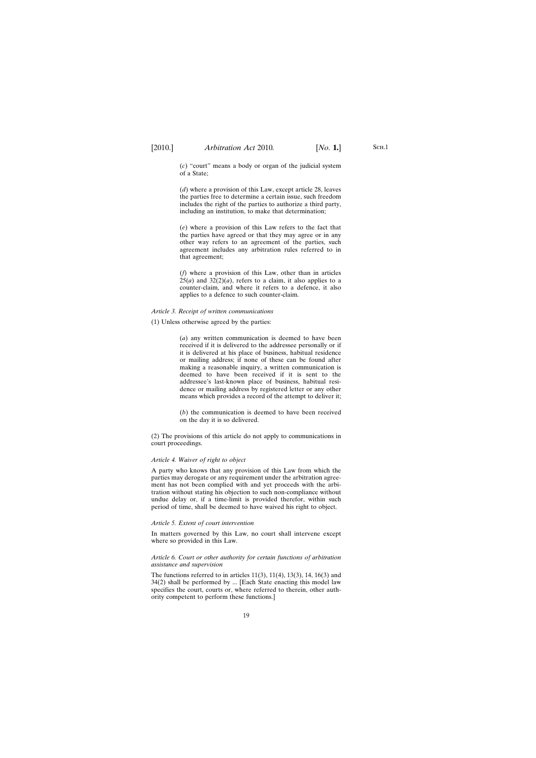(*c*) "court" means a body or organ of the judicial system of a State;

(*d*) where a provision of this Law, except article 28, leaves the parties free to determine a certain issue, such freedom includes the right of the parties to authorize a third party, including an institution, to make that determination;

(*e*) where a provision of this Law refers to the fact that the parties have agreed or that they may agree or in any other way refers to an agreement of the parties, such agreement includes any arbitration rules referred to in that agreement;

(*f*) where a provision of this Law, other than in articles 25(*a*) and 32(2)(*a*), refers to a claim, it also applies to a counter-claim, and where it refers to a defence, it also applies to a defence to such counter-claim.

*Article 3. Receipt of written communications*

(1) Unless otherwise agreed by the parties:

(*a*) any written communication is deemed to have been received if it is delivered to the addressee personally or if it is delivered at his place of business, habitual residence or mailing address; if none of these can be found after making a reasonable inquiry, a written communication is deemed to have been received if it is sent to the addressee's last-known place of business, habitual residence or mailing address by registered letter or any other means which provides a record of the attempt to deliver it;

(*b*) the communication is deemed to have been received on the day it is so delivered.

(2) The provisions of this article do not apply to communications in court proceedings.

*Article 4. Waiver of right to object*

A party who knows that any provision of this Law from which the parties may derogate or any requirement under the arbitration agreement has not been complied with and yet proceeds with the arbitration without stating his objection to such non-compliance without undue delay or, if a time-limit is provided therefor, within such period of time, shall be deemed to have waived his right to object.

*Article 5. Extent of court intervention*

In matters governed by this Law, no court shall intervene except where so provided in this Law.

*Article 6. Court or other authority for certain functions of arbitration assistance and supervision*

The functions referred to in articles 11(3), 11(4), 13(3), 14, 16(3) and 34(2) shall be performed by ... [Each State enacting this model law specifies the court, courts or, where referred to therein, other authority competent to perform these functions.]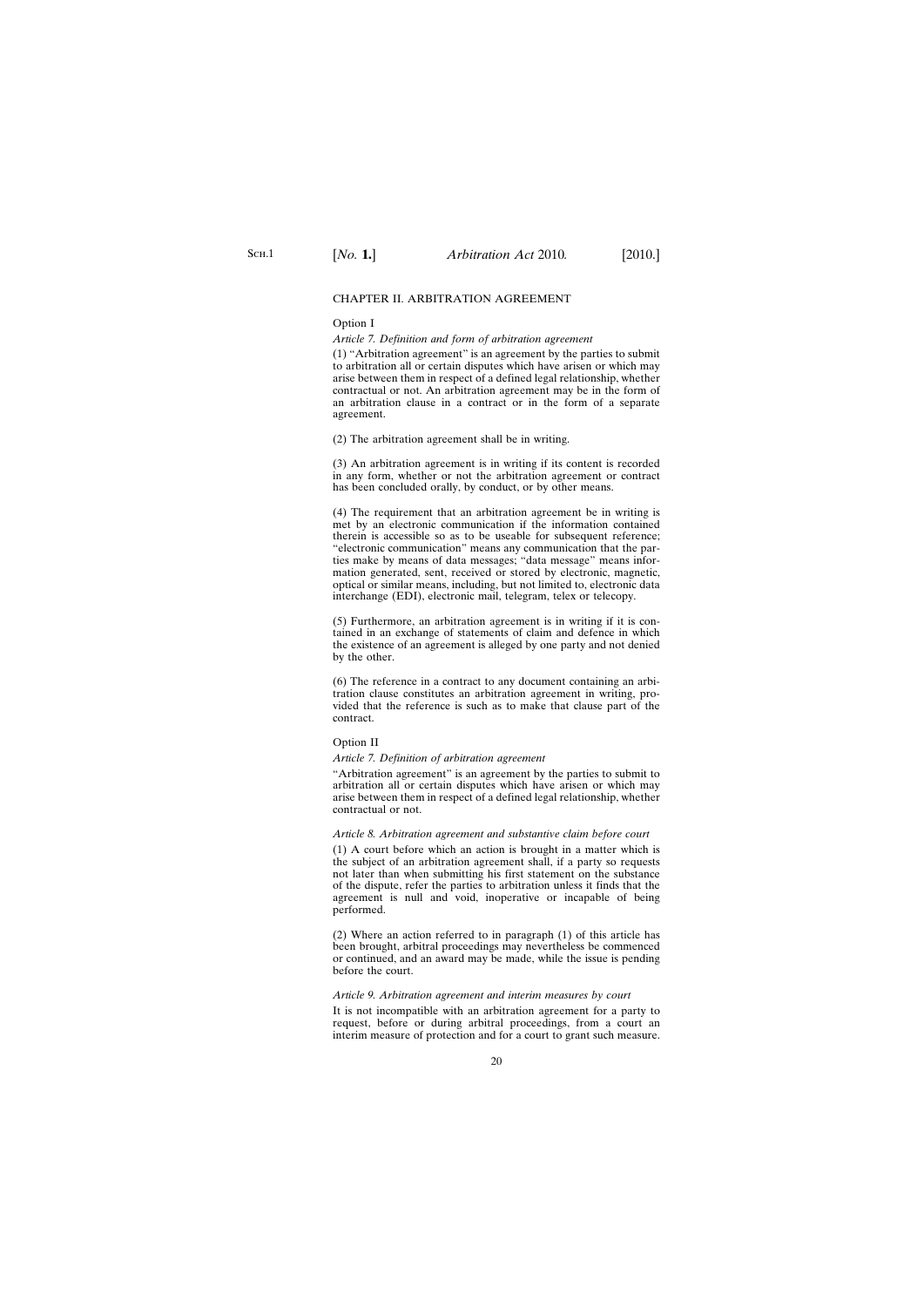## CHAPTER II. ARBITRATION AGREEMENT

Option I

*Article 7. Definition and form of arbitration agreement*

(1) "Arbitration agreement" is an agreement by the parties to submit to arbitration all or certain disputes which have arisen or which may arise between them in respect of a defined legal relationship, whether contractual or not. An arbitration agreement may be in the form of an arbitration clause in a contract or in the form of a separate agreement.

(2) The arbitration agreement shall be in writing.

(3) An arbitration agreement is in writing if its content is recorded in any form, whether or not the arbitration agreement or contract has been concluded orally, by conduct, or by other means.

(4) The requirement that an arbitration agreement be in writing is met by an electronic communication if the information contained therein is accessible so as to be useable for subsequent reference; "electronic communication" means any communication that the parties make by means of data messages; "data message" means information generated, sent, received or stored by electronic, magnetic, optical or similar means, including, but not limited to, electronic data interchange (EDI), electronic mail, telegram, telex or telecopy.

(5) Furthermore, an arbitration agreement is in writing if it is contained in an exchange of statements of claim and defence in which the existence of an agreement is alleged by one party and not denied by the other.

(6) The reference in a contract to any document containing an arbitration clause constitutes an arbitration agreement in writing, provided that the reference is such as to make that clause part of the contract.

Option II

*Article 7. Definition of arbitration agreement*

"Arbitration agreement" is an agreement by the parties to submit to arbitration all or certain disputes which have arisen or which may arise between them in respect of a defined legal relationship, whether contractual or not.

*Article 8. Arbitration agreement and substantive claim before court*

(1) A court before which an action is brought in a matter which is the subject of an arbitration agreement shall, if a party so requests not later than when submitting his first statement on the substance of the dispute, refer the parties to arbitration unless it finds that the agreement is null and void, inoperative or incapable of being performed.

(2) Where an action referred to in paragraph (1) of this article has been brought, arbitral proceedings may nevertheless be commenced or continued, and an award may be made, while the issue is pending before the court.

*Article 9. Arbitration agreement and interim measures by court*

It is not incompatible with an arbitration agreement for a party to request, before or during arbitral proceedings, from a court an interim measure of protection and for a court to grant such measure.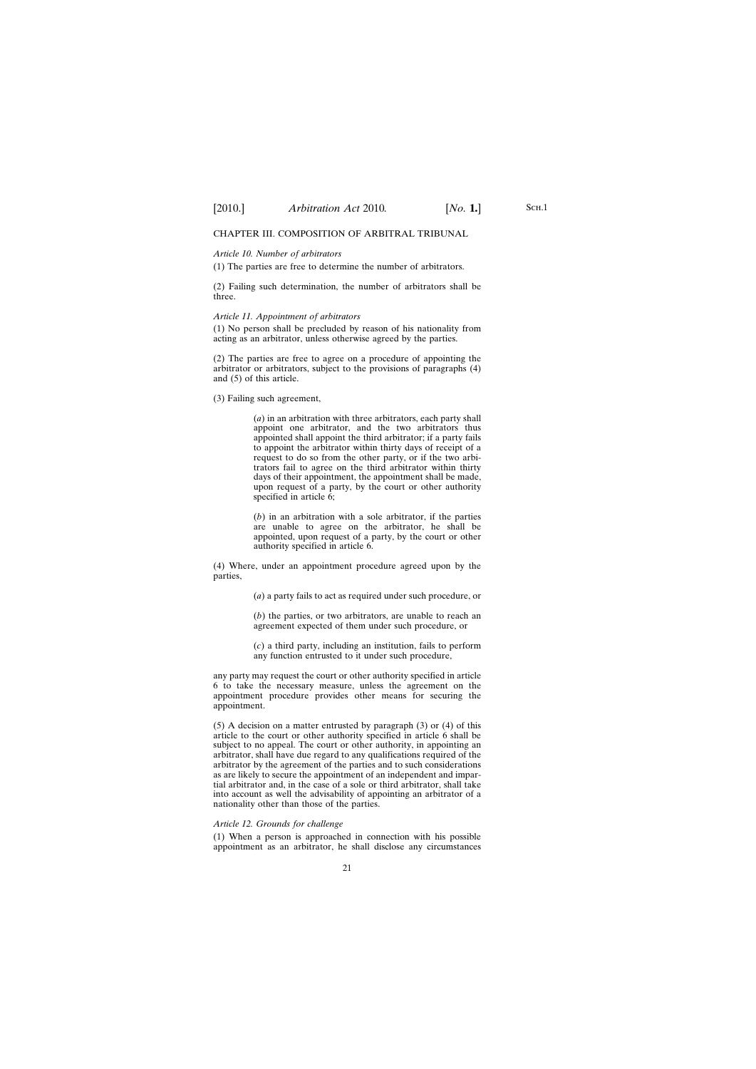## CHAPTER III. COMPOSITION OF ARBITRAL TRIBUNAL

*Article 10. Number of arbitrators*

(1) The parties are free to determine the number of arbitrators.

(2) Failing such determination, the number of arbitrators shall be three.

*Article 11. Appointment of arbitrators*

(1) No person shall be precluded by reason of his nationality from acting as an arbitrator, unless otherwise agreed by the parties.

(2) The parties are free to agree on a procedure of appointing the arbitrator or arbitrators, subject to the provisions of paragraphs (4) and (5) of this article.

(3) Failing such agreement,

> (*a*) in an arbitration with three arbitrators, each party shall appoint one arbitrator, and the two arbitrators thus appointed shall appoint the third arbitrator; if a party fails to appoint the arbitrator within thirty days of receipt of a request to do so from the other party, or if the two arbitrators fail to agree on the third arbitrator within thirty days of their appointment, the appointment shall be made, upon request of a party, by the court or other authority specified in article 6;
>
> (*b*) in an arbitration with a sole arbitrator, if the parties are unable to agree on the arbitrator, he shall be appointed, upon request of a party, by the court or other authority specified in article 6.

(4) Where, under an appointment procedure agreed upon by the parties,

> (*a*) a party fails to act as required under such procedure, or
>
> (*b*) the parties, or two arbitrators, are unable to reach an agreement expected of them under such procedure, or
>
> (*c*) a third party, including an institution, fails to perform any function entrusted to it under such procedure,

any party may request the court or other authority specified in article 6 to take the necessary measure, unless the agreement on the appointment procedure provides other means for securing the appointment.

(5) A decision on a matter entrusted by paragraph (3) or (4) of this article to the court or other authority specified in article 6 shall be subject to no appeal. The court or other authority, in appointing an arbitrator, shall have due regard to any qualifications required of the arbitrator by the agreement of the parties and to such considerations as are likely to secure the appointment of an independent and impartial arbitrator and, in the case of a sole or third arbitrator, shall take into account as well the advisability of appointing an arbitrator of a nationality other than those of the parties.

*Article 12. Grounds for challenge*

(1) When a person is approached in connection with his possible appointment as an arbitrator, he shall disclose any circumstances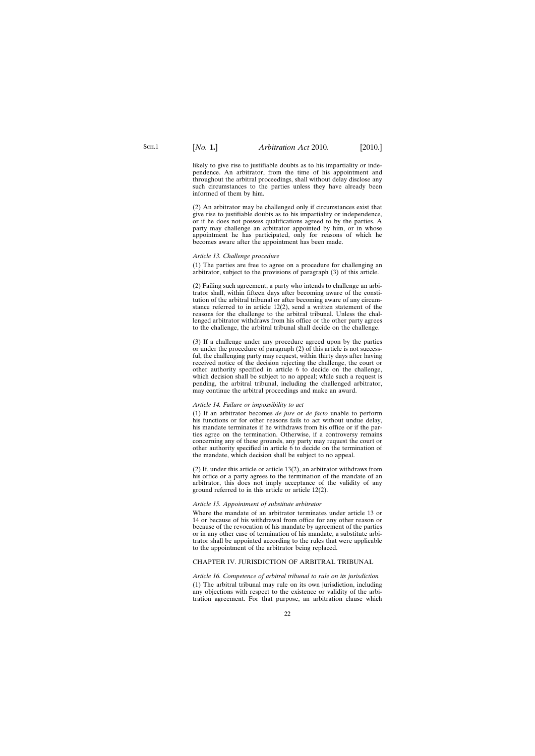likely to give rise to justifiable doubts as to his impartiality or independence. An arbitrator, from the time of his appointment and throughout the arbitral proceedings, shall without delay disclose any such circumstances to the parties unless they have already been informed of them by him.

(2) An arbitrator may be challenged only if circumstances exist that give rise to justifiable doubts as to his impartiality or independence, or if he does not possess qualifications agreed to by the parties. A party may challenge an arbitrator appointed by him, or in whose appointment he has participated, only for reasons of which he becomes aware after the appointment has been made.

*Article 13. Challenge procedure*

(1) The parties are free to agree on a procedure for challenging an arbitrator, subject to the provisions of paragraph (3) of this article.

(2) Failing such agreement, a party who intends to challenge an arbitrator shall, within fifteen days after becoming aware of the constitution of the arbitral tribunal or after becoming aware of any circumstance referred to in article 12(2), send a written statement of the reasons for the challenge to the arbitral tribunal. Unless the challenged arbitrator withdraws from his office or the other party agrees to the challenge, the arbitral tribunal shall decide on the challenge.

(3) If a challenge under any procedure agreed upon by the parties or under the procedure of paragraph (2) of this article is not successful, the challenging party may request, within thirty days after having received notice of the decision rejecting the challenge, the court or other authority specified in article 6 to decide on the challenge, which decision shall be subject to no appeal; while such a request is pending, the arbitral tribunal, including the challenged arbitrator, may continue the arbitral proceedings and make an award.

*Article 14. Failure or impossibility to act*

(1) If an arbitrator becomes *de jure* or *de facto* unable to perform his functions or for other reasons fails to act without undue delay, his mandate terminates if he withdraws from his office or if the parties agree on the termination. Otherwise, if a controversy remains concerning any of these grounds, any party may request the court or other authority specified in article 6 to decide on the termination of the mandate, which decision shall be subject to no appeal.

(2) If, under this article or article 13(2), an arbitrator withdraws from his office or a party agrees to the termination of the mandate of an arbitrator, this does not imply acceptance of the validity of any ground referred to in this article or article 12(2).

*Article 15. Appointment of substitute arbitrator*

Where the mandate of an arbitrator terminates under article 13 or 14 or because of his withdrawal from office for any other reason or because of the revocation of his mandate by agreement of the parties or in any other case of termination of his mandate, a substitute arbitrator shall be appointed according to the rules that were applicable to the appointment of the arbitrator being replaced.

## CHAPTER IV. JURISDICTION OF ARBITRAL TRIBUNAL

*Article 16. Competence of arbitral tribunal to rule on its jurisdiction*

(1) The arbitral tribunal may rule on its own jurisdiction, including any objections with respect to the existence or validity of the arbitration agreement. For that purpose, an arbitration clause which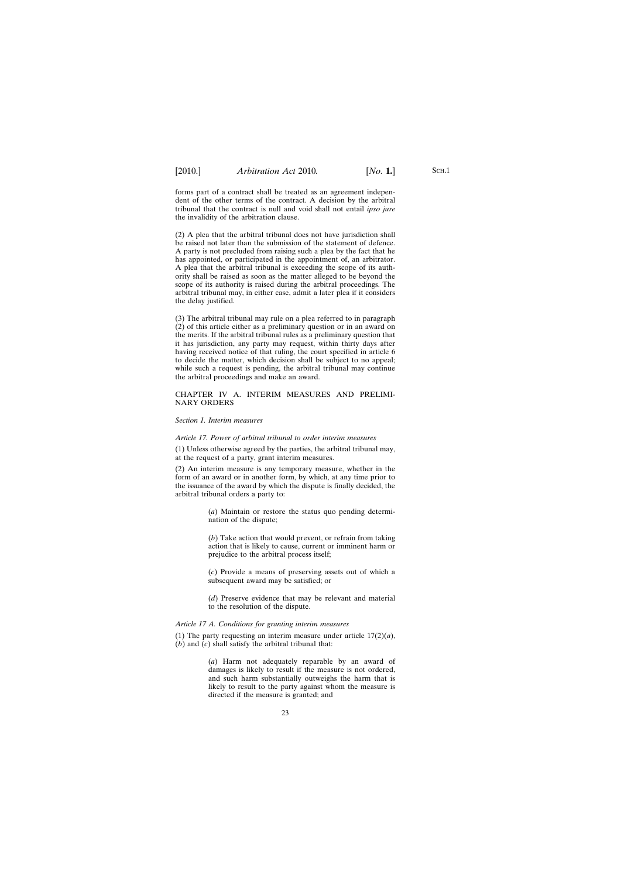forms part of a contract shall be treated as an agreement independent of the other terms of the contract. A decision by the arbitral tribunal that the contract is null and void shall not entail *ipso jure* the invalidity of the arbitration clause.

(2) A plea that the arbitral tribunal does not have jurisdiction shall be raised not later than the submission of the statement of defence. A party is not precluded from raising such a plea by the fact that he has appointed, or participated in the appointment of, an arbitrator. A plea that the arbitral tribunal is exceeding the scope of its authority shall be raised as soon as the matter alleged to be beyond the scope of its authority is raised during the arbitral proceedings. The arbitral tribunal may, in either case, admit a later plea if it considers the delay justified.

(3) The arbitral tribunal may rule on a plea referred to in paragraph (2) of this article either as a preliminary question or in an award on the merits. If the arbitral tribunal rules as a preliminary question that it has jurisdiction, any party may request, within thirty days after having received notice of that ruling, the court specified in article 6 to decide the matter, which decision shall be subject to no appeal; while such a request is pending, the arbitral tribunal may continue the arbitral proceedings and make an award.

CHAPTER IV A. INTERIM MEASURES AND PRELIMINARY ORDERS

*Section 1. Interim measures*

*Article 17. Power of arbitral tribunal to order interim measures*

(1) Unless otherwise agreed by the parties, the arbitral tribunal may, at the request of a party, grant interim measures.

(2) An interim measure is any temporary measure, whether in the form of an award or in another form, by which, at any time prior to the issuance of the award by which the dispute is finally decided, the arbitral tribunal orders a party to:

(*a*) Maintain or restore the status quo pending determination of the dispute;

(*b*) Take action that would prevent, or refrain from taking action that is likely to cause, current or imminent harm or prejudice to the arbitral process itself;

(*c*) Provide a means of preserving assets out of which a subsequent award may be satisfied; or

(*d*) Preserve evidence that may be relevant and material to the resolution of the dispute.

*Article 17 A. Conditions for granting interim measures*

(1) The party requesting an interim measure under article 17(2)(*a*), (*b*) and (*c*) shall satisfy the arbitral tribunal that:

(*a*) Harm not adequately reparable by an award of damages is likely to result if the measure is not ordered, and such harm substantially outweighs the harm that is likely to result to the party against whom the measure is directed if the measure is granted; and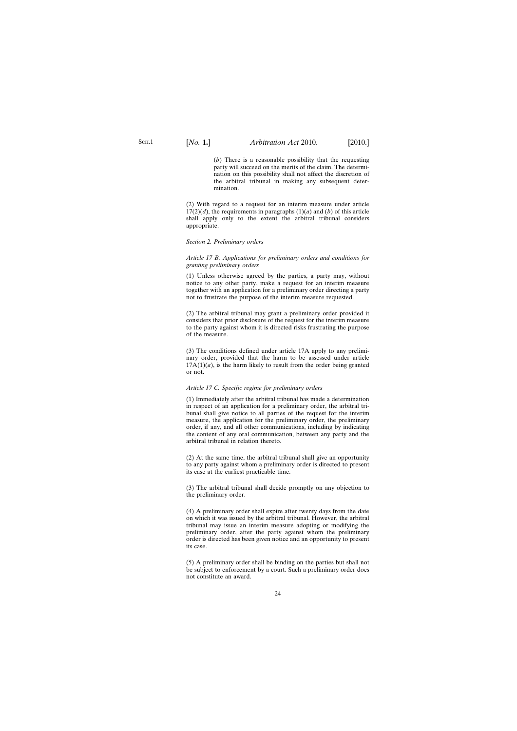(*b*) There is a reasonable possibility that the requesting party will succeed on the merits of the claim. The determination on this possibility shall not affect the discretion of the arbitral tribunal in making any subsequent determination.

(2) With regard to a request for an interim measure under article 17(2)(*d*), the requirements in paragraphs (1)(*a*) and (*b*) of this article shall apply only to the extent the arbitral tribunal considers appropriate.

*Section 2. Preliminary orders*

*Article 17 B. Applications for preliminary orders and conditions for granting preliminary orders*

(1) Unless otherwise agreed by the parties, a party may, without notice to any other party, make a request for an interim measure together with an application for a preliminary order directing a party not to frustrate the purpose of the interim measure requested.

(2) The arbitral tribunal may grant a preliminary order provided it considers that prior disclosure of the request for the interim measure to the party against whom it is directed risks frustrating the purpose of the measure.

(3) The conditions defined under article 17A apply to any preliminary order, provided that the harm to be assessed under article 17A(1)(*a*), is the harm likely to result from the order being granted or not.

*Article 17 C. Specific regime for preliminary orders*

(1) Immediately after the arbitral tribunal has made a determination in respect of an application for a preliminary order, the arbitral tribunal shall give notice to all parties of the request for the interim measure, the application for the preliminary order, the preliminary order, if any, and all other communications, including by indicating the content of any oral communication, between any party and the arbitral tribunal in relation thereto.

(2) At the same time, the arbitral tribunal shall give an opportunity to any party against whom a preliminary order is directed to present its case at the earliest practicable time.

(3) The arbitral tribunal shall decide promptly on any objection to the preliminary order.

(4) A preliminary order shall expire after twenty days from the date on which it was issued by the arbitral tribunal. However, the arbitral tribunal may issue an interim measure adopting or modifying the preliminary order, after the party against whom the preliminary order is directed has been given notice and an opportunity to present its case.

(5) A preliminary order shall be binding on the parties but shall not be subject to enforcement by a court. Such a preliminary order does not constitute an award.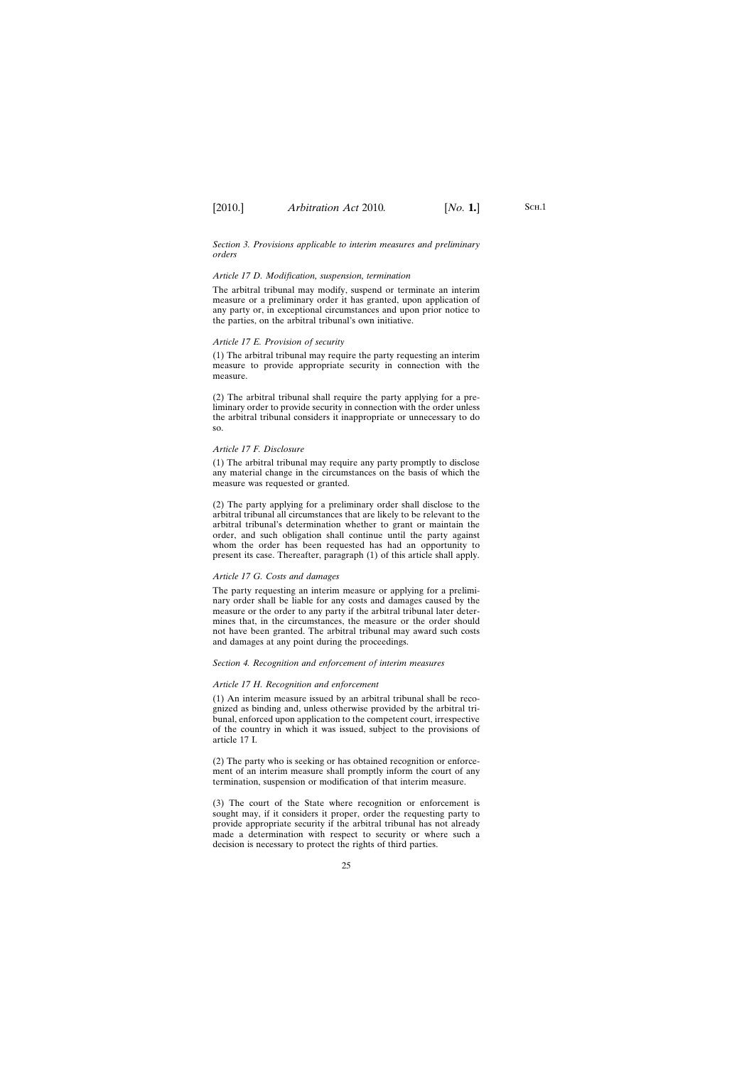*Section 3. Provisions applicable to interim measures and preliminary orders*

*Article 17 D. Modification, suspension, termination*

The arbitral tribunal may modify, suspend or terminate an interim measure or a preliminary order it has granted, upon application of any party or, in exceptional circumstances and upon prior notice to the parties, on the arbitral tribunal's own initiative.

*Article 17 E. Provision of security*

(1) The arbitral tribunal may require the party requesting an interim measure to provide appropriate security in connection with the measure.

(2) The arbitral tribunal shall require the party applying for a preliminary order to provide security in connection with the order unless the arbitral tribunal considers it inappropriate or unnecessary to do so.

*Article 17 F. Disclosure*

(1) The arbitral tribunal may require any party promptly to disclose any material change in the circumstances on the basis of which the measure was requested or granted.

(2) The party applying for a preliminary order shall disclose to the arbitral tribunal all circumstances that are likely to be relevant to the arbitral tribunal's determination whether to grant or maintain the order, and such obligation shall continue until the party against whom the order has been requested has had an opportunity to present its case. Thereafter, paragraph (1) of this article shall apply.

*Article 17 G. Costs and damages*

The party requesting an interim measure or applying for a preliminary order shall be liable for any costs and damages caused by the measure or the order to any party if the arbitral tribunal later determines that, in the circumstances, the measure or the order should not have been granted. The arbitral tribunal may award such costs and damages at any point during the proceedings.

*Section 4. Recognition and enforcement of interim measures*

*Article 17 H. Recognition and enforcement*

(1) An interim measure issued by an arbitral tribunal shall be recognized as binding and, unless otherwise provided by the arbitral tribunal, enforced upon application to the competent court, irrespective of the country in which it was issued, subject to the provisions of article 17 I.

(2) The party who is seeking or has obtained recognition or enforcement of an interim measure shall promptly inform the court of any termination, suspension or modification of that interim measure.

(3) The court of the State where recognition or enforcement is sought may, if it considers it proper, order the requesting party to provide appropriate security if the arbitral tribunal has not already made a determination with respect to security or where such a decision is necessary to protect the rights of third parties.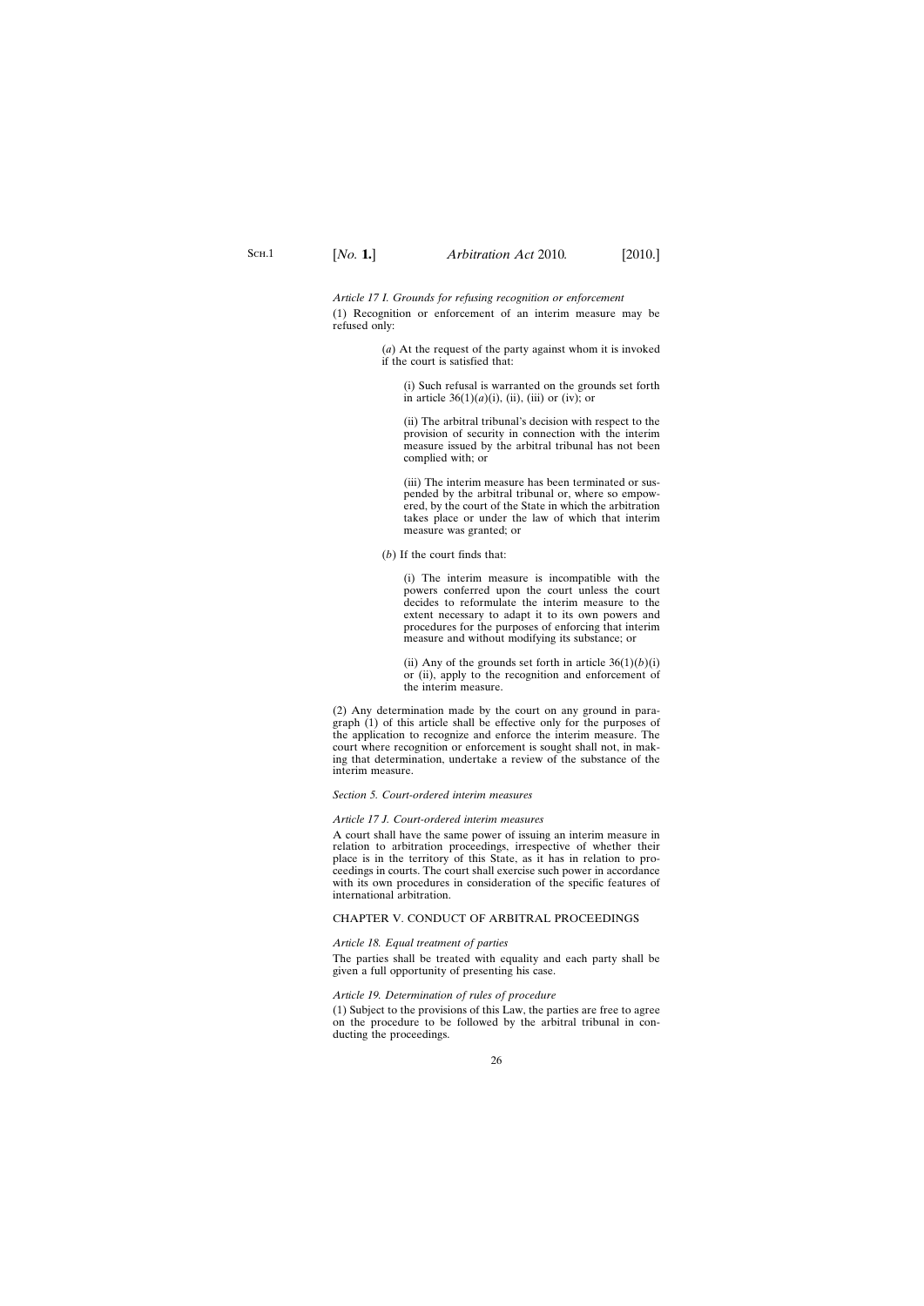*Article 17 I. Grounds for refusing recognition or enforcement*

(1) Recognition or enforcement of an interim measure may be refused only:

(*a*) At the request of the party against whom it is invoked if the court is satisfied that:

(i) Such refusal is warranted on the grounds set forth in article 36(1)(*a*)(i), (ii), (iii) or (iv); or

(ii) The arbitral tribunal's decision with respect to the provision of security in connection with the interim measure issued by the arbitral tribunal has not been complied with; or

(iii) The interim measure has been terminated or suspended by the arbitral tribunal or, where so empowered, by the court of the State in which the arbitration takes place or under the law of which that interim measure was granted; or

(*b*) If the court finds that:

(i) The interim measure is incompatible with the powers conferred upon the court unless the court decides to reformulate the interim measure to the extent necessary to adapt it to its own powers and procedures for the purposes of enforcing that interim measure and without modifying its substance; or

(ii) Any of the grounds set forth in article 36(1)(*b*)(i) or (ii), apply to the recognition and enforcement of the interim measure.

(2) Any determination made by the court on any ground in paragraph (1) of this article shall be effective only for the purposes of the application to recognize and enforce the interim measure. The court where recognition or enforcement is sought shall not, in making that determination, undertake a review of the substance of the interim measure.

*Section 5. Court-ordered interim measures*

*Article 17 J. Court-ordered interim measures*

A court shall have the same power of issuing an interim measure in relation to arbitration proceedings, irrespective of whether their place is in the territory of this State, as it has in relation to proceedings in courts. The court shall exercise such power in accordance with its own procedures in consideration of the specific features of international arbitration.

CHAPTER V. CONDUCT OF ARBITRAL PROCEEDINGS

*Article 18. Equal treatment of parties*

The parties shall be treated with equality and each party shall be given a full opportunity of presenting his case.

*Article 19. Determination of rules of procedure*

(1) Subject to the provisions of this Law, the parties are free to agree on the procedure to be followed by the arbitral tribunal in conducting the proceedings.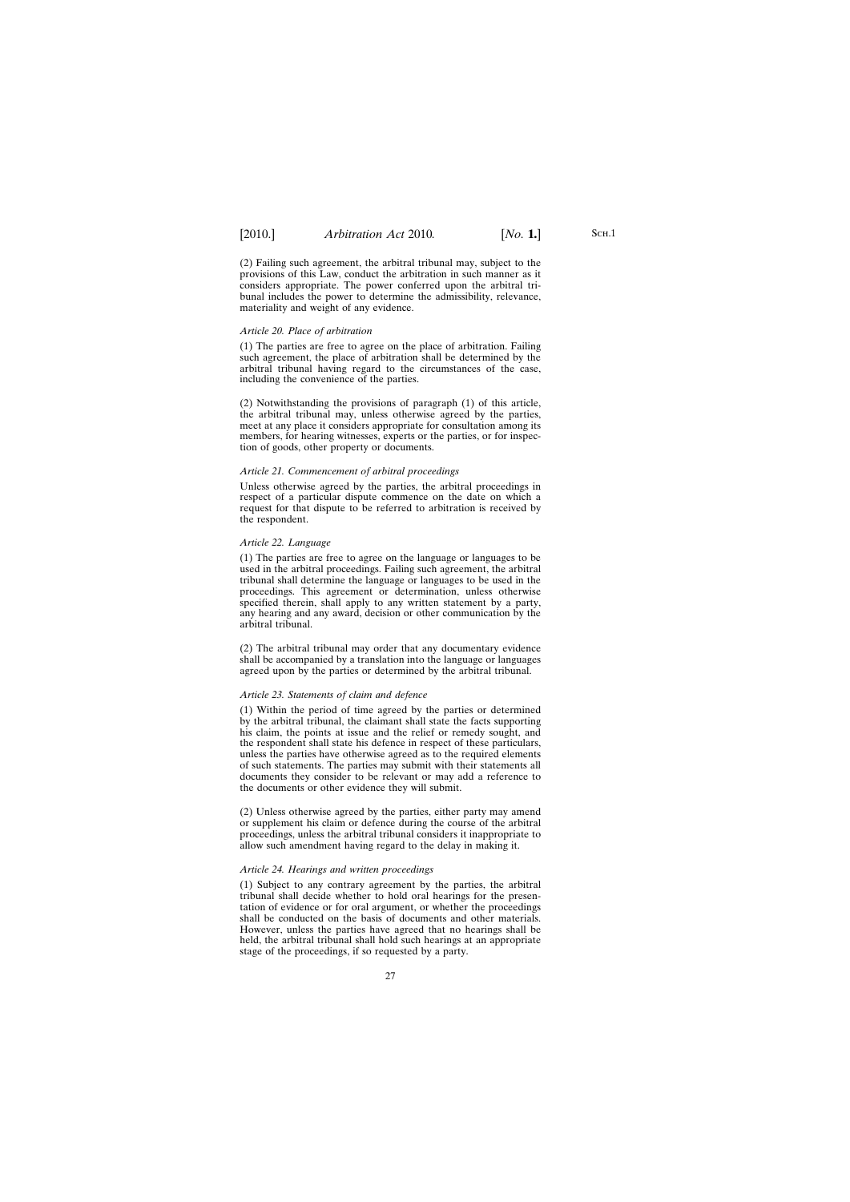(2) Failing such agreement, the arbitral tribunal may, subject to the provisions of this Law, conduct the arbitration in such manner as it considers appropriate. The power conferred upon the arbitral tribunal includes the power to determine the admissibility, relevance, materiality and weight of any evidence.

*Article 20. Place of arbitration*

(1) The parties are free to agree on the place of arbitration. Failing such agreement, the place of arbitration shall be determined by the arbitral tribunal having regard to the circumstances of the case, including the convenience of the parties.

(2) Notwithstanding the provisions of paragraph (1) of this article, the arbitral tribunal may, unless otherwise agreed by the parties, meet at any place it considers appropriate for consultation among its members, for hearing witnesses, experts or the parties, or for inspection of goods, other property or documents.

*Article 21. Commencement of arbitral proceedings*

Unless otherwise agreed by the parties, the arbitral proceedings in respect of a particular dispute commence on the date on which a request for that dispute to be referred to arbitration is received by the respondent.

*Article 22. Language*

(1) The parties are free to agree on the language or languages to be used in the arbitral proceedings. Failing such agreement, the arbitral tribunal shall determine the language or languages to be used in the proceedings. This agreement or determination, unless otherwise specified therein, shall apply to any written statement by a party, any hearing and any award, decision or other communication by the arbitral tribunal.

(2) The arbitral tribunal may order that any documentary evidence shall be accompanied by a translation into the language or languages agreed upon by the parties or determined by the arbitral tribunal.

*Article 23. Statements of claim and defence*

(1) Within the period of time agreed by the parties or determined by the arbitral tribunal, the claimant shall state the facts supporting his claim, the points at issue and the relief or remedy sought, and the respondent shall state his defence in respect of these particulars, unless the parties have otherwise agreed as to the required elements of such statements. The parties may submit with their statements all documents they consider to be relevant or may add a reference to the documents or other evidence they will submit.

(2) Unless otherwise agreed by the parties, either party may amend or supplement his claim or defence during the course of the arbitral proceedings, unless the arbitral tribunal considers it inappropriate to allow such amendment having regard to the delay in making it.

*Article 24. Hearings and written proceedings*

(1) Subject to any contrary agreement by the parties, the arbitral tribunal shall decide whether to hold oral hearings for the presentation of evidence or for oral argument, or whether the proceedings shall be conducted on the basis of documents and other materials. However, unless the parties have agreed that no hearings shall be held, the arbitral tribunal shall hold such hearings at an appropriate stage of the proceedings, if so requested by a party.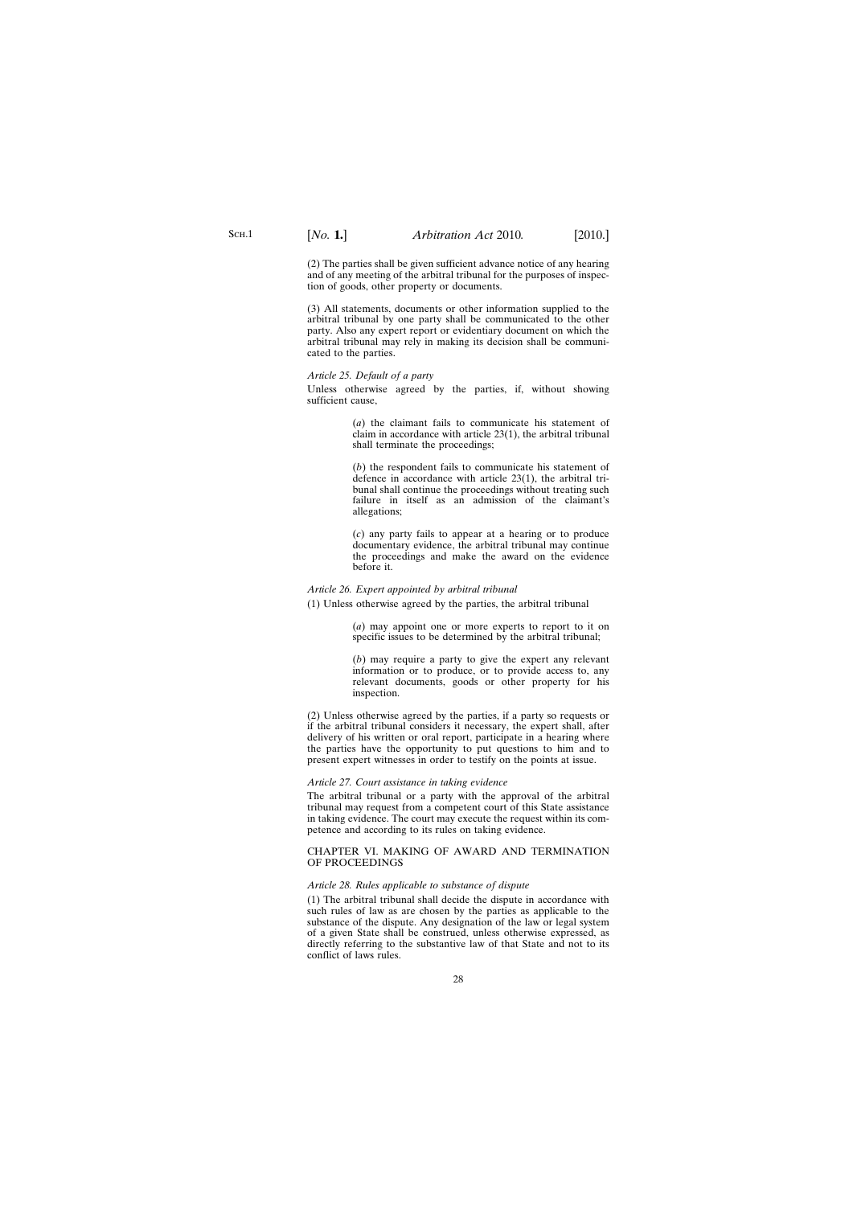(2) The parties shall be given sufficient advance notice of any hearing and of any meeting of the arbitral tribunal for the purposes of inspection of goods, other property or documents.

(3) All statements, documents or other information supplied to the arbitral tribunal by one party shall be communicated to the other party. Also any expert report or evidentiary document on which the arbitral tribunal may rely in making its decision shall be communicated to the parties.

*Article 25. Default of a party*

Unless otherwise agreed by the parties, if, without showing sufficient cause,

(*a*) the claimant fails to communicate his statement of claim in accordance with article 23(1), the arbitral tribunal shall terminate the proceedings;

(*b*) the respondent fails to communicate his statement of defence in accordance with article 23(1), the arbitral tribunal shall continue the proceedings without treating such failure in itself as an admission of the claimant's allegations;

(*c*) any party fails to appear at a hearing or to produce documentary evidence, the arbitral tribunal may continue the proceedings and make the award on the evidence before it.

*Article 26. Expert appointed by arbitral tribunal*

(1) Unless otherwise agreed by the parties, the arbitral tribunal

(*a*) may appoint one or more experts to report to it on specific issues to be determined by the arbitral tribunal;

(*b*) may require a party to give the expert any relevant information or to produce, or to provide access to, any relevant documents, goods or other property for his inspection.

(2) Unless otherwise agreed by the parties, if a party so requests or if the arbitral tribunal considers it necessary, the expert shall, after delivery of his written or oral report, participate in a hearing where the parties have the opportunity to put questions to him and to present expert witnesses in order to testify on the points at issue.

*Article 27. Court assistance in taking evidence*

The arbitral tribunal or a party with the approval of the arbitral tribunal may request from a competent court of this State assistance in taking evidence. The court may execute the request within its competence and according to its rules on taking evidence.

CHAPTER VI. MAKING OF AWARD AND TERMINATION OF PROCEEDINGS

*Article 28. Rules applicable to substance of dispute*

(1) The arbitral tribunal shall decide the dispute in accordance with such rules of law as are chosen by the parties as applicable to the substance of the dispute. Any designation of the law or legal system of a given State shall be construed, unless otherwise expressed, as directly referring to the substantive law of that State and not to its conflict of laws rules.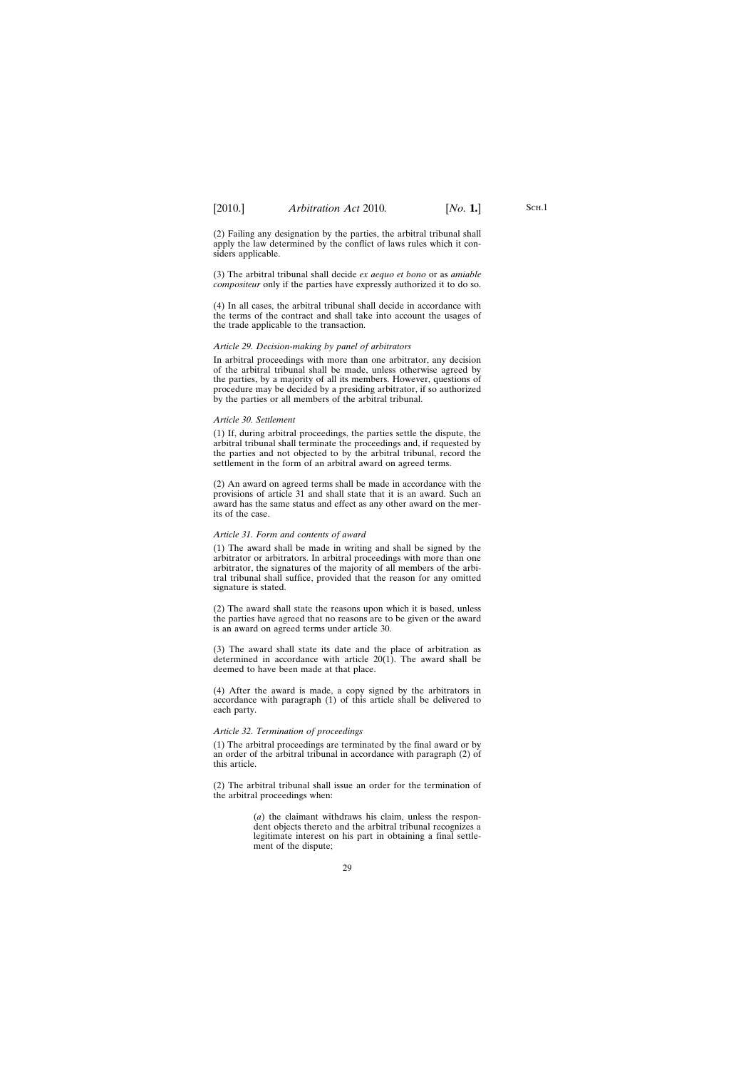(2) Failing any designation by the parties, the arbitral tribunal shall apply the law determined by the conflict of laws rules which it considers applicable.

(3) The arbitral tribunal shall decide *ex aequo et bono* or as *amiable compositeur* only if the parties have expressly authorized it to do so.

(4) In all cases, the arbitral tribunal shall decide in accordance with the terms of the contract and shall take into account the usages of the trade applicable to the transaction.

*Article 29. Decision-making by panel of arbitrators*

In arbitral proceedings with more than one arbitrator, any decision of the arbitral tribunal shall be made, unless otherwise agreed by the parties, by a majority of all its members. However, questions of procedure may be decided by a presiding arbitrator, if so authorized by the parties or all members of the arbitral tribunal.

*Article 30. Settlement*

(1) If, during arbitral proceedings, the parties settle the dispute, the arbitral tribunal shall terminate the proceedings and, if requested by the parties and not objected to by the arbitral tribunal, record the settlement in the form of an arbitral award on agreed terms.

(2) An award on agreed terms shall be made in accordance with the provisions of article 31 and shall state that it is an award. Such an award has the same status and effect as any other award on the merits of the case.

*Article 31. Form and contents of award*

(1) The award shall be made in writing and shall be signed by the arbitrator or arbitrators. In arbitral proceedings with more than one arbitrator, the signatures of the majority of all members of the arbitral tribunal shall suffice, provided that the reason for any omitted signature is stated.

(2) The award shall state the reasons upon which it is based, unless the parties have agreed that no reasons are to be given or the award is an award on agreed terms under article 30.

(3) The award shall state its date and the place of arbitration as determined in accordance with article 20(1). The award shall be deemed to have been made at that place.

(4) After the award is made, a copy signed by the arbitrators in accordance with paragraph (1) of this article shall be delivered to each party.

*Article 32. Termination of proceedings*

(1) The arbitral proceedings are terminated by the final award or by an order of the arbitral tribunal in accordance with paragraph (2) of this article.

(2) The arbitral tribunal shall issue an order for the termination of the arbitral proceedings when:

> (*a*) the claimant withdraws his claim, unless the respondent objects thereto and the arbitral tribunal recognizes a legitimate interest on his part in obtaining a final settlement of the dispute;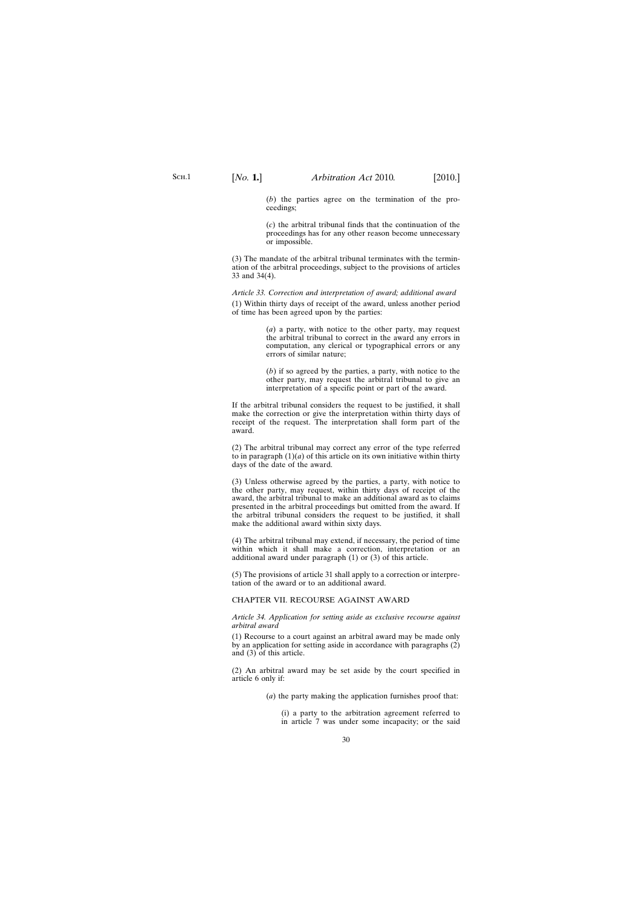(*b*) the parties agree on the termination of the proceedings;

(*c*) the arbitral tribunal finds that the continuation of the proceedings has for any other reason become unnecessary or impossible.

(3) The mandate of the arbitral tribunal terminates with the termination of the arbitral proceedings, subject to the provisions of articles 33 and 34(4).

*Article 33. Correction and interpretation of award; additional award*

(1) Within thirty days of receipt of the award, unless another period of time has been agreed upon by the parties:

(*a*) a party, with notice to the other party, may request the arbitral tribunal to correct in the award any errors in computation, any clerical or typographical errors or any errors of similar nature;

(*b*) if so agreed by the parties, a party, with notice to the other party, may request the arbitral tribunal to give an interpretation of a specific point or part of the award.

If the arbitral tribunal considers the request to be justified, it shall make the correction or give the interpretation within thirty days of receipt of the request. The interpretation shall form part of the award.

(2) The arbitral tribunal may correct any error of the type referred to in paragraph (1)(*a*) of this article on its own initiative within thirty days of the date of the award.

(3) Unless otherwise agreed by the parties, a party, with notice to the other party, may request, within thirty days of receipt of the award, the arbitral tribunal to make an additional award as to claims presented in the arbitral proceedings but omitted from the award. If the arbitral tribunal considers the request to be justified, it shall make the additional award within sixty days.

(4) The arbitral tribunal may extend, if necessary, the period of time within which it shall make a correction, interpretation or an additional award under paragraph (1) or (3) of this article.

(5) The provisions of article 31 shall apply to a correction or interpretation of the award or to an additional award.

## CHAPTER VII. RECOURSE AGAINST AWARD

*Article 34. Application for setting aside as exclusive recourse against arbitral award*

(1) Recourse to a court against an arbitral award may be made only by an application for setting aside in accordance with paragraphs (2) and (3) of this article.

(2) An arbitral award may be set aside by the court specified in article 6 only if:

(*a*) the party making the application furnishes proof that:

(i) a party to the arbitration agreement referred to in article 7 was under some incapacity; or the said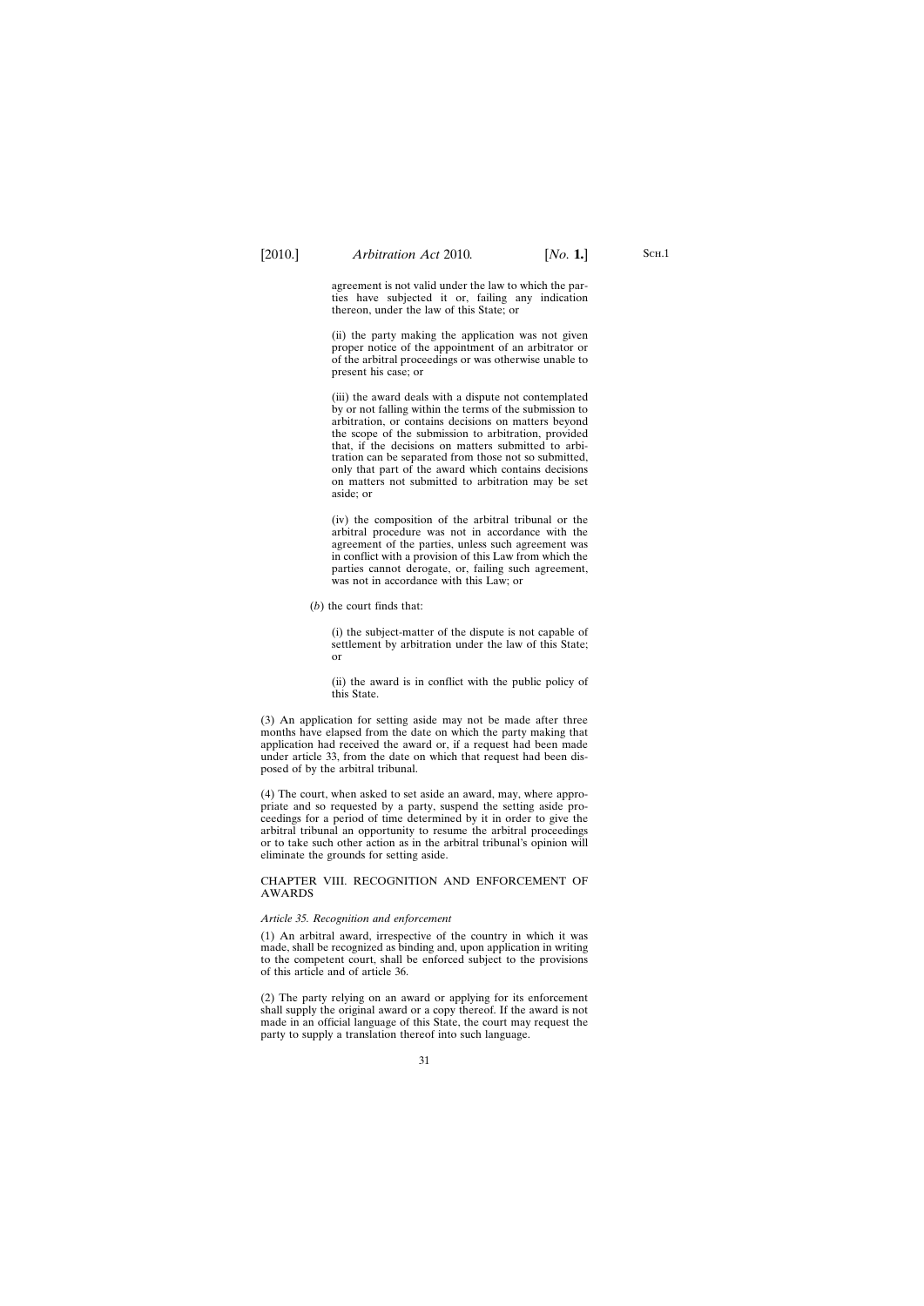agreement is not valid under the law to which the parties have subjected it or, failing any indication thereon, under the law of this State; or

(ii) the party making the application was not given proper notice of the appointment of an arbitrator or of the arbitral proceedings or was otherwise unable to present his case; or

(iii) the award deals with a dispute not contemplated by or not falling within the terms of the submission to arbitration, or contains decisions on matters beyond the scope of the submission to arbitration, provided that, if the decisions on matters submitted to arbitration can be separated from those not so submitted, only that part of the award which contains decisions on matters not submitted to arbitration may be set aside; or

(iv) the composition of the arbitral tribunal or the arbitral procedure was not in accordance with the agreement of the parties, unless such agreement was in conflict with a provision of this Law from which the parties cannot derogate, or, failing such agreement, was not in accordance with this Law; or

(*b*) the court finds that:

(i) the subject-matter of the dispute is not capable of settlement by arbitration under the law of this State; or

(ii) the award is in conflict with the public policy of this State.

(3) An application for setting aside may not be made after three months have elapsed from the date on which the party making that application had received the award or, if a request had been made under article 33, from the date on which that request had been disposed of by the arbitral tribunal.

(4) The court, when asked to set aside an award, may, where appropriate and so requested by a party, suspend the setting aside proceedings for a period of time determined by it in order to give the arbitral tribunal an opportunity to resume the arbitral proceedings or to take such other action as in the arbitral tribunal's opinion will eliminate the grounds for setting aside.

CHAPTER VIII. RECOGNITION AND ENFORCEMENT OF AWARDS

*Article 35. Recognition and enforcement*

(1) An arbitral award, irrespective of the country in which it was made, shall be recognized as binding and, upon application in writing to the competent court, shall be enforced subject to the provisions of this article and of article 36.

(2) The party relying on an award or applying for its enforcement shall supply the original award or a copy thereof. If the award is not made in an official language of this State, the court may request the party to supply a translation thereof into such language.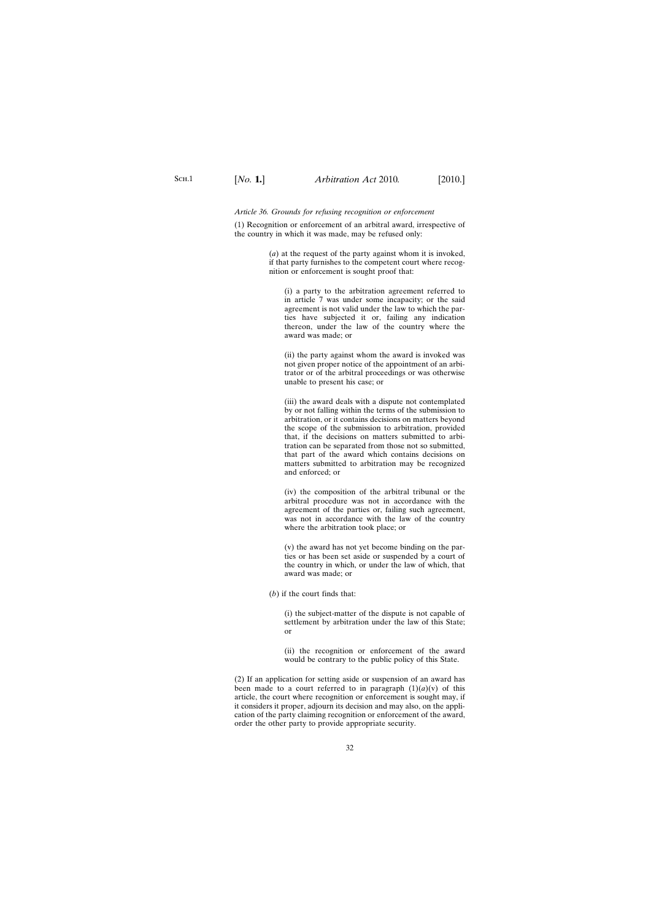*Article 36. Grounds for refusing recognition or enforcement*

(1) Recognition or enforcement of an arbitral award, irrespective of the country in which it was made, may be refused only:

(*a*) at the request of the party against whom it is invoked, if that party furnishes to the competent court where recognition or enforcement is sought proof that:

(i) a party to the arbitration agreement referred to in article 7 was under some incapacity; or the said agreement is not valid under the law to which the parties have subjected it or, failing any indication thereon, under the law of the country where the award was made; or

(ii) the party against whom the award is invoked was not given proper notice of the appointment of an arbitrator or of the arbitral proceedings or was otherwise unable to present his case; or

(iii) the award deals with a dispute not contemplated by or not falling within the terms of the submission to arbitration, or it contains decisions on matters beyond the scope of the submission to arbitration, provided that, if the decisions on matters submitted to arbitration can be separated from those not so submitted, that part of the award which contains decisions on matters submitted to arbitration may be recognized and enforced; or

(iv) the composition of the arbitral tribunal or the arbitral procedure was not in accordance with the agreement of the parties or, failing such agreement, was not in accordance with the law of the country where the arbitration took place; or

(v) the award has not yet become binding on the parties or has been set aside or suspended by a court of the country in which, or under the law of which, that award was made; or

(*b*) if the court finds that:

(i) the subject-matter of the dispute is not capable of settlement by arbitration under the law of this State; or

(ii) the recognition or enforcement of the award would be contrary to the public policy of this State.

(2) If an application for setting aside or suspension of an award has been made to a court referred to in paragraph (1)(*a*)(v) of this article, the court where recognition or enforcement is sought may, if it considers it proper, adjourn its decision and may also, on the application of the party claiming recognition or enforcement of the award, order the other party to provide appropriate security.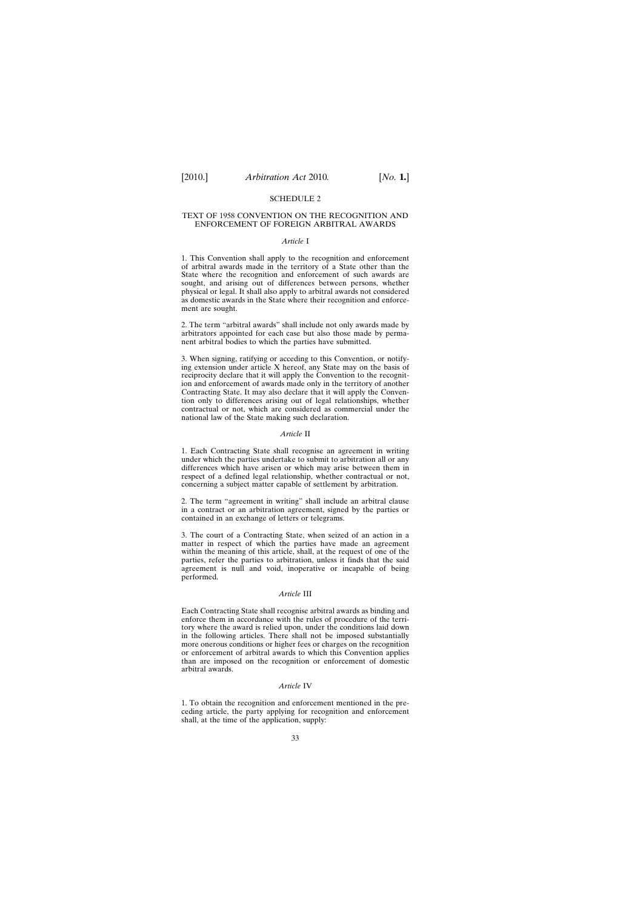## SCHEDULE 2

### TEXT OF 1958 CONVENTION ON THE RECOGNITION AND ENFORCEMENT OF FOREIGN ARBITRAL AWARDS

#### *Article* I

1. This Convention shall apply to the recognition and enforcement of arbitral awards made in the territory of a State other than the State where the recognition and enforcement of such awards are sought, and arising out of differences between persons, whether physical or legal. It shall also apply to arbitral awards not considered as domestic awards in the State where their recognition and enforcement are sought.

2. The term "arbitral awards" shall include not only awards made by arbitrators appointed for each case but also those made by permanent arbitral bodies to which the parties have submitted.

3. When signing, ratifying or acceding to this Convention, or notifying extension under article X hereof, any State may on the basis of reciprocity declare that it will apply the Convention to the recognition and enforcement of awards made only in the territory of another Contracting State. It may also declare that it will apply the Convention only to differences arising out of legal relationships, whether contractual or not, which are considered as commercial under the national law of the State making such declaration.

#### *Article* II

1. Each Contracting State shall recognise an agreement in writing under which the parties undertake to submit to arbitration all or any differences which have arisen or which may arise between them in respect of a defined legal relationship, whether contractual or not, concerning a subject matter capable of settlement by arbitration.

2. The term "agreement in writing" shall include an arbitral clause in a contract or an arbitration agreement, signed by the parties or contained in an exchange of letters or telegrams.

3. The court of a Contracting State, when seized of an action in a matter in respect of which the parties have made an agreement within the meaning of this article, shall, at the request of one of the parties, refer the parties to arbitration, unless it finds that the said agreement is null and void, inoperative or incapable of being performed.

#### *Article* III

Each Contracting State shall recognise arbitral awards as binding and enforce them in accordance with the rules of procedure of the territory where the award is relied upon, under the conditions laid down in the following articles. There shall not be imposed substantially more onerous conditions or higher fees or charges on the recognition or enforcement of arbitral awards to which this Convention applies than are imposed on the recognition or enforcement of domestic arbitral awards.

#### *Article* IV

1. To obtain the recognition and enforcement mentioned in the preceding article, the party applying for recognition and enforcement shall, at the time of the application, supply: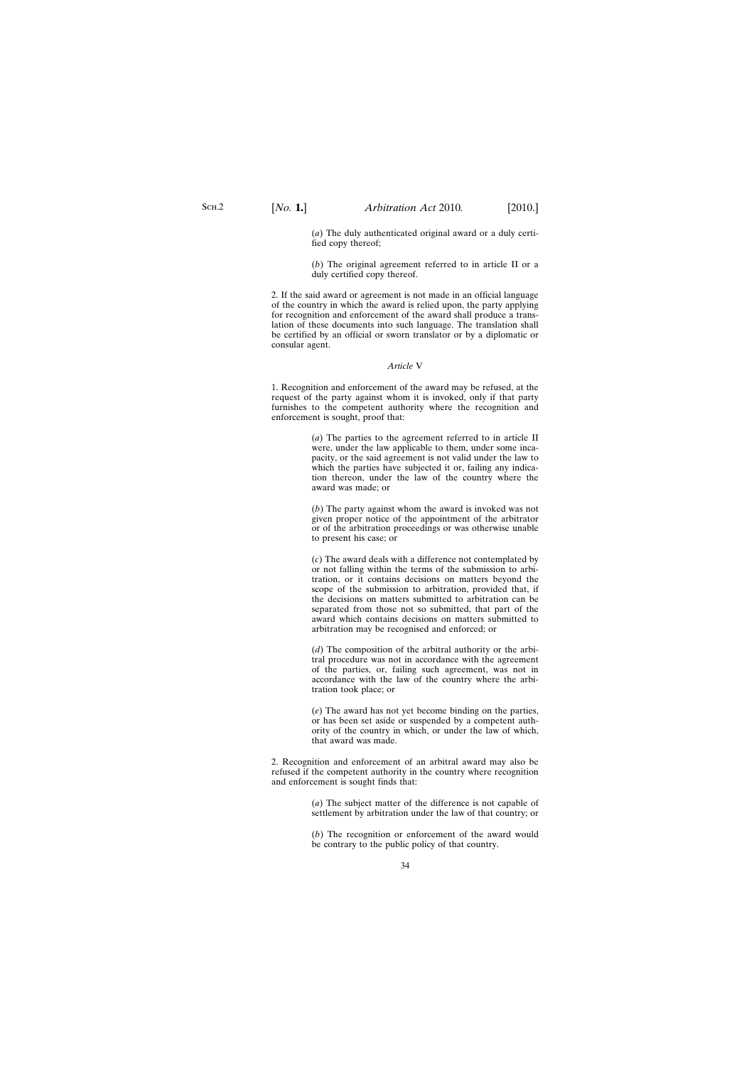(*a*) The duly authenticated original award or a duly certified copy thereof;

(*b*) The original agreement referred to in article II or a duly certified copy thereof.

2. If the said award or agreement is not made in an official language of the country in which the award is relied upon, the party applying for recognition and enforcement of the award shall produce a translation of these documents into such language. The translation shall be certified by an official or sworn translator or by a diplomatic or consular agent.

*Article* V

1. Recognition and enforcement of the award may be refused, at the request of the party against whom it is invoked, only if that party furnishes to the competent authority where the recognition and enforcement is sought, proof that:

(*a*) The parties to the agreement referred to in article II were, under the law applicable to them, under some incapacity, or the said agreement is not valid under the law to which the parties have subjected it or, failing any indication thereon, under the law of the country where the award was made; or

(*b*) The party against whom the award is invoked was not given proper notice of the appointment of the arbitrator or of the arbitration proceedings or was otherwise unable to present his case; or

(*c*) The award deals with a difference not contemplated by or not falling within the terms of the submission to arbitration, or it contains decisions on matters beyond the scope of the submission to arbitration, provided that, if the decisions on matters submitted to arbitration can be separated from those not so submitted, that part of the award which contains decisions on matters submitted to arbitration may be recognised and enforced; or

(*d*) The composition of the arbitral authority or the arbitral procedure was not in accordance with the agreement of the parties, or, failing such agreement, was not in accordance with the law of the country where the arbitration took place; or

(*e*) The award has not yet become binding on the parties, or has been set aside or suspended by a competent authority of the country in which, or under the law of which, that award was made.

2. Recognition and enforcement of an arbitral award may also be refused if the competent authority in the country where recognition and enforcement is sought finds that:

(*a*) The subject matter of the difference is not capable of settlement by arbitration under the law of that country; or

(*b*) The recognition or enforcement of the award would be contrary to the public policy of that country.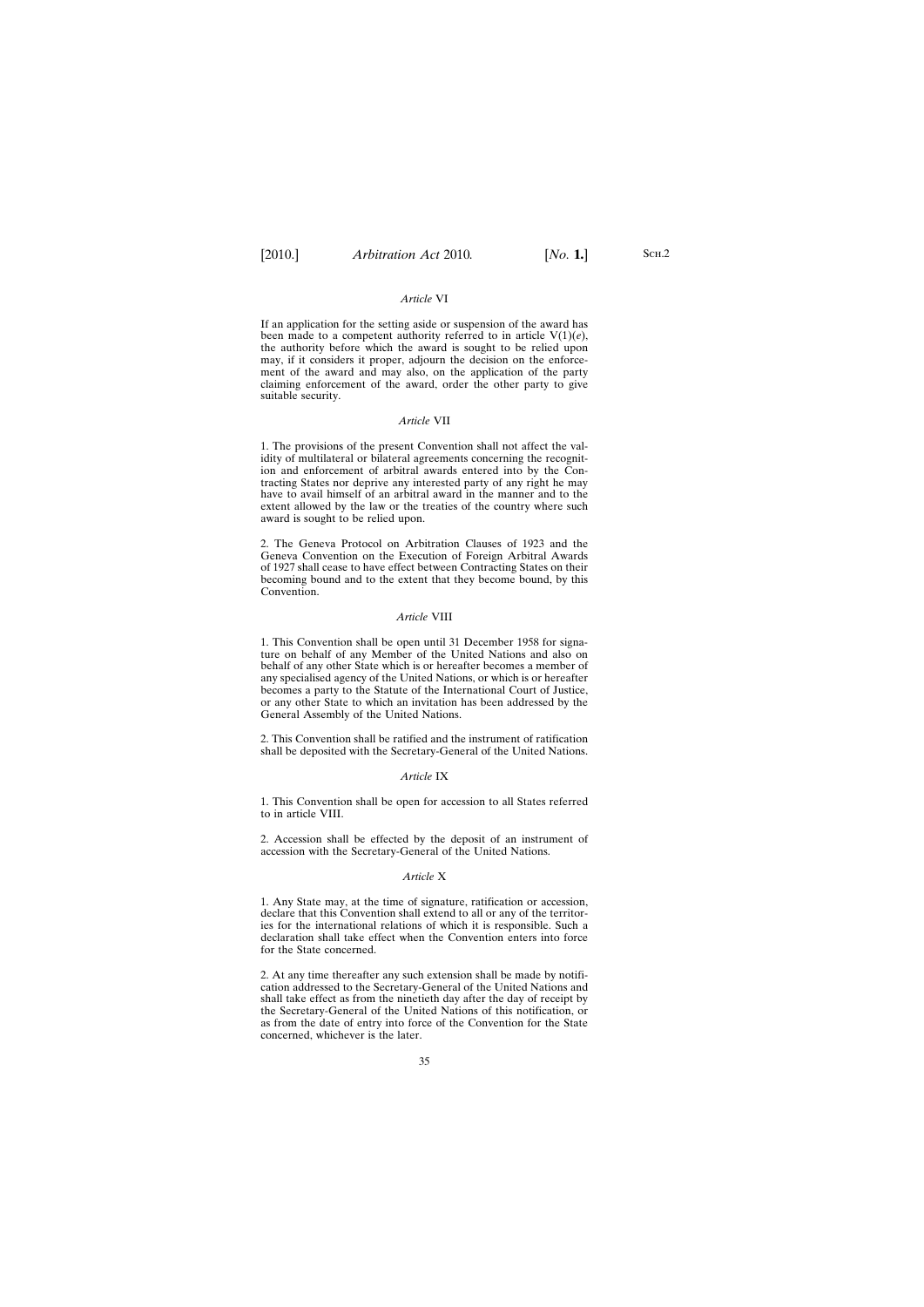*Article* VI

If an application for the setting aside or suspension of the award has been made to a competent authority referred to in article V(1)(*e*), the authority before which the award is sought to be relied upon may, if it considers it proper, adjourn the decision on the enforcement of the award and may also, on the application of the party claiming enforcement of the award, order the other party to give suitable security.

*Article* VII

1. The provisions of the present Convention shall not affect the validity of multilateral or bilateral agreements concerning the recognition and enforcement of arbitral awards entered into by the Contracting States nor deprive any interested party of any right he may have to avail himself of an arbitral award in the manner and to the extent allowed by the law or the treaties of the country where such award is sought to be relied upon.

2. The Geneva Protocol on Arbitration Clauses of 1923 and the Geneva Convention on the Execution of Foreign Arbitral Awards of 1927 shall cease to have effect between Contracting States on their becoming bound and to the extent that they become bound, by this Convention.

*Article* VIII

1. This Convention shall be open until 31 December 1958 for signature on behalf of any Member of the United Nations and also on behalf of any other State which is or hereafter becomes a member of any specialised agency of the United Nations, or which is or hereafter becomes a party to the Statute of the International Court of Justice, or any other State to which an invitation has been addressed by the General Assembly of the United Nations.

2. This Convention shall be ratified and the instrument of ratification shall be deposited with the Secretary-General of the United Nations.

*Article* IX

1. This Convention shall be open for accession to all States referred to in article VIII.

2. Accession shall be effected by the deposit of an instrument of accession with the Secretary-General of the United Nations.

*Article* X

1. Any State may, at the time of signature, ratification or accession, declare that this Convention shall extend to all or any of the territories for the international relations of which it is responsible. Such a declaration shall take effect when the Convention enters into force for the State concerned.

2. At any time thereafter any such extension shall be made by notification addressed to the Secretary-General of the United Nations and shall take effect as from the ninetieth day after the day of receipt by the Secretary-General of the United Nations of this notification, or as from the date of entry into force of the Convention for the State concerned, whichever is the later.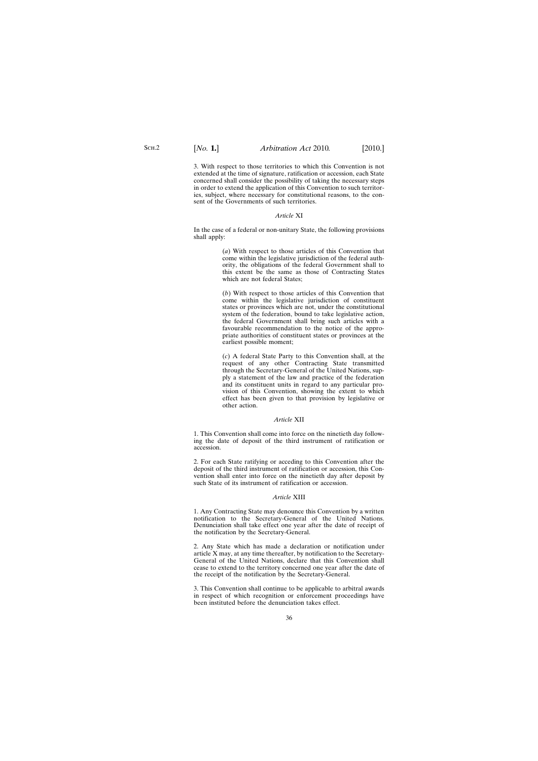3. With respect to those territories to which this Convention is not extended at the time of signature, ratification or accession, each State concerned shall consider the possibility of taking the necessary steps in order to extend the application of this Convention to such territories, subject, where necessary for constitutional reasons, to the consent of the Governments of such territories.

### *Article* XI

In the case of a federal or non-unitary State, the following provisions shall apply:

(*a*) With respect to those articles of this Convention that come within the legislative jurisdiction of the federal authority, the obligations of the federal Government shall to this extent be the same as those of Contracting States which are not federal States;

(*b*) With respect to those articles of this Convention that come within the legislative jurisdiction of constituent states or provinces which are not, under the constitutional system of the federation, bound to take legislative action, the federal Government shall bring such articles with a favourable recommendation to the notice of the appropriate authorities of constituent states or provinces at the earliest possible moment;

(*c*) A federal State Party to this Convention shall, at the request of any other Contracting State transmitted through the Secretary-General of the United Nations, supply a statement of the law and practice of the federation and its constituent units in regard to any particular provision of this Convention, showing the extent to which effect has been given to that provision by legislative or other action.

### *Article* XII

1. This Convention shall come into force on the ninetieth day following the date of deposit of the third instrument of ratification or accession.

2. For each State ratifying or acceding to this Convention after the deposit of the third instrument of ratification or accession, this Convention shall enter into force on the ninetieth day after deposit by such State of its instrument of ratification or accession.

### *Article* XIII

1. Any Contracting State may denounce this Convention by a written notification to the Secretary-General of the United Nations. Denunciation shall take effect one year after the date of receipt of the notification by the Secretary-General.

2. Any State which has made a declaration or notification under article X may, at any time thereafter, by notification to the Secretary-General of the United Nations, declare that this Convention shall cease to extend to the territory concerned one year after the date of the receipt of the notification by the Secretary-General.

3. This Convention shall continue to be applicable to arbitral awards in respect of which recognition or enforcement proceedings have been instituted before the denunciation takes effect.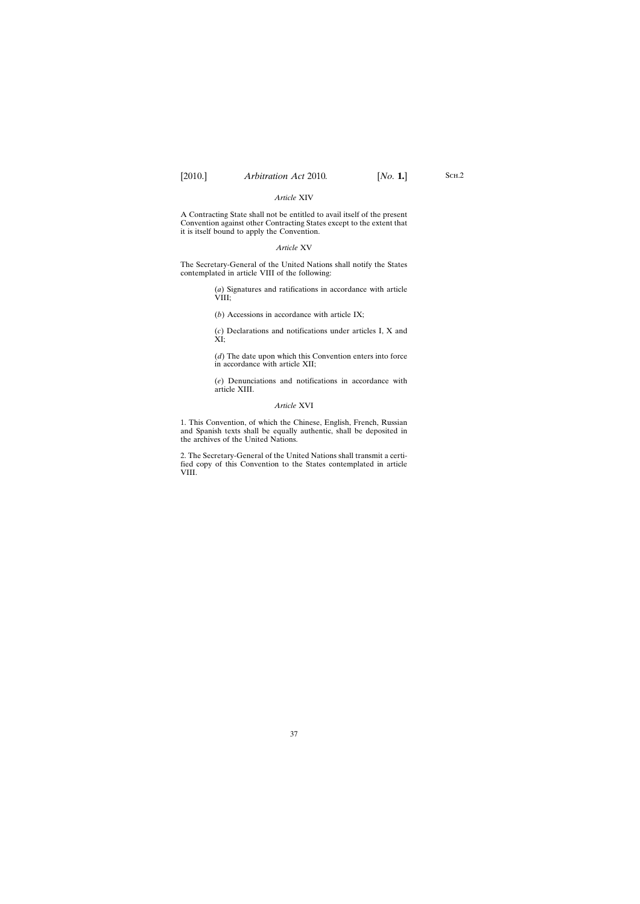*Article* XIV

A Contracting State shall not be entitled to avail itself of the present Convention against other Contracting States except to the extent that it is itself bound to apply the Convention.

*Article* XV

The Secretary-General of the United Nations shall notify the States contemplated in article VIII of the following:

(*a*) Signatures and ratifications in accordance with article VIII;

(*b*) Accessions in accordance with article IX;

(*c*) Declarations and notifications under articles I, X and XI;

(*d*) The date upon which this Convention enters into force in accordance with article XII;

(*e*) Denunciations and notifications in accordance with article XIII.

*Article* XVI

1. This Convention, of which the Chinese, English, French, Russian and Spanish texts shall be equally authentic, shall be deposited in the archives of the United Nations.

2. The Secretary-General of the United Nations shall transmit a certified copy of this Convention to the States contemplated in article VIII.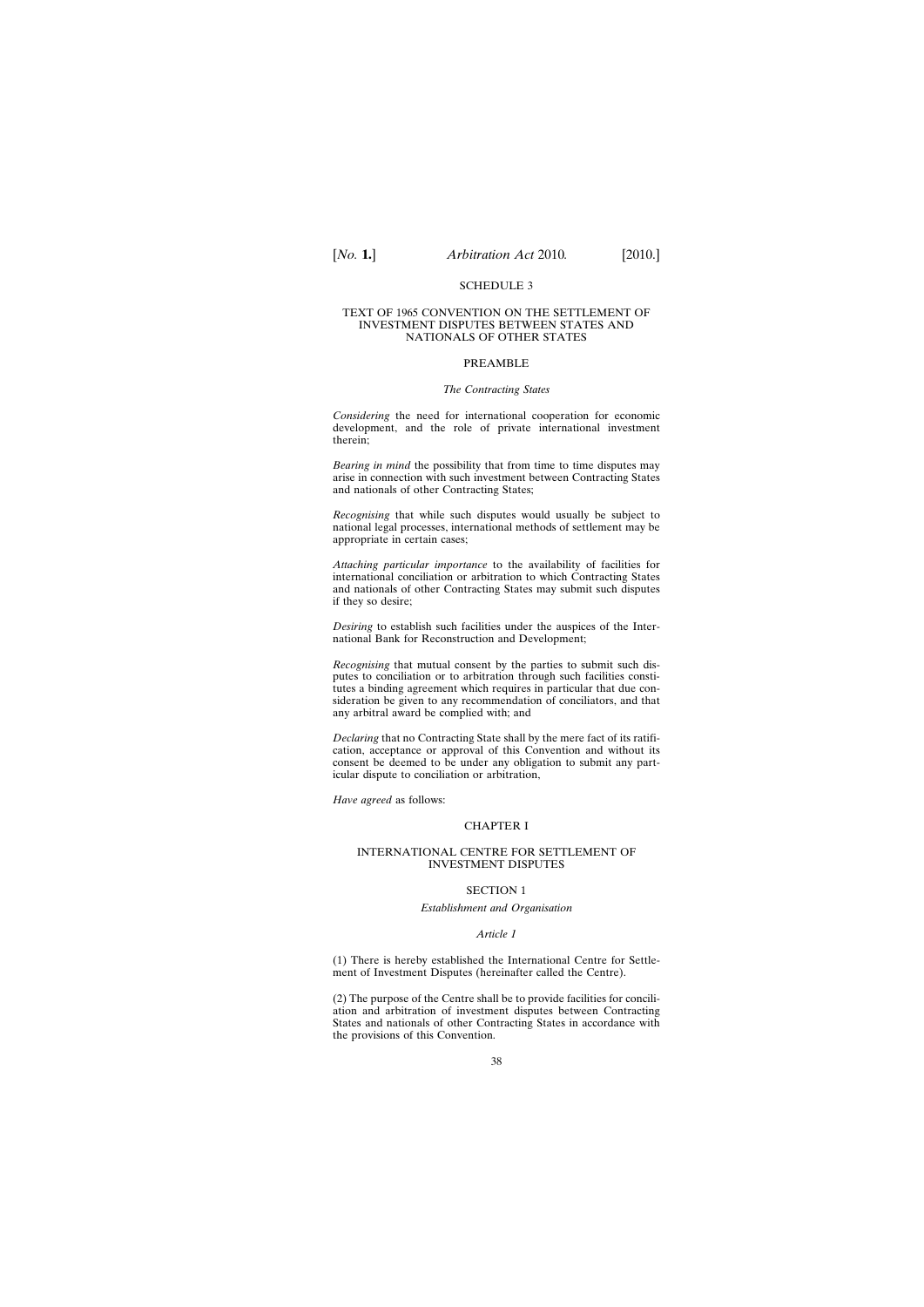## SCHEDULE 3

### TEXT OF 1965 CONVENTION ON THE SETTLEMENT OF INVESTMENT DISPUTES BETWEEN STATES AND NATIONALS OF OTHER STATES

### PREAMBLE

*The Contracting States*

*Considering* the need for international cooperation for economic development, and the role of private international investment therein;

*Bearing in mind* the possibility that from time to time disputes may arise in connection with such investment between Contracting States and nationals of other Contracting States;

*Recognising* that while such disputes would usually be subject to national legal processes, international methods of settlement may be appropriate in certain cases;

*Attaching particular importance* to the availability of facilities for international conciliation or arbitration to which Contracting States and nationals of other Contracting States may submit such disputes if they so desire;

*Desiring* to establish such facilities under the auspices of the International Bank for Reconstruction and Development;

*Recognising* that mutual consent by the parties to submit such disputes to conciliation or to arbitration through such facilities constitutes a binding agreement which requires in particular that due consideration be given to any recommendation of conciliators, and that any arbitral award be complied with; and

*Declaring* that no Contracting State shall by the mere fact of its ratification, acceptance or approval of this Convention and without its consent be deemed to be under any obligation to submit any particular dispute to conciliation or arbitration,

*Have agreed* as follows:

### CHAPTER I

### INTERNATIONAL CENTRE FOR SETTLEMENT OF INVESTMENT DISPUTES

### SECTION 1

*Establishment and Organisation*

*Article 1*

(1) There is hereby established the International Centre for Settlement of Investment Disputes (hereinafter called the Centre).

(2) The purpose of the Centre shall be to provide facilities for conciliation and arbitration of investment disputes between Contracting States and nationals of other Contracting States in accordance with the provisions of this Convention.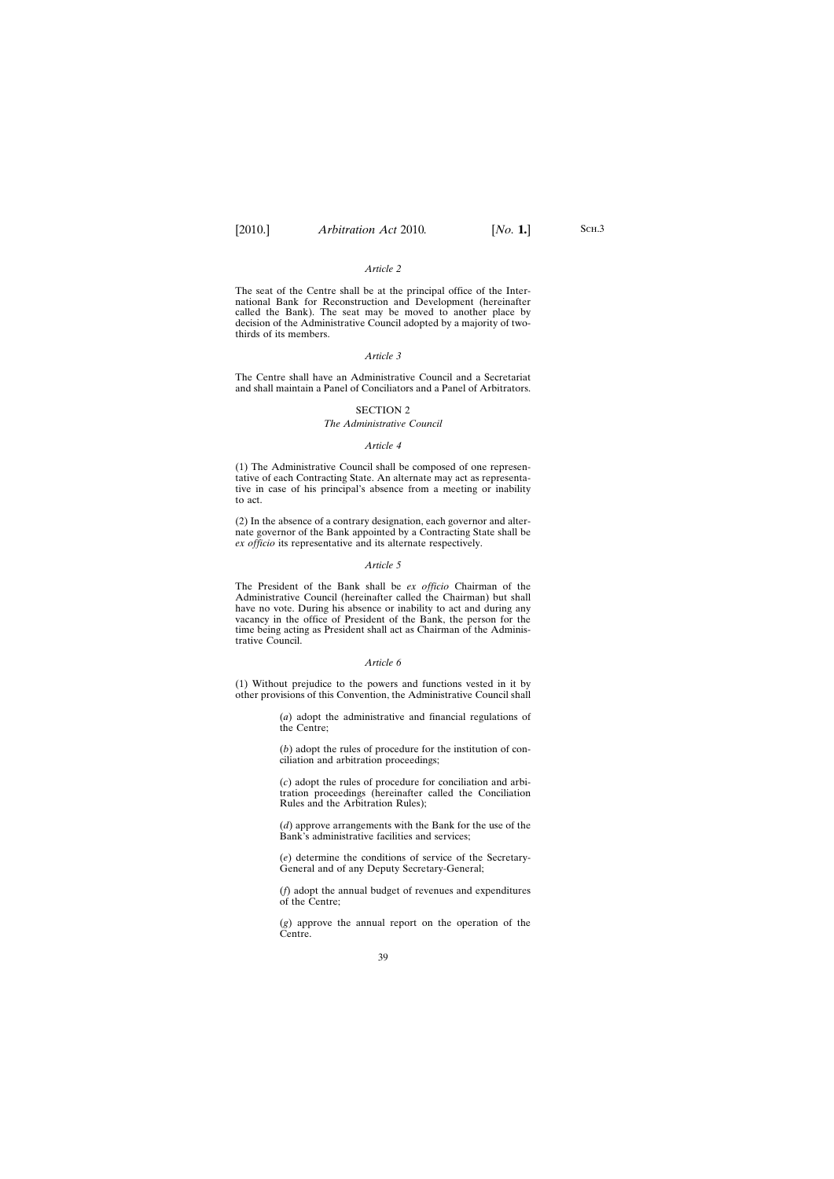*Article 2*

The seat of the Centre shall be at the principal office of the International Bank for Reconstruction and Development (hereinafter called the Bank). The seat may be moved to another place by decision of the Administrative Council adopted by a majority of two-thirds of its members.

*Article 3*

The Centre shall have an Administrative Council and a Secretariat and shall maintain a Panel of Conciliators and a Panel of Arbitrators.

SECTION 2

*The Administrative Council*

*Article 4*

(1) The Administrative Council shall be composed of one representative of each Contracting State. An alternate may act as representative in case of his principal's absence from a meeting or inability to act.

(2) In the absence of a contrary designation, each governor and alternate governor of the Bank appointed by a Contracting State shall be *ex officio* its representative and its alternate respectively.

*Article 5*

The President of the Bank shall be *ex officio* Chairman of the Administrative Council (hereinafter called the Chairman) but shall have no vote. During his absence or inability to act and during any vacancy in the office of President of the Bank, the person for the time being acting as President shall act as Chairman of the Administrative Council.

*Article 6*

(1) Without prejudice to the powers and functions vested in it by other provisions of this Convention, the Administrative Council shall

(*a*) adopt the administrative and financial regulations of the Centre;

(*b*) adopt the rules of procedure for the institution of conciliation and arbitration proceedings;

(*c*) adopt the rules of procedure for conciliation and arbitration proceedings (hereinafter called the Conciliation Rules and the Arbitration Rules);

(*d*) approve arrangements with the Bank for the use of the Bank's administrative facilities and services;

(*e*) determine the conditions of service of the Secretary-General and of any Deputy Secretary-General;

(*f*) adopt the annual budget of revenues and expenditures of the Centre;

(*g*) approve the annual report on the operation of the Centre.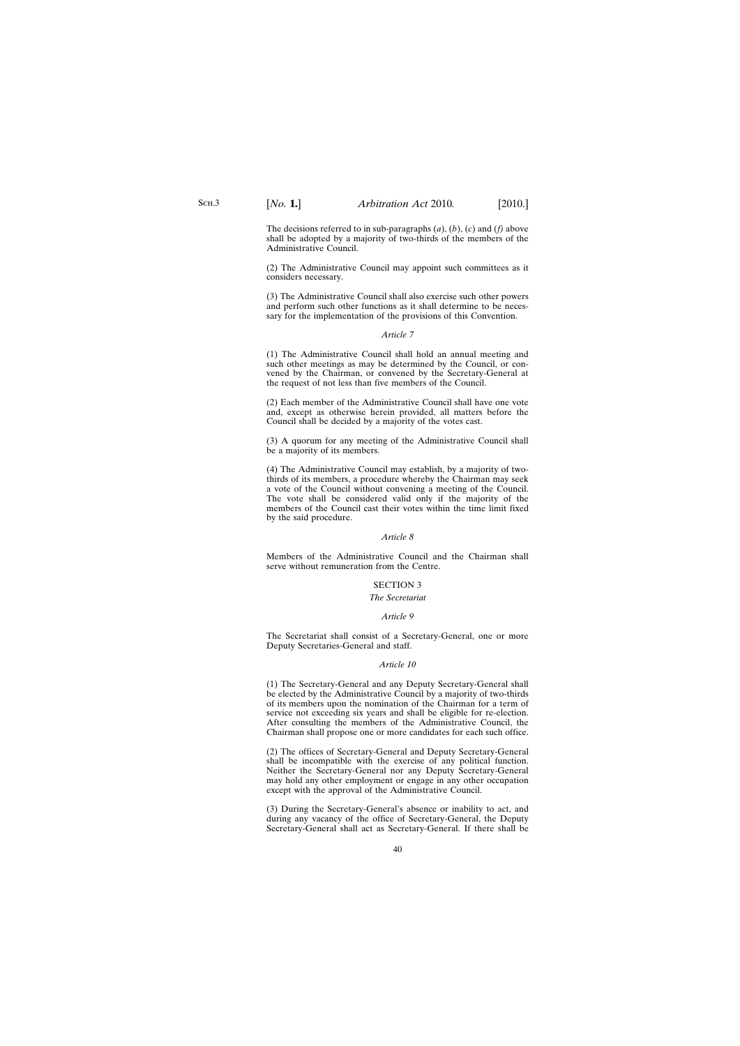The decisions referred to in sub-paragraphs (*a*), (*b*), (*c*) and (*f*) above shall be adopted by a majority of two-thirds of the members of the Administrative Council.

(2) The Administrative Council may appoint such committees as it considers necessary.

(3) The Administrative Council shall also exercise such other powers and perform such other functions as it shall determine to be necessary for the implementation of the provisions of this Convention.

*Article 7*

(1) The Administrative Council shall hold an annual meeting and such other meetings as may be determined by the Council, or convened by the Chairman, or convened by the Secretary-General at the request of not less than five members of the Council.

(2) Each member of the Administrative Council shall have one vote and, except as otherwise herein provided, all matters before the Council shall be decided by a majority of the votes cast.

(3) A quorum for any meeting of the Administrative Council shall be a majority of its members.

(4) The Administrative Council may establish, by a majority of two-thirds of its members, a procedure whereby the Chairman may seek a vote of the Council without convening a meeting of the Council. The vote shall be considered valid only if the majority of the members of the Council cast their votes within the time limit fixed by the said procedure.

*Article 8*

Members of the Administrative Council and the Chairman shall serve without remuneration from the Centre.

SECTION 3

*The Secretariat*

*Article 9*

The Secretariat shall consist of a Secretary-General, one or more Deputy Secretaries-General and staff.

*Article 10*

(1) The Secretary-General and any Deputy Secretary-General shall be elected by the Administrative Council by a majority of two-thirds of its members upon the nomination of the Chairman for a term of service not exceeding six years and shall be eligible for re-election. After consulting the members of the Administrative Council, the Chairman shall propose one or more candidates for each such office.

(2) The offices of Secretary-General and Deputy Secretary-General shall be incompatible with the exercise of any political function. Neither the Secretary-General nor any Deputy Secretary-General may hold any other employment or engage in any other occupation except with the approval of the Administrative Council.

(3) During the Secretary-General's absence or inability to act, and during any vacancy of the office of Secretary-General, the Deputy Secretary-General shall act as Secretary-General. If there shall be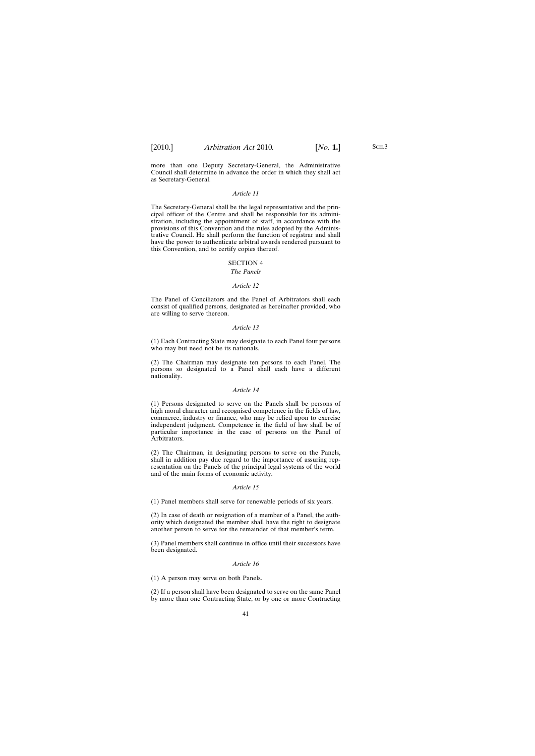more than one Deputy Secretary-General, the Administrative Council shall determine in advance the order in which they shall act as Secretary-General.

*Article 11*

The Secretary-General shall be the legal representative and the principal officer of the Centre and shall be responsible for its administration, including the appointment of staff, in accordance with the provisions of this Convention and the rules adopted by the Administrative Council. He shall perform the function of registrar and shall have the power to authenticate arbitral awards rendered pursuant to this Convention, and to certify copies thereof.

## SECTION 4

*The Panels*

*Article 12*

The Panel of Conciliators and the Panel of Arbitrators shall each consist of qualified persons, designated as hereinafter provided, who are willing to serve thereon.

*Article 13*

(1) Each Contracting State may designate to each Panel four persons who may but need not be its nationals.

(2) The Chairman may designate ten persons to each Panel. The persons so designated to a Panel shall each have a different nationality.

*Article 14*

(1) Persons designated to serve on the Panels shall be persons of high moral character and recognised competence in the fields of law, commerce, industry or finance, who may be relied upon to exercise independent judgment. Competence in the field of law shall be of particular importance in the case of persons on the Panel of Arbitrators.

(2) The Chairman, in designating persons to serve on the Panels, shall in addition pay due regard to the importance of assuring representation on the Panels of the principal legal systems of the world and of the main forms of economic activity.

*Article 15*

(1) Panel members shall serve for renewable periods of six years.

(2) In case of death or resignation of a member of a Panel, the authority which designated the member shall have the right to designate another person to serve for the remainder of that member's term.

(3) Panel members shall continue in office until their successors have been designated.

*Article 16*

(1) A person may serve on both Panels.

(2) If a person shall have been designated to serve on the same Panel by more than one Contracting State, or by one or more Contracting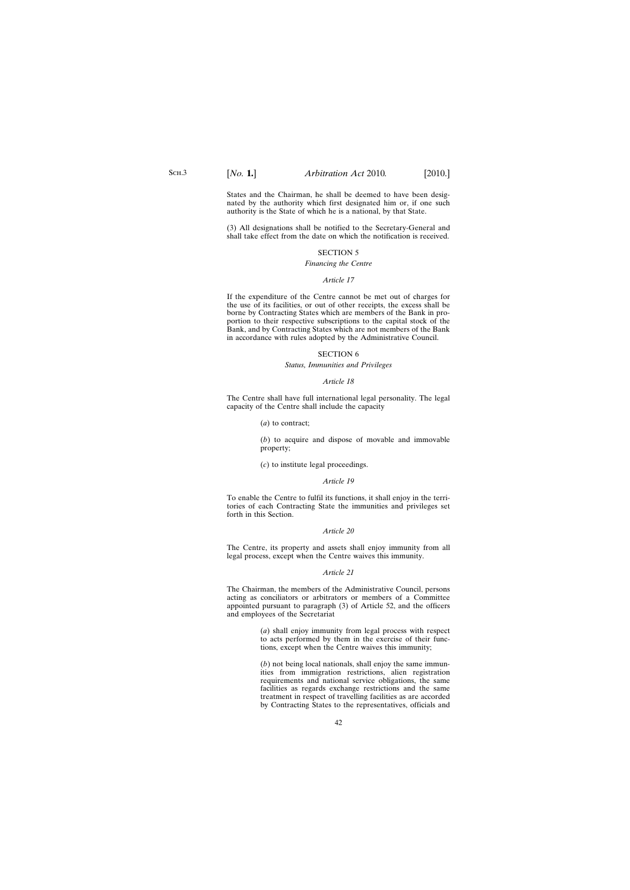States and the Chairman, he shall be deemed to have been designated by the authority which first designated him or, if one such authority is the State of which he is a national, by that State.

(3) All designations shall be notified to the Secretary-General and shall take effect from the date on which the notification is received.

SECTION 5

*Financing the Centre*

*Article 17*

If the expenditure of the Centre cannot be met out of charges for the use of its facilities, or out of other receipts, the excess shall be borne by Contracting States which are members of the Bank in proportion to their respective subscriptions to the capital stock of the Bank, and by Contracting States which are not members of the Bank in accordance with rules adopted by the Administrative Council.

SECTION 6

*Status, Immunities and Privileges*

*Article 18*

The Centre shall have full international legal personality. The legal capacity of the Centre shall include the capacity

(*a*) to contract;

(*b*) to acquire and dispose of movable and immovable property;

(*c*) to institute legal proceedings.

*Article 19*

To enable the Centre to fulfil its functions, it shall enjoy in the territories of each Contracting State the immunities and privileges set forth in this Section.

*Article 20*

The Centre, its property and assets shall enjoy immunity from all legal process, except when the Centre waives this immunity.

*Article 21*

The Chairman, the members of the Administrative Council, persons acting as conciliators or arbitrators or members of a Committee appointed pursuant to paragraph (3) of Article 52, and the officers and employees of the Secretariat

(*a*) shall enjoy immunity from legal process with respect to acts performed by them in the exercise of their functions, except when the Centre waives this immunity;

(*b*) not being local nationals, shall enjoy the same immunities from immigration restrictions, alien registration requirements and national service obligations, the same facilities as regards exchange restrictions and the same treatment in respect of travelling facilities as are accorded by Contracting States to the representatives, officials and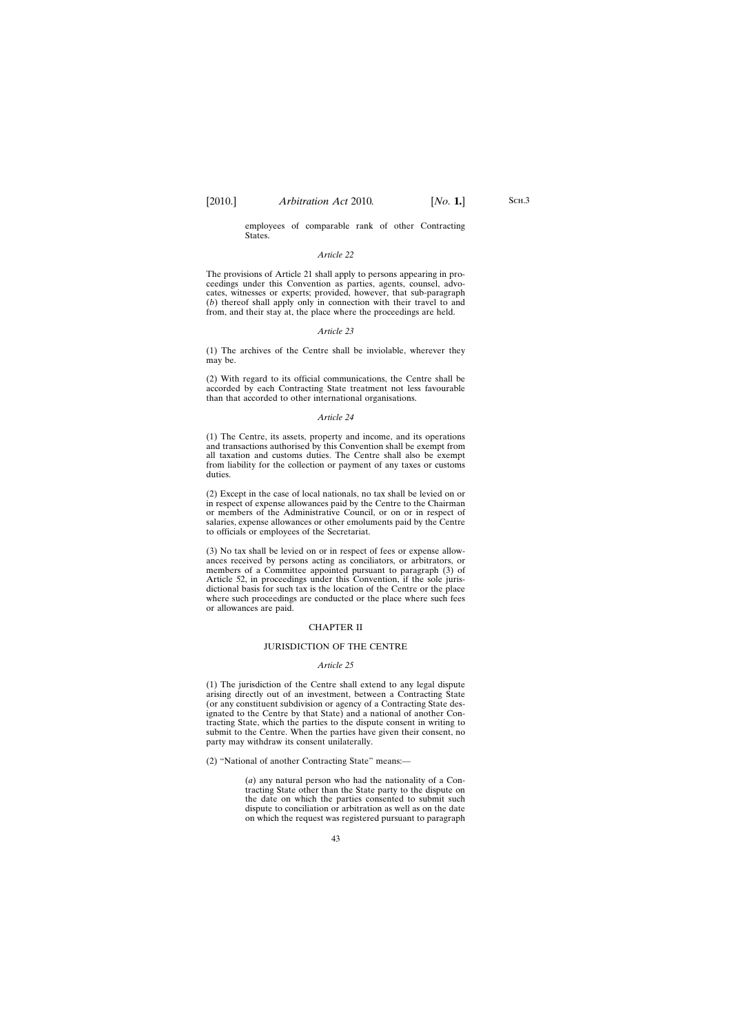employees of comparable rank of other Contracting States.

*Article 22*

The provisions of Article 21 shall apply to persons appearing in proceedings under this Convention as parties, agents, counsel, advocates, witnesses or experts; provided, however, that sub-paragraph (*b*) thereof shall apply only in connection with their travel to and from, and their stay at, the place where the proceedings are held.

*Article 23*

(1) The archives of the Centre shall be inviolable, wherever they may be.

(2) With regard to its official communications, the Centre shall be accorded by each Contracting State treatment not less favourable than that accorded to other international organisations.

*Article 24*

(1) The Centre, its assets, property and income, and its operations and transactions authorised by this Convention shall be exempt from all taxation and customs duties. The Centre shall also be exempt from liability for the collection or payment of any taxes or customs duties.

(2) Except in the case of local nationals, no tax shall be levied on or in respect of expense allowances paid by the Centre to the Chairman or members of the Administrative Council, or on or in respect of salaries, expense allowances or other emoluments paid by the Centre to officials or employees of the Secretariat.

(3) No tax shall be levied on or in respect of fees or expense allowances received by persons acting as conciliators, or arbitrators, or members of a Committee appointed pursuant to paragraph (3) of Article 52, in proceedings under this Convention, if the sole jurisdictional basis for such tax is the location of the Centre or the place where such proceedings are conducted or the place where such fees or allowances are paid.

CHAPTER II

JURISDICTION OF THE CENTRE

*Article 25*

(1) The jurisdiction of the Centre shall extend to any legal dispute arising directly out of an investment, between a Contracting State (or any constituent subdivision or agency of a Contracting State designated to the Centre by that State) and a national of another Contracting State, which the parties to the dispute consent in writing to submit to the Centre. When the parties have given their consent, no party may withdraw its consent unilaterally.

(2) "National of another Contracting State" means:—

(*a*) any natural person who had the nationality of a Contracting State other than the State party to the dispute on the date on which the parties consented to submit such dispute to conciliation or arbitration as well as on the date on which the request was registered pursuant to paragraph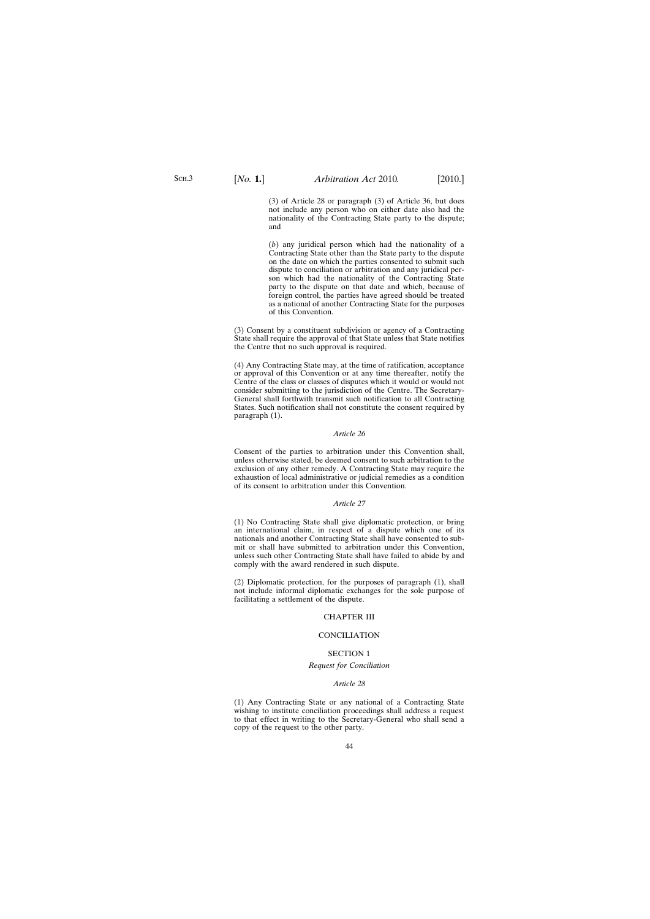(3) of Article 28 or paragraph (3) of Article 36, but does not include any person who on either date also had the nationality of the Contracting State party to the dispute; and

(*b*) any juridical person which had the nationality of a Contracting State other than the State party to the dispute on the date on which the parties consented to submit such dispute to conciliation or arbitration and any juridical person which had the nationality of the Contracting State party to the dispute on that date and which, because of foreign control, the parties have agreed should be treated as a national of another Contracting State for the purposes of this Convention.

(3) Consent by a constituent subdivision or agency of a Contracting State shall require the approval of that State unless that State notifies the Centre that no such approval is required.

(4) Any Contracting State may, at the time of ratification, acceptance or approval of this Convention or at any time thereafter, notify the Centre of the class or classes of disputes which it would or would not consider submitting to the jurisdiction of the Centre. The Secretary-General shall forthwith transmit such notification to all Contracting States. Such notification shall not constitute the consent required by paragraph (1).

*Article 26*

Consent of the parties to arbitration under this Convention shall, unless otherwise stated, be deemed consent to such arbitration to the exclusion of any other remedy. A Contracting State may require the exhaustion of local administrative or judicial remedies as a condition of its consent to arbitration under this Convention.

*Article 27*

(1) No Contracting State shall give diplomatic protection, or bring an international claim, in respect of a dispute which one of its nationals and another Contracting State shall have consented to submit or shall have submitted to arbitration under this Convention, unless such other Contracting State shall have failed to abide by and comply with the award rendered in such dispute.

(2) Diplomatic protection, for the purposes of paragraph (1), shall not include informal diplomatic exchanges for the sole purpose of facilitating a settlement of the dispute.

## CHAPTER III

## CONCILIATION

### SECTION 1

*Request for Conciliation*

*Article 28*

(1) Any Contracting State or any national of a Contracting State wishing to institute conciliation proceedings shall address a request to that effect in writing to the Secretary-General who shall send a copy of the request to the other party.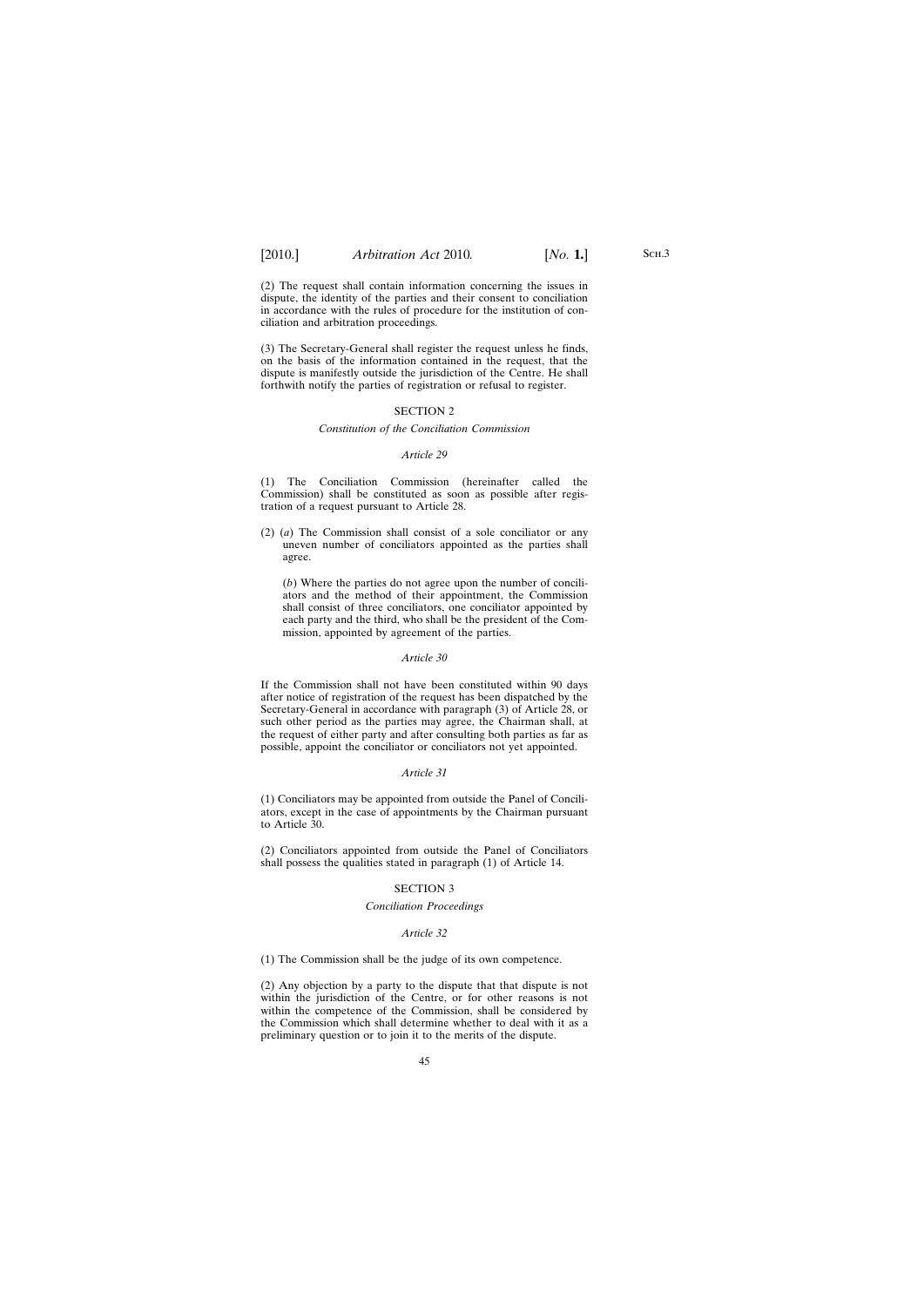(2) The request shall contain information concerning the issues in dispute, the identity of the parties and their consent to conciliation in accordance with the rules of procedure for the institution of conciliation and arbitration proceedings.

(3) The Secretary-General shall register the request unless he finds, on the basis of the information contained in the request, that the dispute is manifestly outside the jurisdiction of the Centre. He shall forthwith notify the parties of registration or refusal to register.

## SECTION 2

### *Constitution of the Conciliation Commission*

#### *Article 29*

(1) The Conciliation Commission (hereinafter called the Commission) shall be constituted as soon as possible after registration of a request pursuant to Article 28.

(2) (*a*) The Commission shall consist of a sole conciliator or any uneven number of conciliators appointed as the parties shall agree.

(*b*) Where the parties do not agree upon the number of conciliators and the method of their appointment, the Commission shall consist of three conciliators, one conciliator appointed by each party and the third, who shall be the president of the Commission, appointed by agreement of the parties.

#### *Article 30*

If the Commission shall not have been constituted within 90 days after notice of registration of the request has been dispatched by the Secretary-General in accordance with paragraph (3) of Article 28, or such other period as the parties may agree, the Chairman shall, at the request of either party and after consulting both parties as far as possible, appoint the conciliator or conciliators not yet appointed.

#### *Article 31*

(1) Conciliators may be appointed from outside the Panel of Conciliators, except in the case of appointments by the Chairman pursuant to Article 30.

(2) Conciliators appointed from outside the Panel of Conciliators shall possess the qualities stated in paragraph (1) of Article 14.

## SECTION 3

### *Conciliation Proceedings*

#### *Article 32*

(1) The Commission shall be the judge of its own competence.

(2) Any objection by a party to the dispute that that dispute is not within the jurisdiction of the Centre, or for other reasons is not within the competence of the Commission, shall be considered by the Commission which shall determine whether to deal with it as a preliminary question or to join it to the merits of the dispute.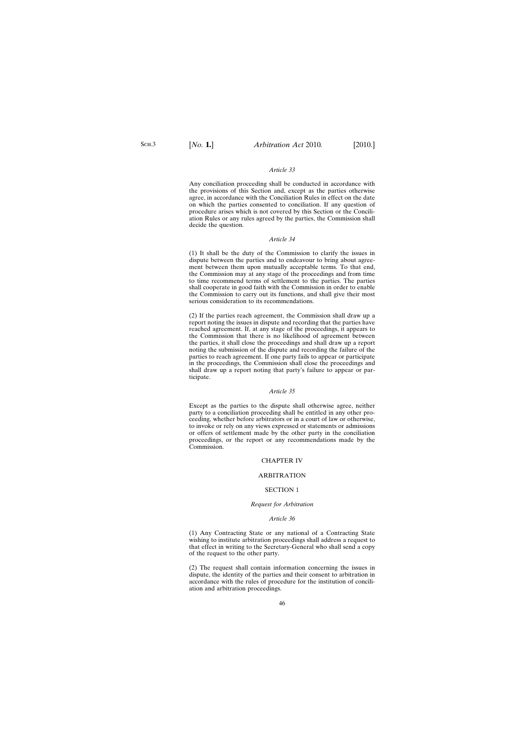*Article 33*

Any conciliation proceeding shall be conducted in accordance with the provisions of this Section and, except as the parties otherwise agree, in accordance with the Conciliation Rules in effect on the date on which the parties consented to conciliation. If any question of procedure arises which is not covered by this Section or the Conciliation Rules or any rules agreed by the parties, the Commission shall decide the question.

*Article 34*

(1) It shall be the duty of the Commission to clarify the issues in dispute between the parties and to endeavour to bring about agreement between them upon mutually acceptable terms. To that end, the Commission may at any stage of the proceedings and from time to time recommend terms of settlement to the parties. The parties shall cooperate in good faith with the Commission in order to enable the Commission to carry out its functions, and shall give their most serious consideration to its recommendations.

(2) If the parties reach agreement, the Commission shall draw up a report noting the issues in dispute and recording that the parties have reached agreement. If, at any stage of the proceedings, it appears to the Commission that there is no likelihood of agreement between the parties, it shall close the proceedings and shall draw up a report noting the submission of the dispute and recording the failure of the parties to reach agreement. If one party fails to appear or participate in the proceedings, the Commission shall close the proceedings and shall draw up a report noting that party's failure to appear or participate.

*Article 35*

Except as the parties to the dispute shall otherwise agree, neither party to a conciliation proceeding shall be entitled in any other proceeding, whether before arbitrators or in a court of law or otherwise, to invoke or rely on any views expressed or statements or admissions or offers of settlement made by the other party in the conciliation proceedings, or the report or any recommendations made by the Commission.

## CHAPTER IV

## ARBITRATION

### SECTION 1

*Request for Arbitration*

*Article 36*

(1) Any Contracting State or any national of a Contracting State wishing to institute arbitration proceedings shall address a request to that effect in writing to the Secretary-General who shall send a copy of the request to the other party.

(2) The request shall contain information concerning the issues in dispute, the identity of the parties and their consent to arbitration in accordance with the rules of procedure for the institution of conciliation and arbitration proceedings.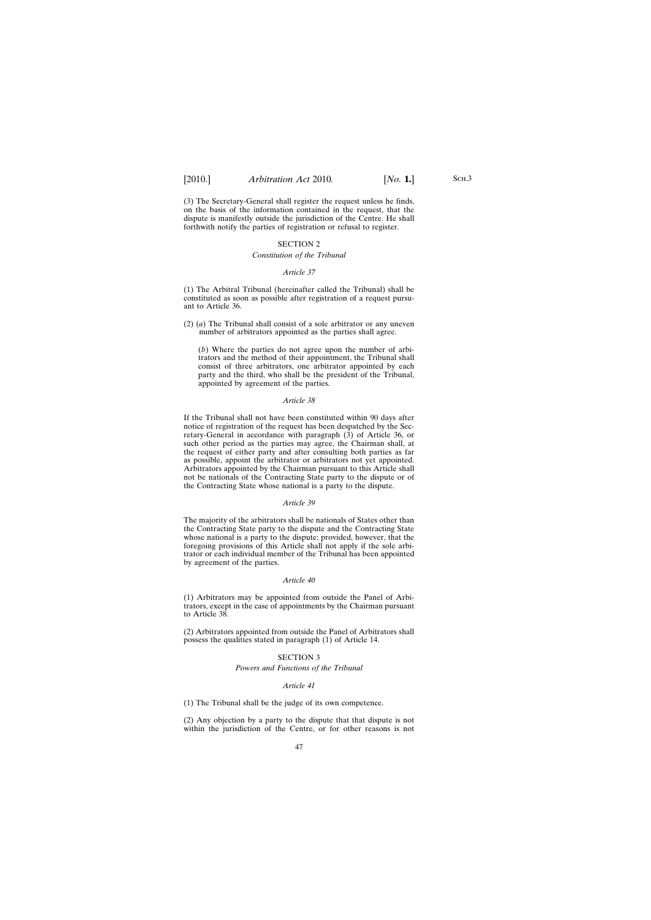(3) The Secretary-General shall register the request unless he finds, on the basis of the information contained in the request, that the dispute is manifestly outside the jurisdiction of the Centre. He shall forthwith notify the parties of registration or refusal to register.

## SECTION 2

### *Constitution of the Tribunal*

#### *Article 37*

(1) The Arbitral Tribunal (hereinafter called the Tribunal) shall be constituted as soon as possible after registration of a request pursuant to Article 36.

(2) (*a*) The Tribunal shall consist of a sole arbitrator or any uneven number of arbitrators appointed as the parties shall agree.

(*b*) Where the parties do not agree upon the number of arbitrators and the method of their appointment, the Tribunal shall consist of three arbitrators, one arbitrator appointed by each party and the third, who shall be the president of the Tribunal, appointed by agreement of the parties.

#### *Article 38*

If the Tribunal shall not have been constituted within 90 days after notice of registration of the request has been despatched by the Secretary-General in accordance with paragraph (3) of Article 36, or such other period as the parties may agree, the Chairman shall, at the request of either party and after consulting both parties as far as possible, appoint the arbitrator or arbitrators not yet appointed. Arbitrators appointed by the Chairman pursuant to this Article shall not be nationals of the Contracting State party to the dispute or of the Contracting State whose national is a party to the dispute.

#### *Article 39*

The majority of the arbitrators shall be nationals of States other than the Contracting State party to the dispute and the Contracting State whose national is a party to the dispute; provided, however, that the foregoing provisions of this Article shall not apply if the sole arbitrator or each individual member of the Tribunal has been appointed by agreement of the parties.

#### *Article 40*

(1) Arbitrators may be appointed from outside the Panel of Arbitrators, except in the case of appointments by the Chairman pursuant to Article 38.

(2) Arbitrators appointed from outside the Panel of Arbitrators shall possess the qualities stated in paragraph (1) of Article 14.

## SECTION 3

### *Powers and Functions of the Tribunal*

#### *Article 41*

(1) The Tribunal shall be the judge of its own competence.

(2) Any objection by a party to the dispute that that dispute is not within the jurisdiction of the Centre, or for other reasons is not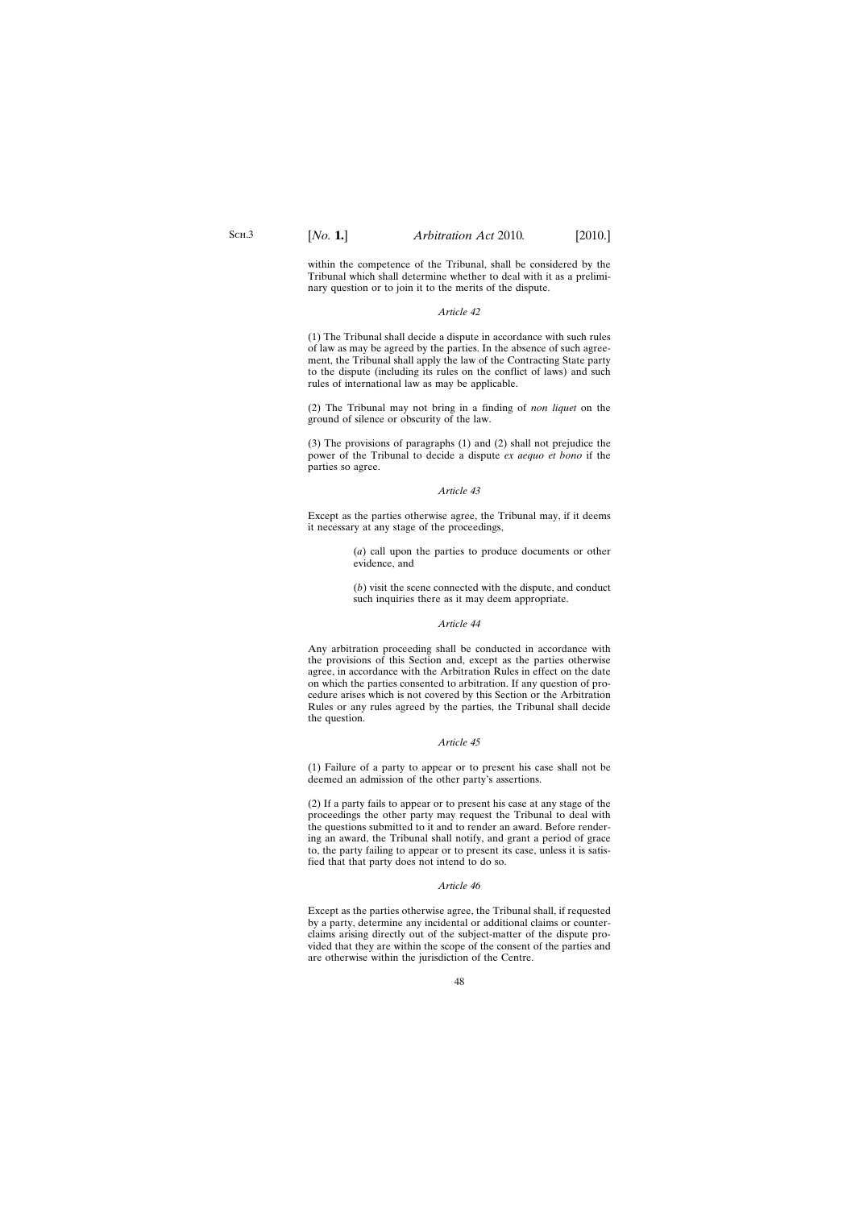within the competence of the Tribunal, shall be considered by the Tribunal which shall determine whether to deal with it as a preliminary question or to join it to the merits of the dispute.

*Article 42*

(1) The Tribunal shall decide a dispute in accordance with such rules of law as may be agreed by the parties. In the absence of such agreement, the Tribunal shall apply the law of the Contracting State party to the dispute (including its rules on the conflict of laws) and such rules of international law as may be applicable.

(2) The Tribunal may not bring in a finding of *non liquet* on the ground of silence or obscurity of the law.

(3) The provisions of paragraphs (1) and (2) shall not prejudice the power of the Tribunal to decide a dispute *ex aequo et bono* if the parties so agree.

*Article 43*

Except as the parties otherwise agree, the Tribunal may, if it deems it necessary at any stage of the proceedings,

(*a*) call upon the parties to produce documents or other evidence, and

(*b*) visit the scene connected with the dispute, and conduct such inquiries there as it may deem appropriate.

*Article 44*

Any arbitration proceeding shall be conducted in accordance with the provisions of this Section and, except as the parties otherwise agree, in accordance with the Arbitration Rules in effect on the date on which the parties consented to arbitration. If any question of procedure arises which is not covered by this Section or the Arbitration Rules or any rules agreed by the parties, the Tribunal shall decide the question.

*Article 45*

(1) Failure of a party to appear or to present his case shall not be deemed an admission of the other party's assertions.

(2) If a party fails to appear or to present his case at any stage of the proceedings the other party may request the Tribunal to deal with the questions submitted to it and to render an award. Before rendering an award, the Tribunal shall notify, and grant a period of grace to, the party failing to appear or to present its case, unless it is satisfied that that party does not intend to do so.

*Article 46*

Except as the parties otherwise agree, the Tribunal shall, if requested by a party, determine any incidental or additional claims or counterclaims arising directly out of the subject-matter of the dispute provided that they are within the scope of the consent of the parties and are otherwise within the jurisdiction of the Centre.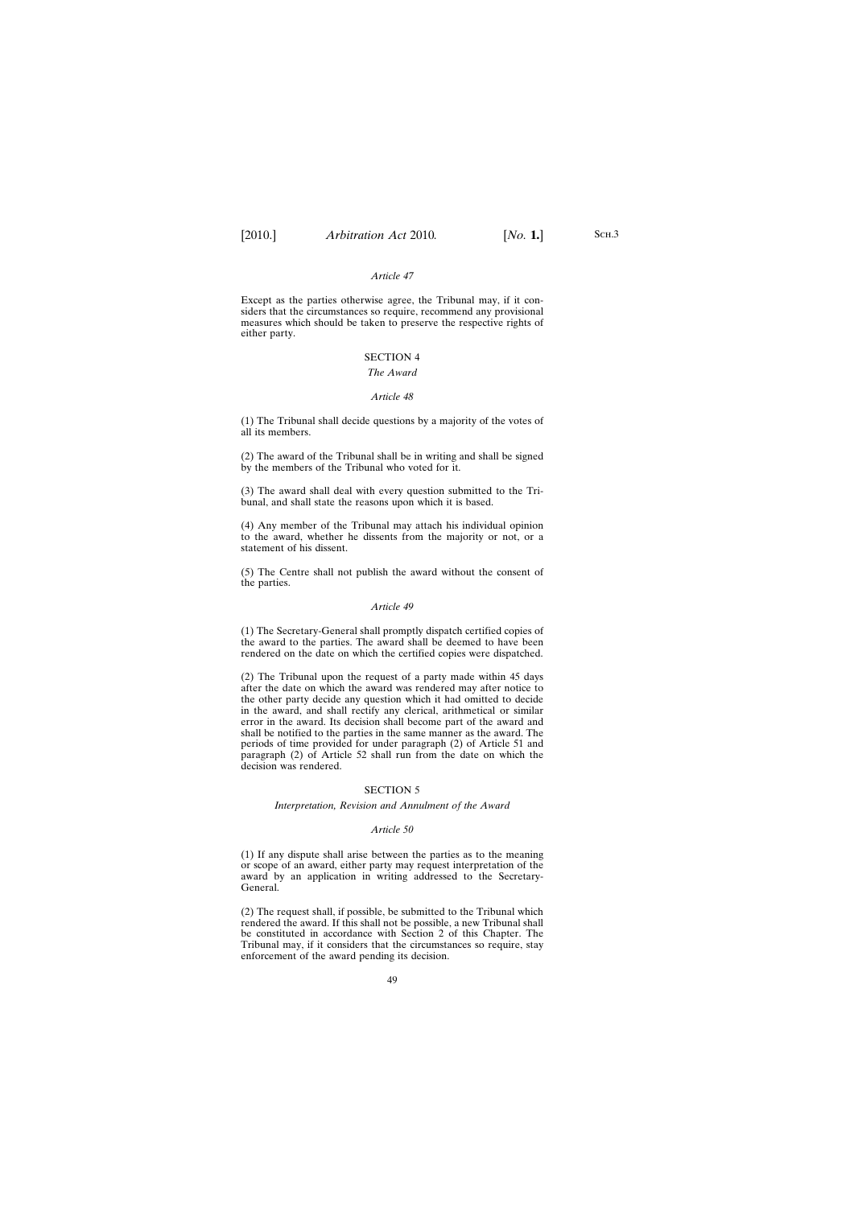*Article 47*

Except as the parties otherwise agree, the Tribunal may, if it considers that the circumstances so require, recommend any provisional measures which should be taken to preserve the respective rights of either party.

## SECTION 4

### *The Award*

*Article 48*

(1) The Tribunal shall decide questions by a majority of the votes of all its members.

(2) The award of the Tribunal shall be in writing and shall be signed by the members of the Tribunal who voted for it.

(3) The award shall deal with every question submitted to the Tribunal, and shall state the reasons upon which it is based.

(4) Any member of the Tribunal may attach his individual opinion to the award, whether he dissents from the majority or not, or a statement of his dissent.

(5) The Centre shall not publish the award without the consent of the parties.

*Article 49*

(1) The Secretary-General shall promptly dispatch certified copies of the award to the parties. The award shall be deemed to have been rendered on the date on which the certified copies were dispatched.

(2) The Tribunal upon the request of a party made within 45 days after the date on which the award was rendered may after notice to the other party decide any question which it had omitted to decide in the award, and shall rectify any clerical, arithmetical or similar error in the award. Its decision shall become part of the award and shall be notified to the parties in the same manner as the award. The periods of time provided for under paragraph (2) of Article 51 and paragraph (2) of Article 52 shall run from the date on which the decision was rendered.

## SECTION 5

### *Interpretation, Revision and Annulment of the Award*

*Article 50*

(1) If any dispute shall arise between the parties as to the meaning or scope of an award, either party may request interpretation of the award by an application in writing addressed to the Secretary-General.

(2) The request shall, if possible, be submitted to the Tribunal which rendered the award. If this shall not be possible, a new Tribunal shall be constituted in accordance with Section 2 of this Chapter. The Tribunal may, if it considers that the circumstances so require, stay enforcement of the award pending its decision.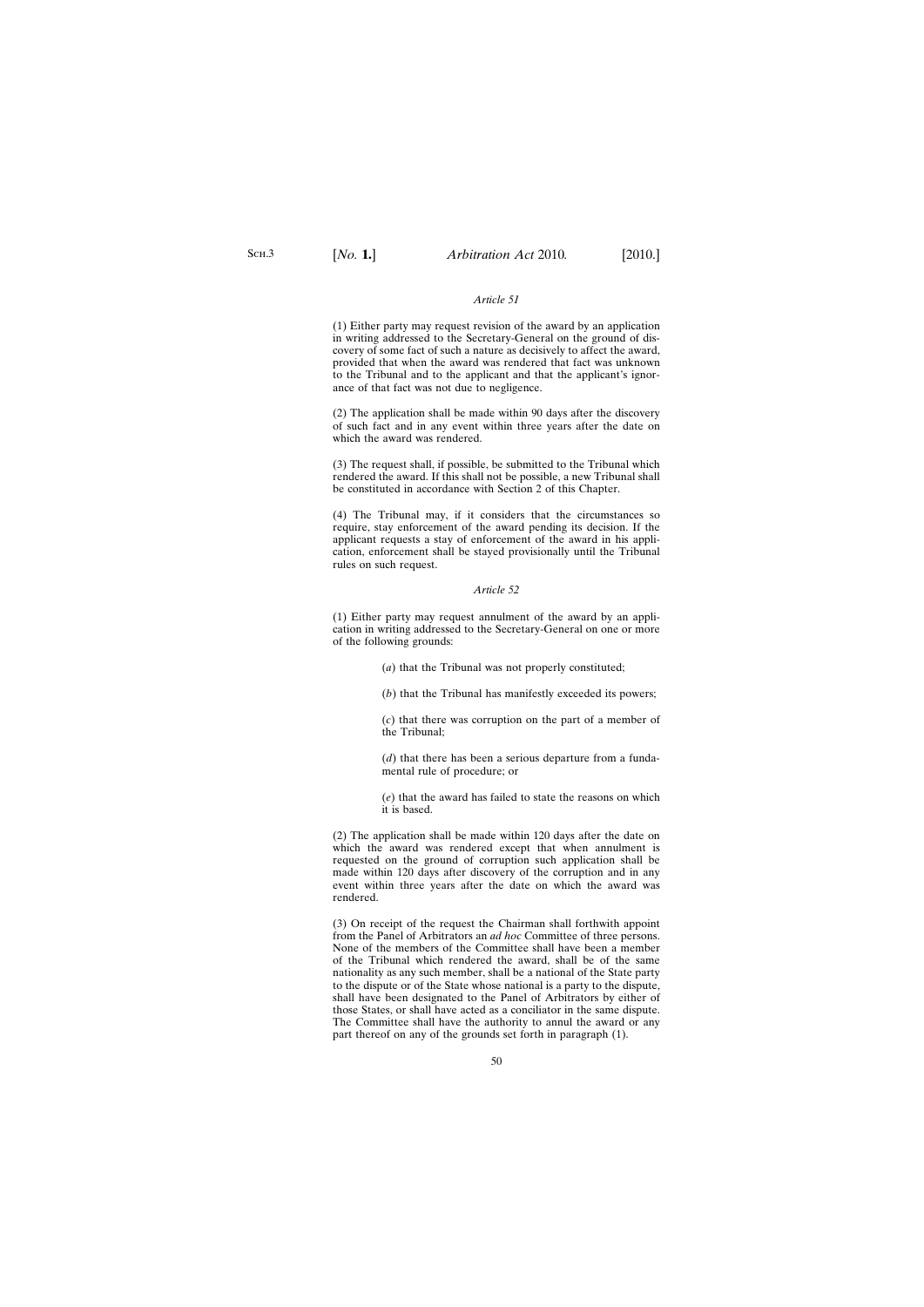*Article 51*

(1) Either party may request revision of the award by an application in writing addressed to the Secretary-General on the ground of discovery of some fact of such a nature as decisively to affect the award, provided that when the award was rendered that fact was unknown to the Tribunal and to the applicant and that the applicant's ignorance of that fact was not due to negligence.

(2) The application shall be made within 90 days after the discovery of such fact and in any event within three years after the date on which the award was rendered.

(3) The request shall, if possible, be submitted to the Tribunal which rendered the award. If this shall not be possible, a new Tribunal shall be constituted in accordance with Section 2 of this Chapter.

(4) The Tribunal may, if it considers that the circumstances so require, stay enforcement of the award pending its decision. If the applicant requests a stay of enforcement of the award in his application, enforcement shall be stayed provisionally until the Tribunal rules on such request.

*Article 52*

(1) Either party may request annulment of the award by an application in writing addressed to the Secretary-General on one or more of the following grounds:

(*a*) that the Tribunal was not properly constituted;

(*b*) that the Tribunal has manifestly exceeded its powers;

(*c*) that there was corruption on the part of a member of the Tribunal;

(*d*) that there has been a serious departure from a fundamental rule of procedure; or

(*e*) that the award has failed to state the reasons on which it is based.

(2) The application shall be made within 120 days after the date on which the award was rendered except that when annulment is requested on the ground of corruption such application shall be made within 120 days after discovery of the corruption and in any event within three years after the date on which the award was rendered.

(3) On receipt of the request the Chairman shall forthwith appoint from the Panel of Arbitrators an *ad hoc* Committee of three persons. None of the members of the Committee shall have been a member of the Tribunal which rendered the award, shall be of the same nationality as any such member, shall be a national of the State party to the dispute or of the State whose national is a party to the dispute, shall have been designated to the Panel of Arbitrators by either of those States, or shall have acted as a conciliator in the same dispute. The Committee shall have the authority to annul the award or any part thereof on any of the grounds set forth in paragraph (1).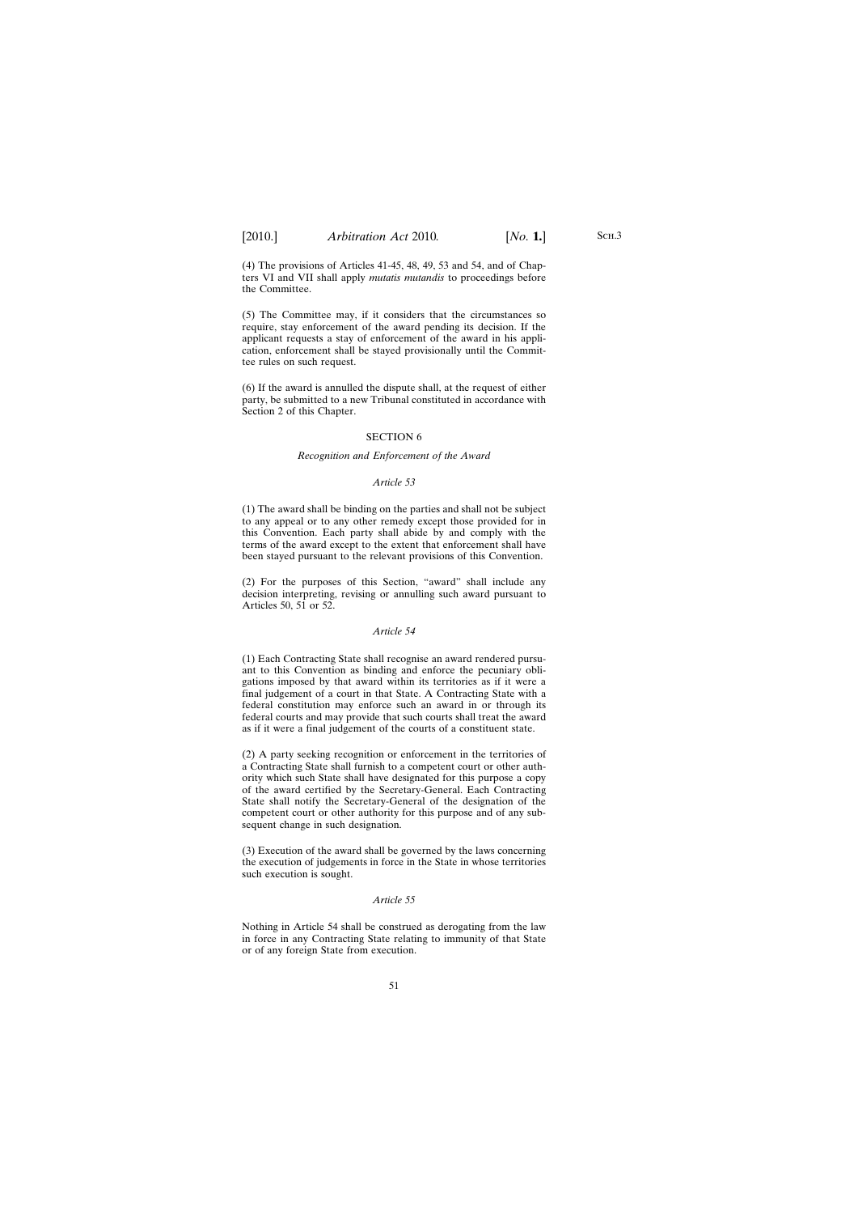(4) The provisions of Articles 41-45, 48, 49, 53 and 54, and of Chapters VI and VII shall apply *mutatis mutandis* to proceedings before the Committee.

(5) The Committee may, if it considers that the circumstances so require, stay enforcement of the award pending its decision. If the applicant requests a stay of enforcement of the award in his application, enforcement shall be stayed provisionally until the Committee rules on such request.

(6) If the award is annulled the dispute shall, at the request of either party, be submitted to a new Tribunal constituted in accordance with Section 2 of this Chapter.

## SECTION 6

### *Recognition and Enforcement of the Award*

#### *Article 53*

(1) The award shall be binding on the parties and shall not be subject to any appeal or to any other remedy except those provided for in this Convention. Each party shall abide by and comply with the terms of the award except to the extent that enforcement shall have been stayed pursuant to the relevant provisions of this Convention.

(2) For the purposes of this Section, "award" shall include any decision interpreting, revising or annulling such award pursuant to Articles 50, 51 or 52.

#### *Article 54*

(1) Each Contracting State shall recognise an award rendered pursuant to this Convention as binding and enforce the pecuniary obligations imposed by that award within its territories as if it were a final judgement of a court in that State. A Contracting State with a federal constitution may enforce such an award in or through its federal courts and may provide that such courts shall treat the award as if it were a final judgement of the courts of a constituent state.

(2) A party seeking recognition or enforcement in the territories of a Contracting State shall furnish to a competent court or other authority which such State shall have designated for this purpose a copy of the award certified by the Secretary-General. Each Contracting State shall notify the Secretary-General of the designation of the competent court or other authority for this purpose and of any subsequent change in such designation.

(3) Execution of the award shall be governed by the laws concerning the execution of judgements in force in the State in whose territories such execution is sought.

#### *Article 55*

Nothing in Article 54 shall be construed as derogating from the law in force in any Contracting State relating to immunity of that State or of any foreign State from execution.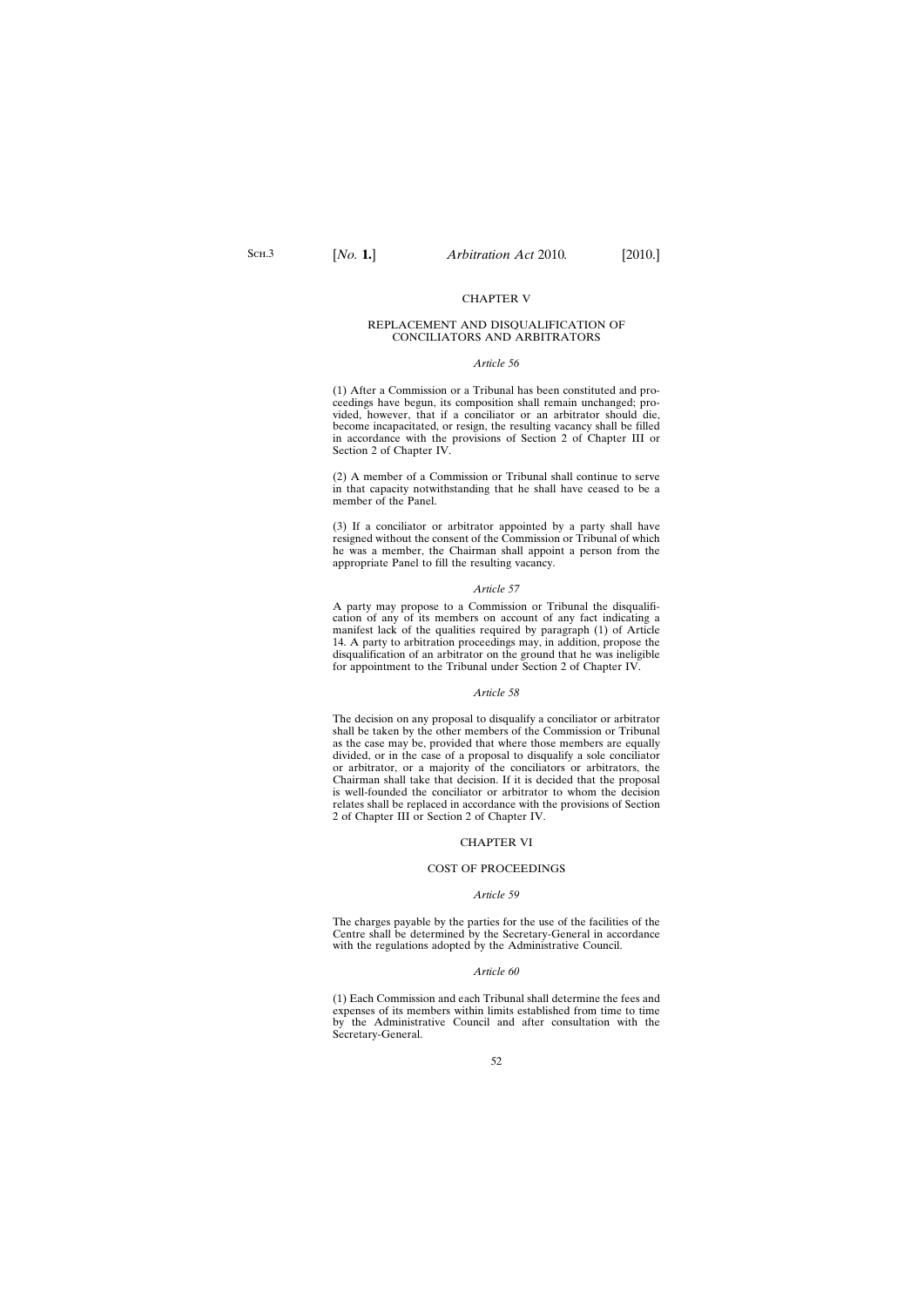## CHAPTER V

### REPLACEMENT AND DISQUALIFICATION OF CONCILIATORS AND ARBITRATORS

*Article 56*

(1) After a Commission or a Tribunal has been constituted and proceedings have begun, its composition shall remain unchanged; provided, however, that if a conciliator or an arbitrator should die, become incapacitated, or resign, the resulting vacancy shall be filled in accordance with the provisions of Section 2 of Chapter III or Section 2 of Chapter IV.

(2) A member of a Commission or Tribunal shall continue to serve in that capacity notwithstanding that he shall have ceased to be a member of the Panel.

(3) If a conciliator or arbitrator appointed by a party shall have resigned without the consent of the Commission or Tribunal of which he was a member, the Chairman shall appoint a person from the appropriate Panel to fill the resulting vacancy.

*Article 57*

A party may propose to a Commission or Tribunal the disqualification of any of its members on account of any fact indicating a manifest lack of the qualities required by paragraph (1) of Article 14. A party to arbitration proceedings may, in addition, propose the disqualification of an arbitrator on the ground that he was ineligible for appointment to the Tribunal under Section 2 of Chapter IV.

*Article 58*

The decision on any proposal to disqualify a conciliator or arbitrator shall be taken by the other members of the Commission or Tribunal as the case may be, provided that where those members are equally divided, or in the case of a proposal to disqualify a sole conciliator or arbitrator, or a majority of the conciliators or arbitrators, the Chairman shall take that decision. If it is decided that the proposal is well-founded the conciliator or arbitrator to whom the decision relates shall be replaced in accordance with the provisions of Section 2 of Chapter III or Section 2 of Chapter IV.

## CHAPTER VI

### COST OF PROCEEDINGS

*Article 59*

The charges payable by the parties for the use of the facilities of the Centre shall be determined by the Secretary-General in accordance with the regulations adopted by the Administrative Council.

*Article 60*

(1) Each Commission and each Tribunal shall determine the fees and expenses of its members within limits established from time to time by the Administrative Council and after consultation with the Secretary-General.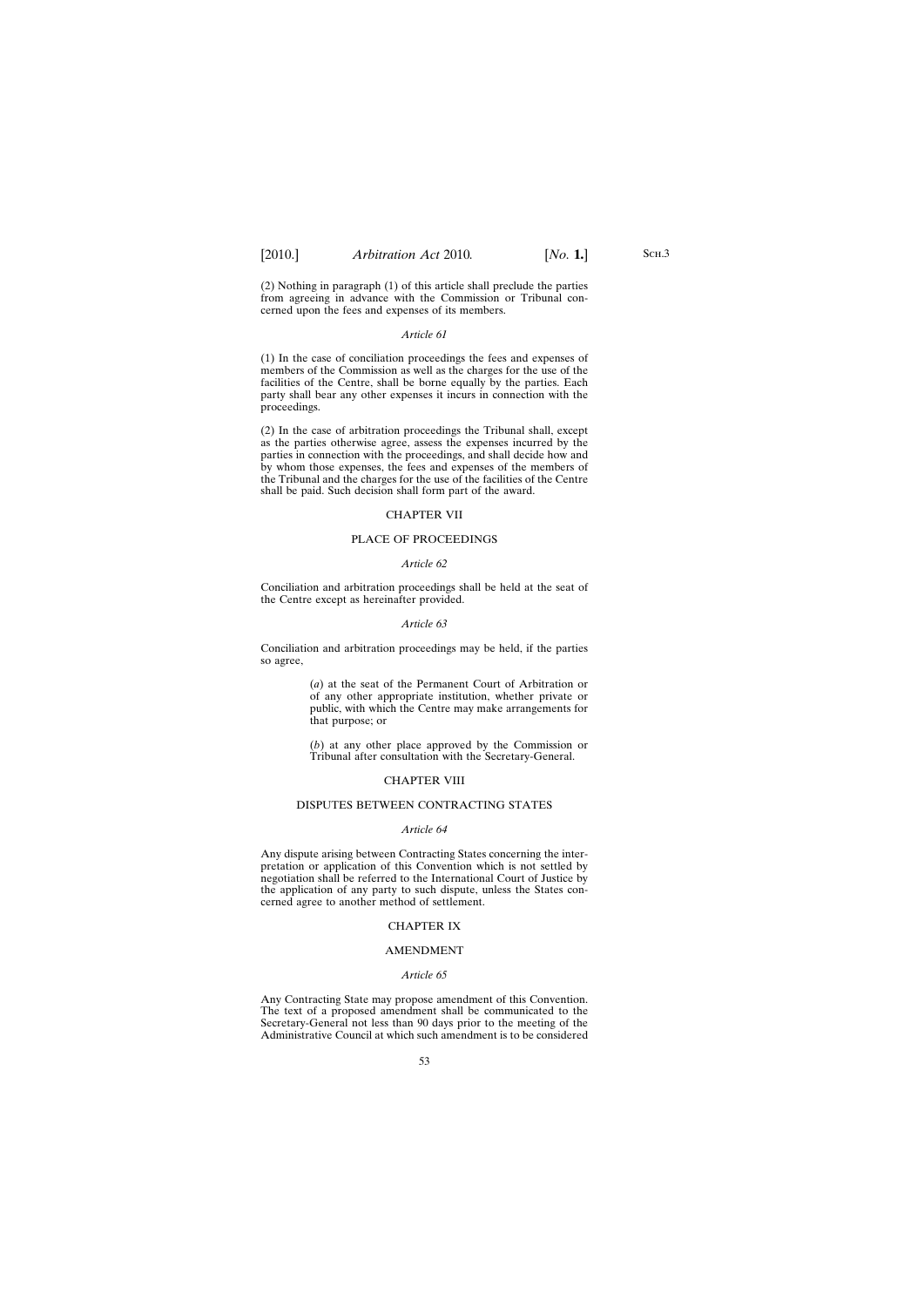(2) Nothing in paragraph (1) of this article shall preclude the parties from agreeing in advance with the Commission or Tribunal concerned upon the fees and expenses of its members.

*Article 61*

(1) In the case of conciliation proceedings the fees and expenses of members of the Commission as well as the charges for the use of the facilities of the Centre, shall be borne equally by the parties. Each party shall bear any other expenses it incurs in connection with the proceedings.

(2) In the case of arbitration proceedings the Tribunal shall, except as the parties otherwise agree, assess the expenses incurred by the parties in connection with the proceedings, and shall decide how and by whom those expenses, the fees and expenses of the members of the Tribunal and the charges for the use of the facilities of the Centre shall be paid. Such decision shall form part of the award.

## CHAPTER VII

## PLACE OF PROCEEDINGS

*Article 62*

Conciliation and arbitration proceedings shall be held at the seat of the Centre except as hereinafter provided.

*Article 63*

Conciliation and arbitration proceedings may be held, if the parties so agree,

> (*a*) at the seat of the Permanent Court of Arbitration or of any other appropriate institution, whether private or public, with which the Centre may make arrangements for that purpose; or
>
> (*b*) at any other place approved by the Commission or Tribunal after consultation with the Secretary-General.

## CHAPTER VIII

## DISPUTES BETWEEN CONTRACTING STATES

*Article 64*

Any dispute arising between Contracting States concerning the interpretation or application of this Convention which is not settled by negotiation shall be referred to the International Court of Justice by the application of any party to such dispute, unless the States concerned agree to another method of settlement.

## CHAPTER IX

## AMENDMENT

*Article 65*

Any Contracting State may propose amendment of this Convention. The text of a proposed amendment shall be communicated to the Secretary-General not less than 90 days prior to the meeting of the Administrative Council at which such amendment is to be considered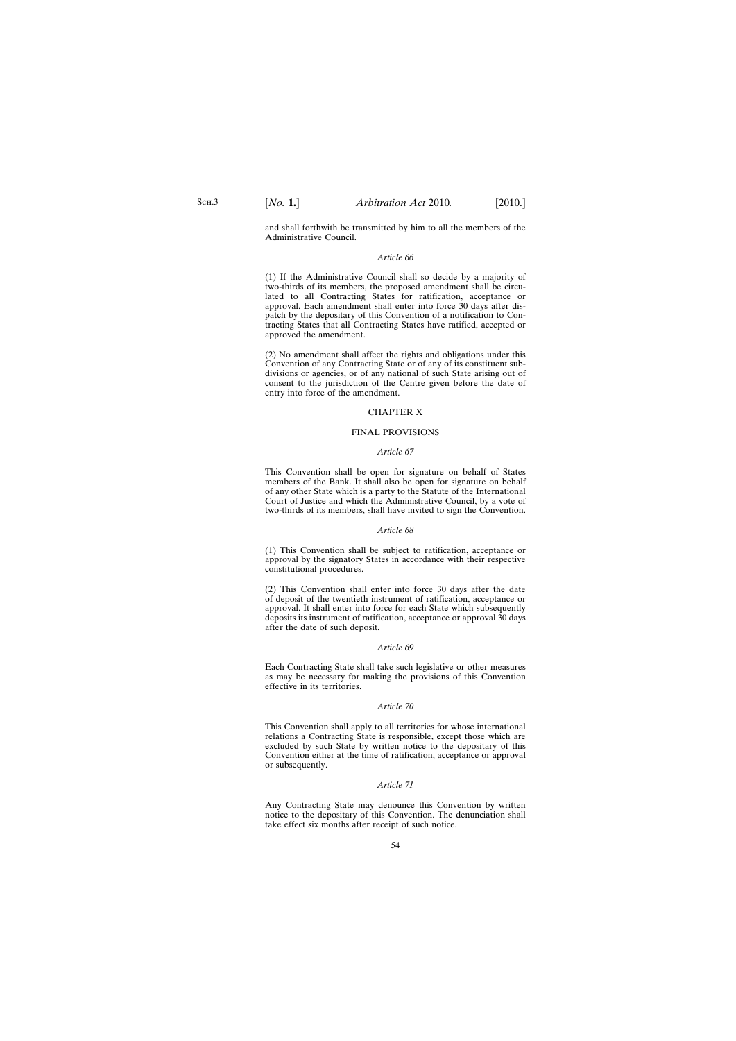and shall forthwith be transmitted by him to all the members of the Administrative Council.

*Article 66*

(1) If the Administrative Council shall so decide by a majority of two-thirds of its members, the proposed amendment shall be circulated to all Contracting States for ratification, acceptance or approval. Each amendment shall enter into force 30 days after dispatch by the depositary of this Convention of a notification to Contracting States that all Contracting States have ratified, accepted or approved the amendment.

(2) No amendment shall affect the rights and obligations under this Convention of any Contracting State or of any of its constituent subdivisions or agencies, or of any national of such State arising out of consent to the jurisdiction of the Centre given before the date of entry into force of the amendment.

## CHAPTER X

## FINAL PROVISIONS

*Article 67*

This Convention shall be open for signature on behalf of States members of the Bank. It shall also be open for signature on behalf of any other State which is a party to the Statute of the International Court of Justice and which the Administrative Council, by a vote of two-thirds of its members, shall have invited to sign the Convention.

*Article 68*

(1) This Convention shall be subject to ratification, acceptance or approval by the signatory States in accordance with their respective constitutional procedures.

(2) This Convention shall enter into force 30 days after the date of deposit of the twentieth instrument of ratification, acceptance or approval. It shall enter into force for each State which subsequently deposits its instrument of ratification, acceptance or approval 30 days after the date of such deposit.

*Article 69*

Each Contracting State shall take such legislative or other measures as may be necessary for making the provisions of this Convention effective in its territories.

*Article 70*

This Convention shall apply to all territories for whose international relations a Contracting State is responsible, except those which are excluded by such State by written notice to the depositary of this Convention either at the time of ratification, acceptance or approval or subsequently.

*Article 71*

Any Contracting State may denounce this Convention by written notice to the depositary of this Convention. The denunciation shall take effect six months after receipt of such notice.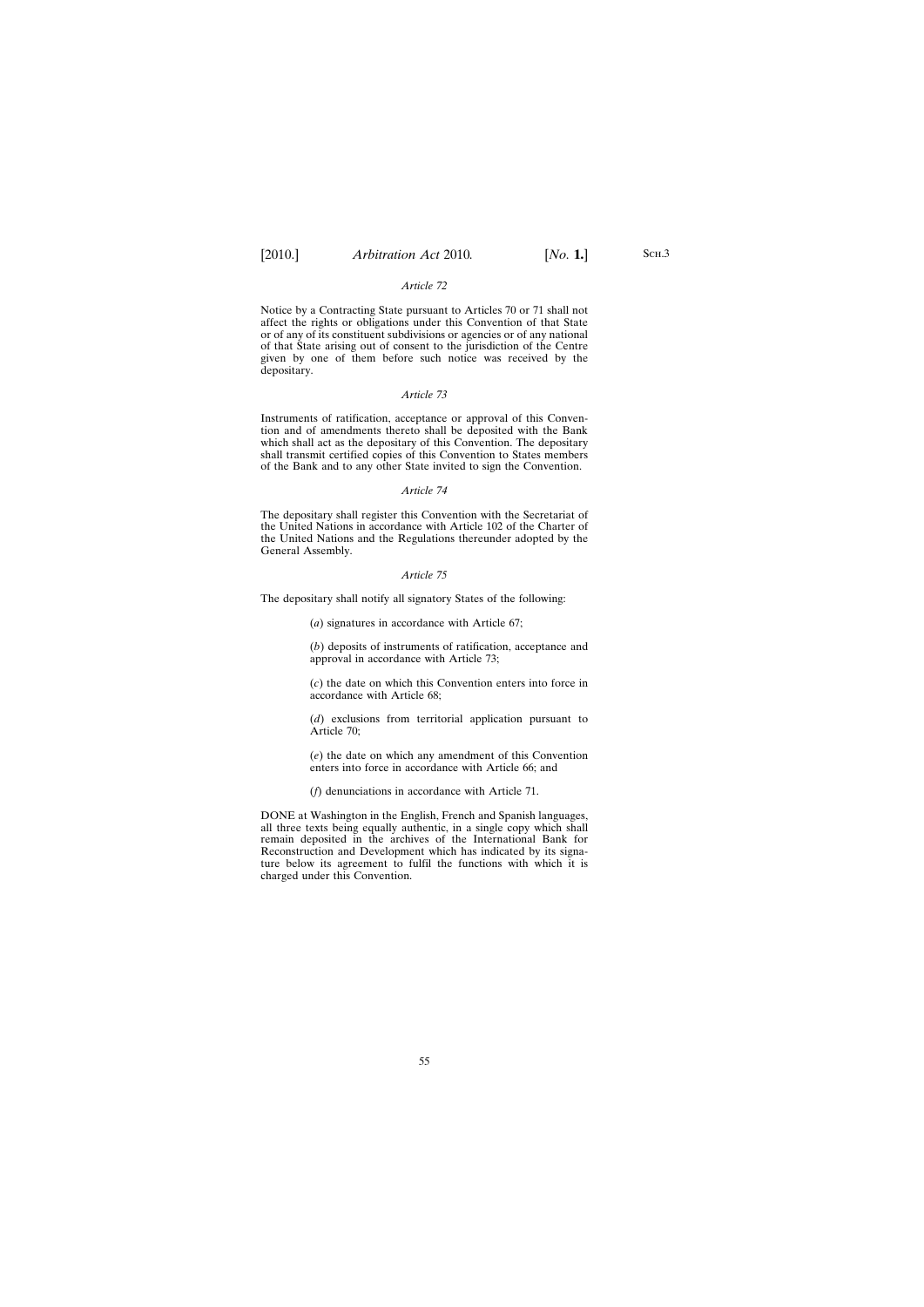*Article 72*

Notice by a Contracting State pursuant to Articles 70 or 71 shall not affect the rights or obligations under this Convention of that State or of any of its constituent subdivisions or agencies or of any national of that State arising out of consent to the jurisdiction of the Centre given by one of them before such notice was received by the depositary.

*Article 73*

Instruments of ratification, acceptance or approval of this Convention and of amendments thereto shall be deposited with the Bank which shall act as the depositary of this Convention. The depositary shall transmit certified copies of this Convention to States members of the Bank and to any other State invited to sign the Convention.

*Article 74*

The depositary shall register this Convention with the Secretariat of the United Nations in accordance with Article 102 of the Charter of the United Nations and the Regulations thereunder adopted by the General Assembly.

*Article 75*

The depositary shall notify all signatory States of the following:

(*a*) signatures in accordance with Article 67;

(*b*) deposits of instruments of ratification, acceptance and approval in accordance with Article 73;

(*c*) the date on which this Convention enters into force in accordance with Article 68;

(*d*) exclusions from territorial application pursuant to Article 70;

(*e*) the date on which any amendment of this Convention enters into force in accordance with Article 66; and

(*f*) denunciations in accordance with Article 71.

DONE at Washington in the English, French and Spanish languages, all three texts being equally authentic, in a single copy which shall remain deposited in the archives of the International Bank for Reconstruction and Development which has indicated by its signature below its agreement to fulfil the functions with which it is charged under this Convention.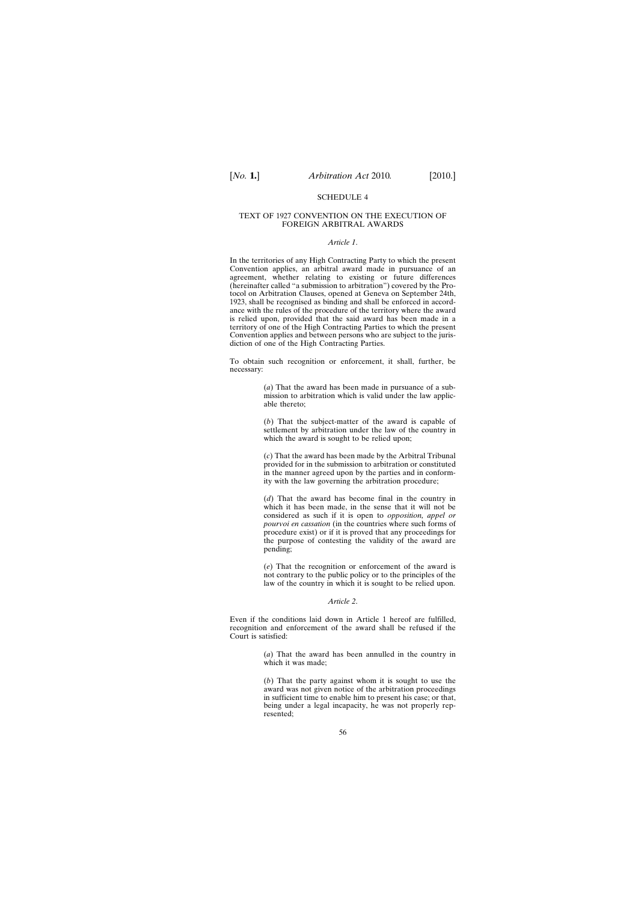## SCHEDULE 4

### TEXT OF 1927 CONVENTION ON THE EXECUTION OF FOREIGN ARBITRAL AWARDS

*Article 1.*

In the territories of any High Contracting Party to which the present Convention applies, an arbitral award made in pursuance of an agreement, whether relating to existing or future differences (hereinafter called "a submission to arbitration") covered by the Protocol on Arbitration Clauses, opened at Geneva on September 24th, 1923, shall be recognised as binding and shall be enforced in accordance with the rules of the procedure of the territory where the award is relied upon, provided that the said award has been made in a territory of one of the High Contracting Parties to which the present Convention applies and between persons who are subject to the jurisdiction of one of the High Contracting Parties.

To obtain such recognition or enforcement, it shall, further, be necessary:

(*a*) That the award has been made in pursuance of a submission to arbitration which is valid under the law applicable thereto;

(*b*) That the subject-matter of the award is capable of settlement by arbitration under the law of the country in which the award is sought to be relied upon;

(*c*) That the award has been made by the Arbitral Tribunal provided for in the submission to arbitration or constituted in the manner agreed upon by the parties and in conformity with the law governing the arbitration procedure;

(*d*) That the award has become final in the country in which it has been made, in the sense that it will not be considered as such if it is open to *opposition, appel or pourvoi en cassation* (in the countries where such forms of procedure exist) or if it is proved that any proceedings for the purpose of contesting the validity of the award are pending;

(*e*) That the recognition or enforcement of the award is not contrary to the public policy or to the principles of the law of the country in which it is sought to be relied upon.

*Article 2.*

Even if the conditions laid down in Article 1 hereof are fulfilled, recognition and enforcement of the award shall be refused if the Court is satisfied:

(*a*) That the award has been annulled in the country in which it was made;

(*b*) That the party against whom it is sought to use the award was not given notice of the arbitration proceedings in sufficient time to enable him to present his case; or that, being under a legal incapacity, he was not properly represented;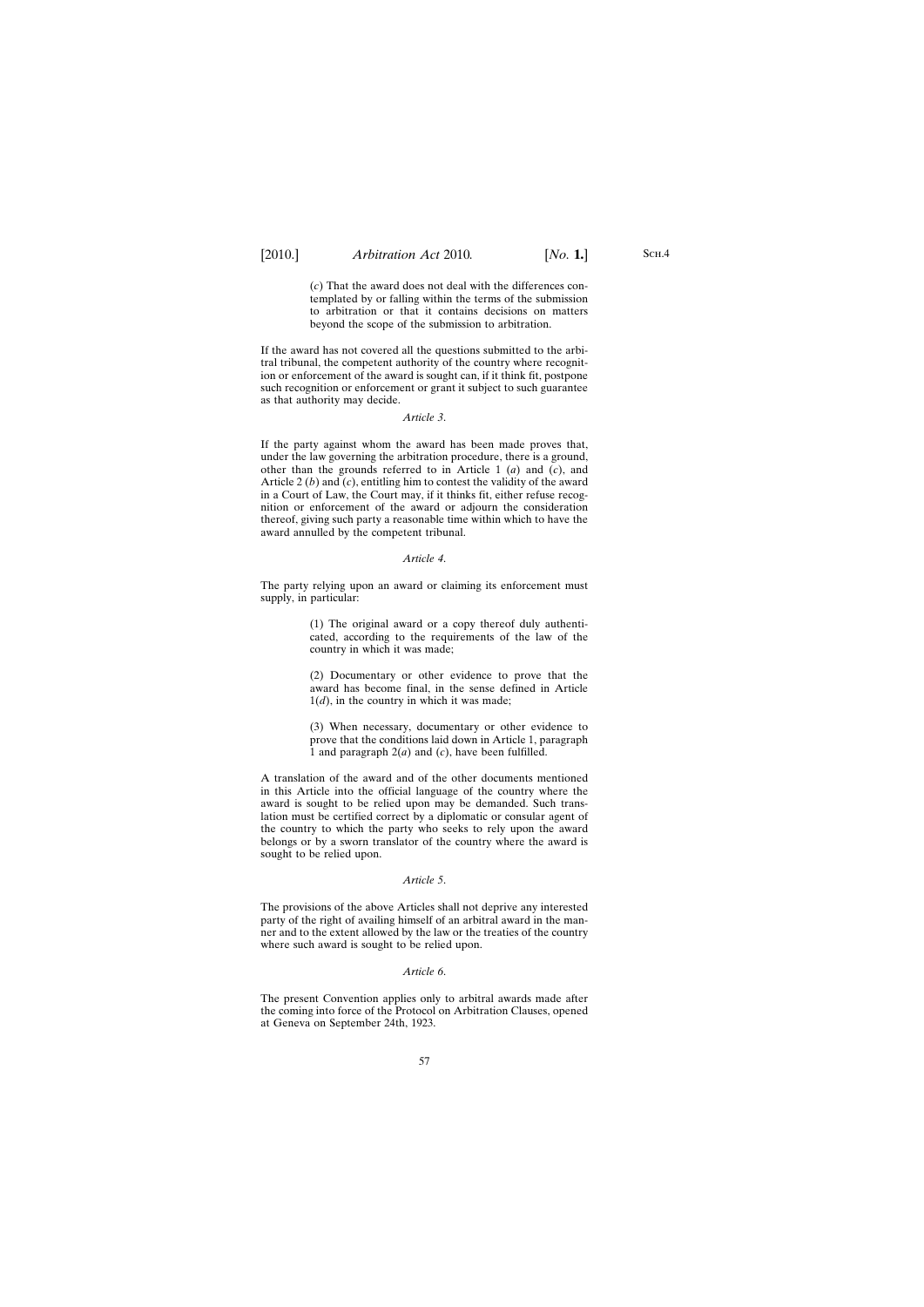(*c*) That the award does not deal with the differences contemplated by or falling within the terms of the submission to arbitration or that it contains decisions on matters beyond the scope of the submission to arbitration.

If the award has not covered all the questions submitted to the arbitral tribunal, the competent authority of the country where recognition or enforcement of the award is sought can, if it think fit, postpone such recognition or enforcement or grant it subject to such guarantee as that authority may decide.

*Article 3.*

If the party against whom the award has been made proves that, under the law governing the arbitration procedure, there is a ground, other than the grounds referred to in Article 1 (*a*) and (*c*), and Article 2 (*b*) and (*c*), entitling him to contest the validity of the award in a Court of Law, the Court may, if it thinks fit, either refuse recognition or enforcement of the award or adjourn the consideration thereof, giving such party a reasonable time within which to have the award annulled by the competent tribunal.

*Article 4.*

The party relying upon an award or claiming its enforcement must supply, in particular:

(1) The original award or a copy thereof duly authenticated, according to the requirements of the law of the country in which it was made;

(2) Documentary or other evidence to prove that the award has become final, in the sense defined in Article 1(*d*), in the country in which it was made;

(3) When necessary, documentary or other evidence to prove that the conditions laid down in Article 1, paragraph 1 and paragraph 2(*a*) and (*c*), have been fulfilled.

A translation of the award and of the other documents mentioned in this Article into the official language of the country where the award is sought to be relied upon may be demanded. Such translation must be certified correct by a diplomatic or consular agent of the country to which the party who seeks to rely upon the award belongs or by a sworn translator of the country where the award is sought to be relied upon.

*Article 5.*

The provisions of the above Articles shall not deprive any interested party of the right of availing himself of an arbitral award in the manner and to the extent allowed by the law or the treaties of the country where such award is sought to be relied upon.

*Article 6.*

The present Convention applies only to arbitral awards made after the coming into force of the Protocol on Arbitration Clauses, opened at Geneva on September 24th, 1923.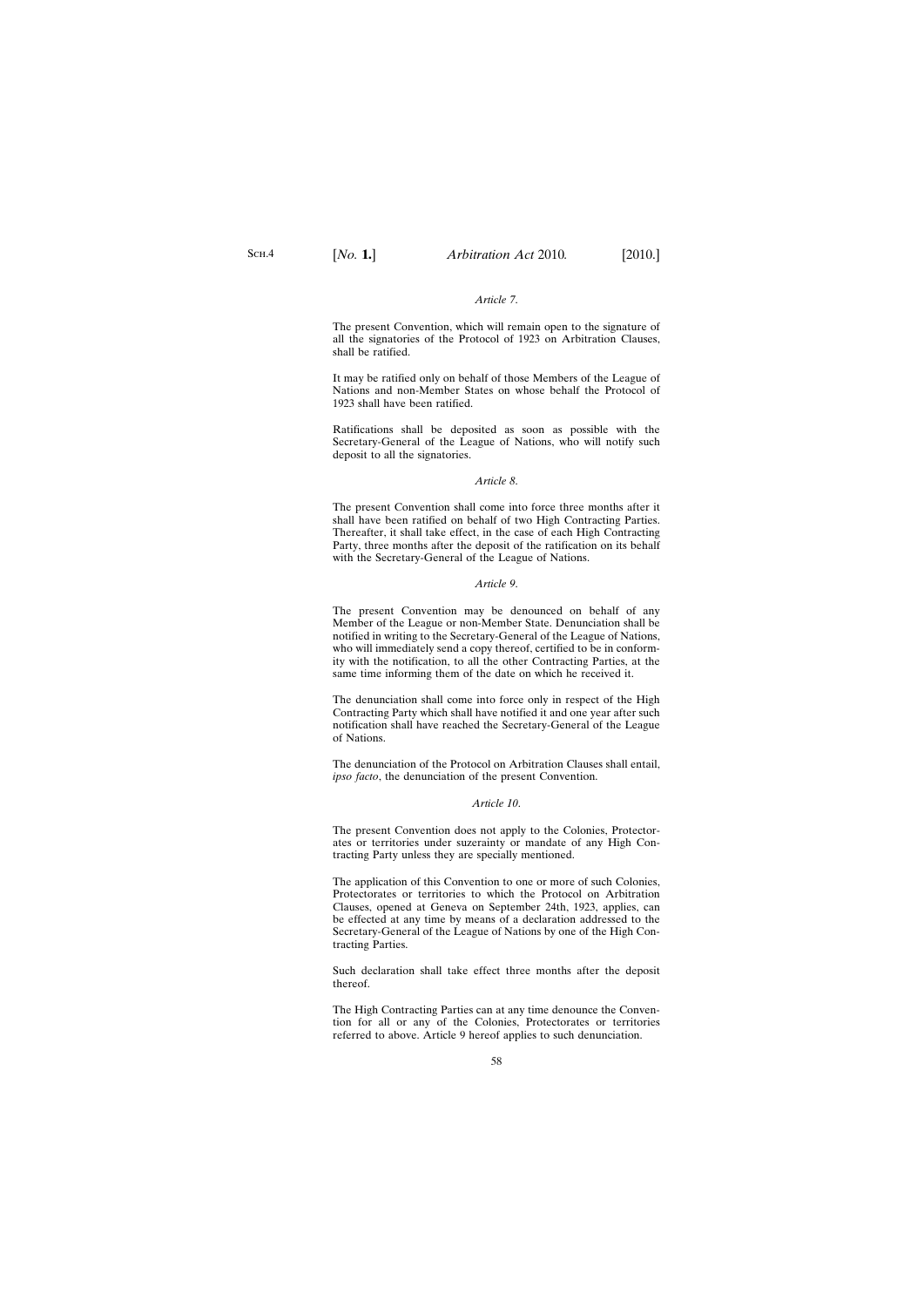*Article 7.*

The present Convention, which will remain open to the signature of all the signatories of the Protocol of 1923 on Arbitration Clauses, shall be ratified.

It may be ratified only on behalf of those Members of the League of Nations and non-Member States on whose behalf the Protocol of 1923 shall have been ratified.

Ratifications shall be deposited as soon as possible with the Secretary-General of the League of Nations, who will notify such deposit to all the signatories.

*Article 8.*

The present Convention shall come into force three months after it shall have been ratified on behalf of two High Contracting Parties. Thereafter, it shall take effect, in the case of each High Contracting Party, three months after the deposit of the ratification on its behalf with the Secretary-General of the League of Nations.

*Article 9.*

The present Convention may be denounced on behalf of any Member of the League or non-Member State. Denunciation shall be notified in writing to the Secretary-General of the League of Nations, who will immediately send a copy thereof, certified to be in conformity with the notification, to all the other Contracting Parties, at the same time informing them of the date on which he received it.

The denunciation shall come into force only in respect of the High Contracting Party which shall have notified it and one year after such notification shall have reached the Secretary-General of the League of Nations.

The denunciation of the Protocol on Arbitration Clauses shall entail, *ipso facto*, the denunciation of the present Convention.

*Article 10.*

The present Convention does not apply to the Colonies, Protectorates or territories under suzerainty or mandate of any High Contracting Party unless they are specially mentioned.

The application of this Convention to one or more of such Colonies, Protectorates or territories to which the Protocol on Arbitration Clauses, opened at Geneva on September 24th, 1923, applies, can be effected at any time by means of a declaration addressed to the Secretary-General of the League of Nations by one of the High Contracting Parties.

Such declaration shall take effect three months after the deposit thereof.

The High Contracting Parties can at any time denounce the Convention for all or any of the Colonies, Protectorates or territories referred to above. Article 9 hereof applies to such denunciation.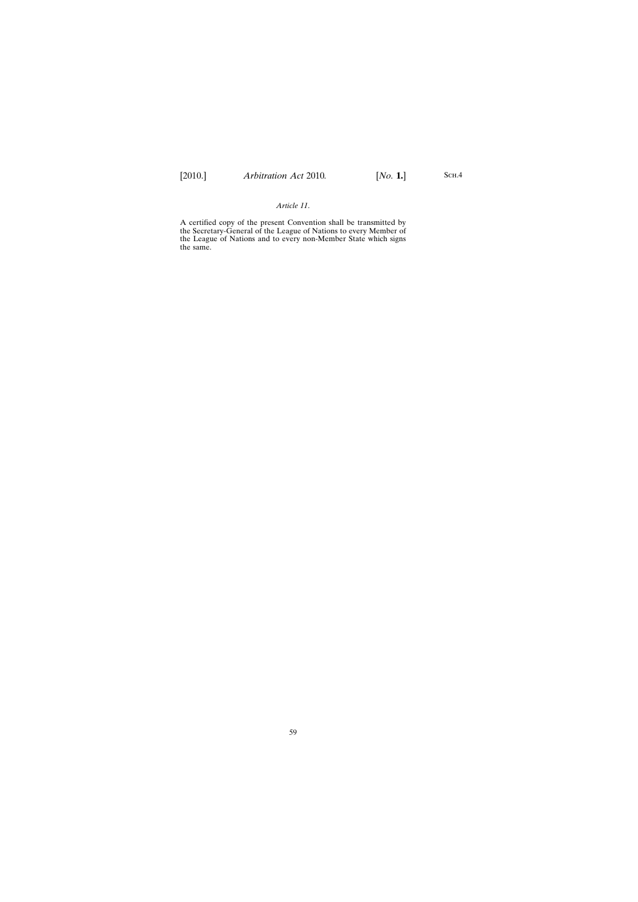*Article 11.*

A certified copy of the present Convention shall be transmitted by the Secretary-General of the League of Nations to every Member of the League of Nations and to every non-Member State which signs the same.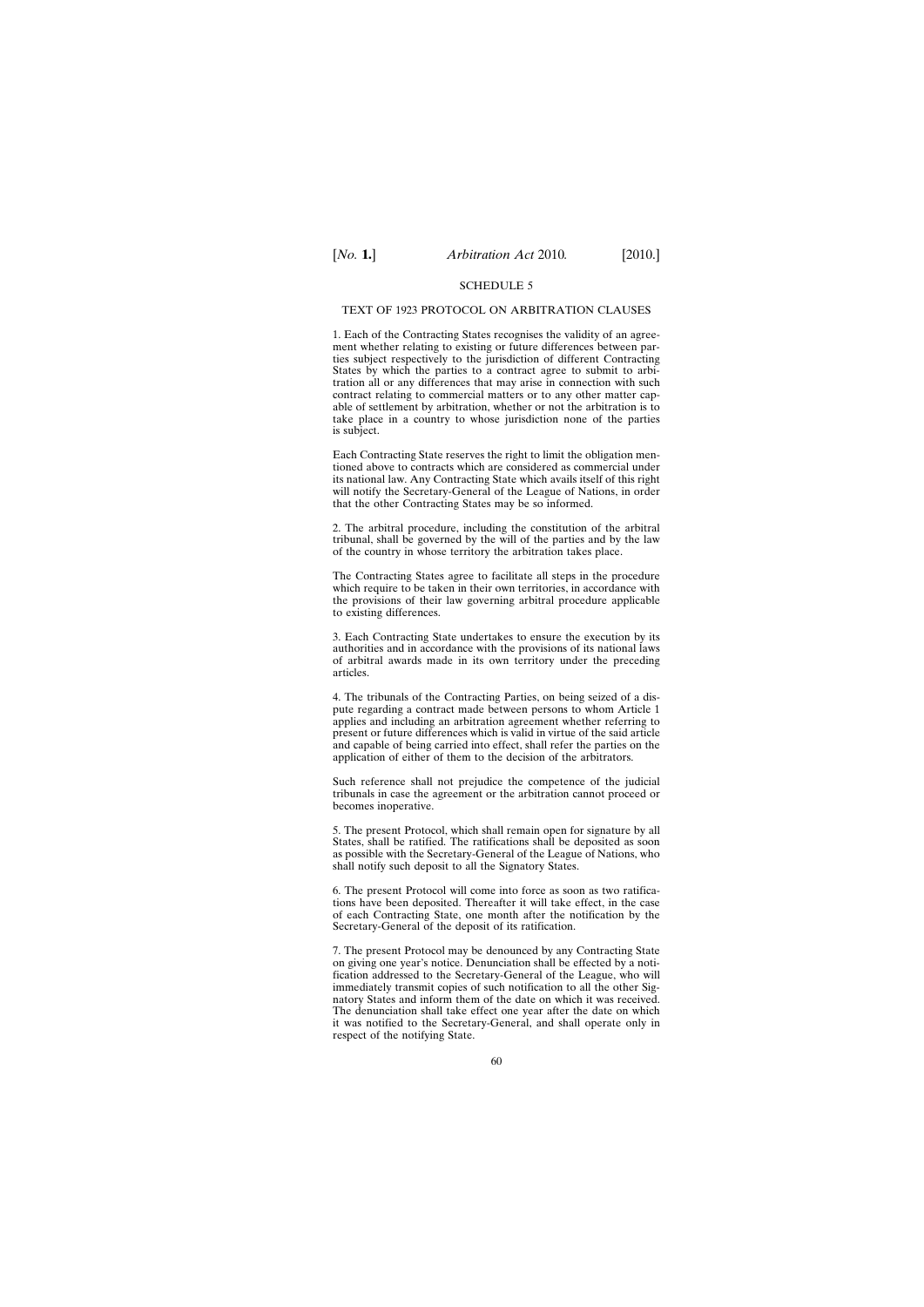## SCHEDULE 5

### TEXT OF 1923 PROTOCOL ON ARBITRATION CLAUSES

1. Each of the Contracting States recognises the validity of an agreement whether relating to existing or future differences between parties subject respectively to the jurisdiction of different Contracting States by which the parties to a contract agree to submit to arbitration all or any differences that may arise in connection with such contract relating to commercial matters or to any other matter capable of settlement by arbitration, whether or not the arbitration is to take place in a country to whose jurisdiction none of the parties is subject.

Each Contracting State reserves the right to limit the obligation mentioned above to contracts which are considered as commercial under its national law. Any Contracting State which avails itself of this right will notify the Secretary-General of the League of Nations, in order that the other Contracting States may be so informed.

2. The arbitral procedure, including the constitution of the arbitral tribunal, shall be governed by the will of the parties and by the law of the country in whose territory the arbitration takes place.

The Contracting States agree to facilitate all steps in the procedure which require to be taken in their own territories, in accordance with the provisions of their law governing arbitral procedure applicable to existing differences.

3. Each Contracting State undertakes to ensure the execution by its authorities and in accordance with the provisions of its national laws of arbitral awards made in its own territory under the preceding articles.

4. The tribunals of the Contracting Parties, on being seized of a dispute regarding a contract made between persons to whom Article 1 applies and including an arbitration agreement whether referring to present or future differences which is valid in virtue of the said article and capable of being carried into effect, shall refer the parties on the application of either of them to the decision of the arbitrators.

Such reference shall not prejudice the competence of the judicial tribunals in case the agreement or the arbitration cannot proceed or becomes inoperative.

5. The present Protocol, which shall remain open for signature by all States, shall be ratified. The ratifications shall be deposited as soon as possible with the Secretary-General of the League of Nations, who shall notify such deposit to all the Signatory States.

6. The present Protocol will come into force as soon as two ratifications have been deposited. Thereafter it will take effect, in the case of each Contracting State, one month after the notification by the Secretary-General of the deposit of its ratification.

7. The present Protocol may be denounced by any Contracting State on giving one year's notice. Denunciation shall be effected by a notification addressed to the Secretary-General of the League, who will immediately transmit copies of such notification to all the other Signatory States and inform them of the date on which it was received. The denunciation shall take effect one year after the date on which it was notified to the Secretary-General, and shall operate only in respect of the notifying State.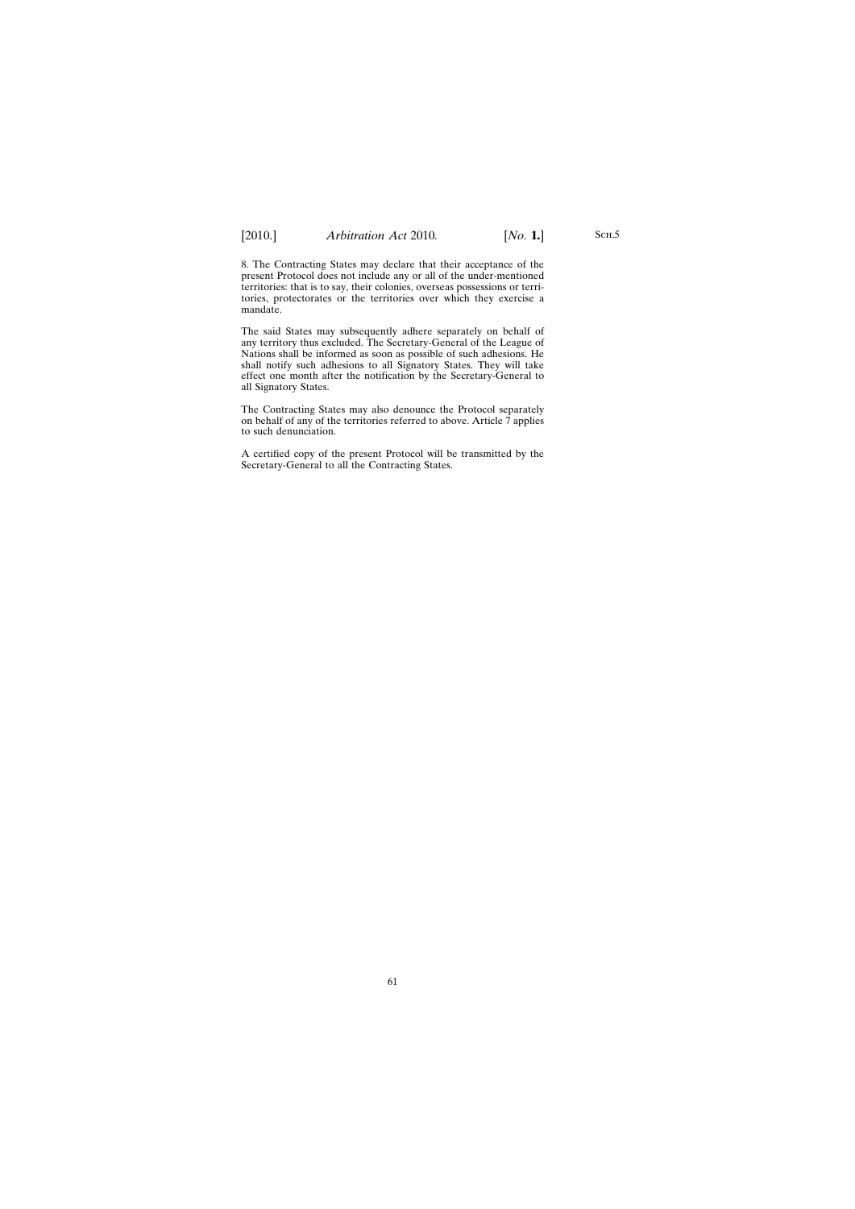8. The Contracting States may declare that their acceptance of the present Protocol does not include any or all of the under-mentioned territories: that is to say, their colonies, overseas possessions or territories, protectorates or the territories over which they exercise a mandate.

The said States may subsequently adhere separately on behalf of any territory thus excluded. The Secretary-General of the League of Nations shall be informed as soon as possible of such adhesions. He shall notify such adhesions to all Signatory States. They will take effect one month after the notification by the Secretary-General to all Signatory States.

The Contracting States may also denounce the Protocol separately on behalf of any of the territories referred to above. Article 7 applies to such denunciation.

A certified copy of the present Protocol will be transmitted by the Secretary-General to all the Contracting States.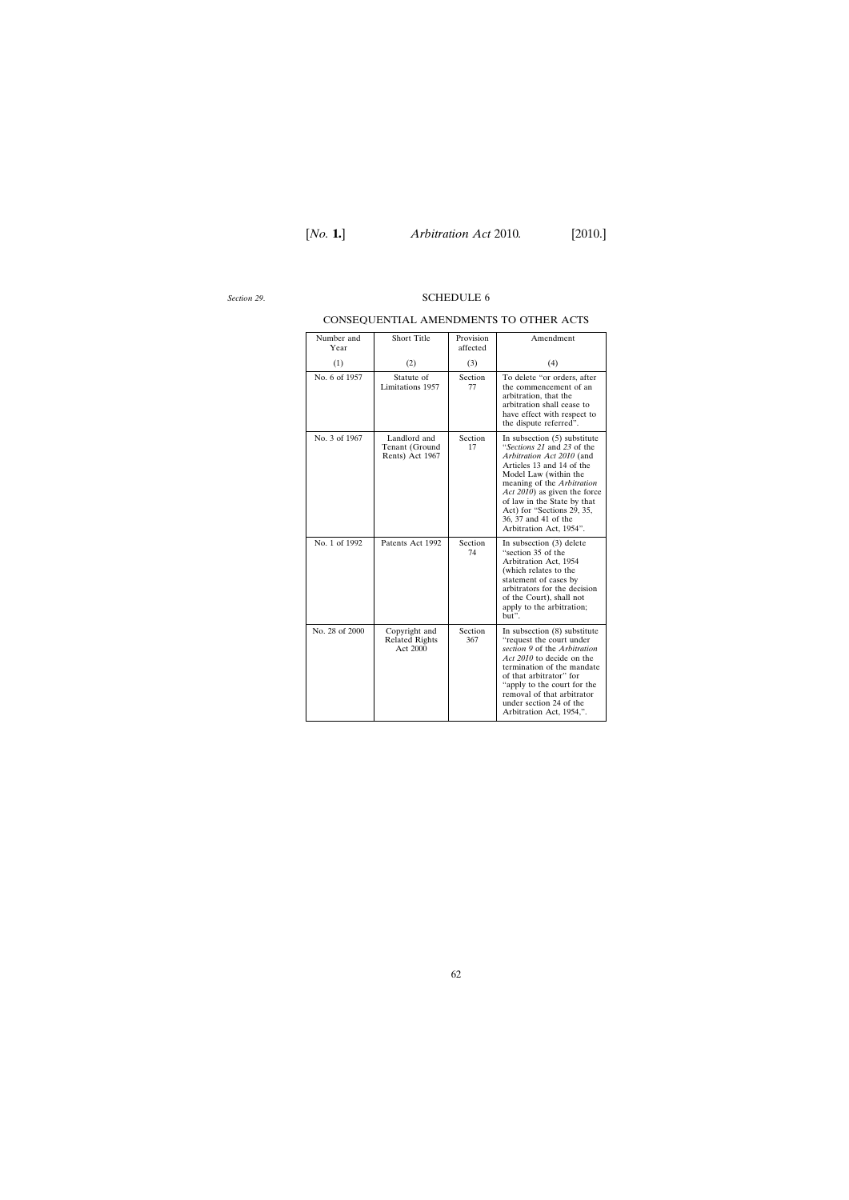*Section 29.*

## SCHEDULE 6

### CONSEQUENTIAL AMENDMENTS TO OTHER ACTS

| Number and Year | Short Title | Provision affected | Amendment |
|---|---|---|---|
| (1) | (2) | (3) | (4) |
| No. 6 of 1957 | Statute of Limitations 1957 | Section 77 | To delete "or orders, after the commencement of an arbitration, that the arbitration shall cease to have effect with respect to the dispute referred". |
| No. 3 of 1967 | Landlord and Tenant (Ground Rents) Act 1967 | Section 17 | In subsection (5) substitute "*Sections 21* and *23* of the *Arbitration Act 2010* (and Articles 13 and 14 of the Model Law (within the meaning of the *Arbitration Act 2010*) as given the force of law in the State by that Act) for "Sections 29, 35, 36, 37 and 41 of the Arbitration Act, 1954". |
| No. 1 of 1992 | Patents Act 1992 | Section 74 | In subsection (3) delete "section 35 of the Arbitration Act, 1954 (which relates to the statement of cases by arbitrators for the decision of the Court), shall not apply to the arbitration; but". |
| No. 28 of 2000 | Copyright and Related Rights Act 2000 | Section 367 | In subsection (8) substitute "request the court under *section 9* of the *Arbitration Act 2010* to decide on the termination of the mandate of that arbitrator" for "apply to the court for the removal of that arbitrator under section 24 of the Arbitration Act, 1954,". |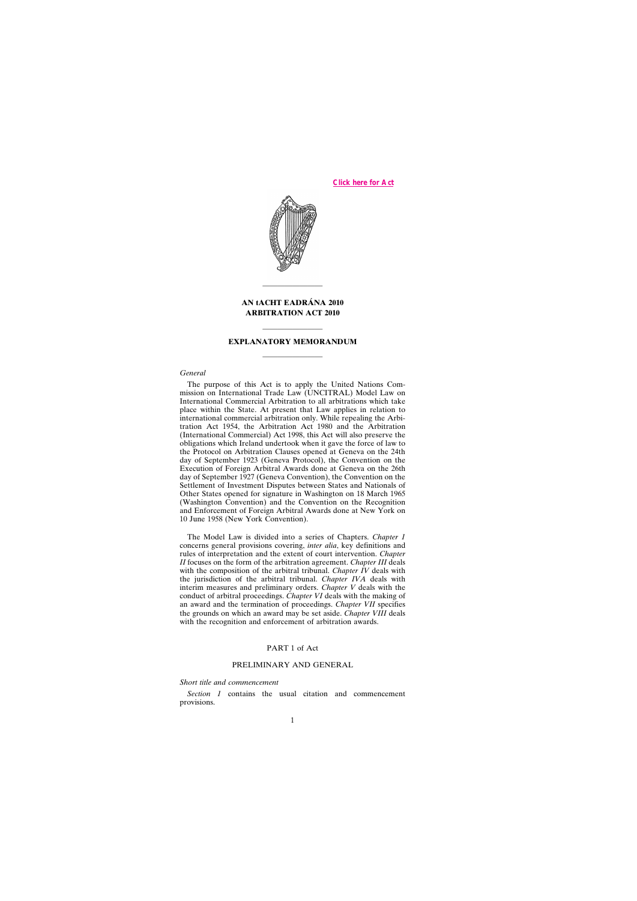Click here for Act

---

**AN tACHT EADRÁNA 2010**
**ARBITRATION ACT 2010**

---

# EXPLANATORY MEMORANDUM

---

*General*

The purpose of this Act is to apply the United Nations Commission on International Trade Law (UNCITRAL) Model Law on International Commercial Arbitration to all arbitrations which take place within the State. At present that Law applies in relation to international commercial arbitration only. While repealing the Arbitration Act 1954, the Arbitration Act 1980 and the Arbitration (International Commercial) Act 1998, this Act will also preserve the obligations which Ireland undertook when it gave the force of law to the Protocol on Arbitration Clauses opened at Geneva on the 24th day of September 1923 (Geneva Protocol), the Convention on the Execution of Foreign Arbitral Awards done at Geneva on the 26th day of September 1927 (Geneva Convention), the Convention on the Settlement of Investment Disputes between States and Nationals of Other States opened for signature in Washington on 18 March 1965 (Washington Convention) and the Convention on the Recognition and Enforcement of Foreign Arbitral Awards done at New York on 10 June 1958 (New York Convention).

The Model Law is divided into a series of Chapters. *Chapter I* concerns general provisions covering, *inter alia*, key definitions and rules of interpretation and the extent of court intervention. *Chapter II* focuses on the form of the arbitration agreement. *Chapter III* deals with the composition of the arbitral tribunal. *Chapter IV* deals with the jurisdiction of the arbitral tribunal. *Chapter IVA* deals with interim measures and preliminary orders. *Chapter V* deals with the conduct of arbitral proceedings. *Chapter VI* deals with the making of an award and the termination of proceedings. *Chapter VII* specifies the grounds on which an award may be set aside. *Chapter VIII* deals with the recognition and enforcement of arbitration awards.

## PART 1 of Act

## PRELIMINARY AND GENERAL

*Short title and commencement*

*Section 1* contains the usual citation and commencement provisions.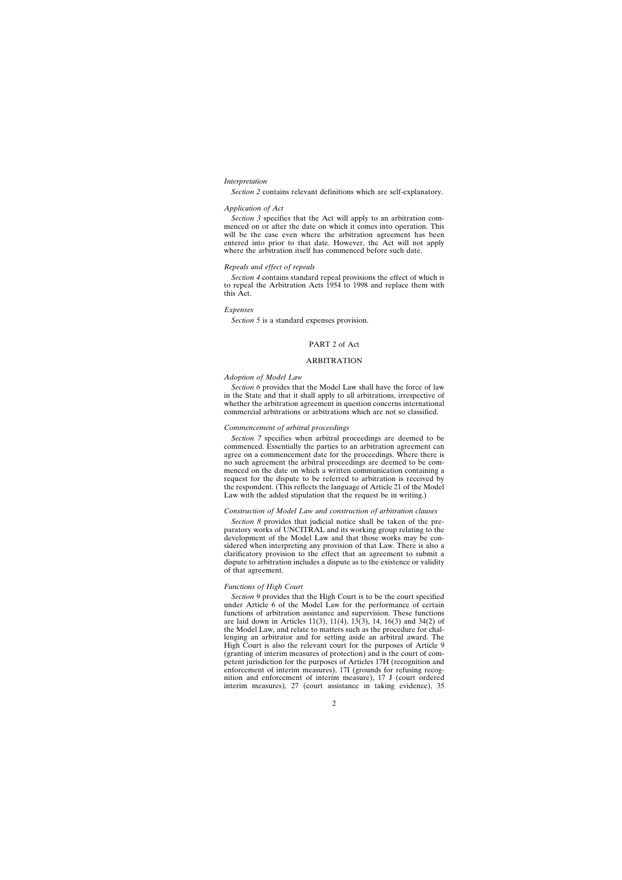*Interpretation*

*Section 2* contains relevant definitions which are self-explanatory.

*Application of Act*

*Section 3* specifies that the Act will apply to an arbitration commenced on or after the date on which it comes into operation. This will be the case even where the arbitration agreement has been entered into prior to that date. However, the Act will not apply where the arbitration itself has commenced before such date.

*Repeals and effect of repeals*

*Section 4* contains standard repeal provisions the effect of which is to repeal the Arbitration Acts 1954 to 1998 and replace them with this Act.

*Expenses*

*Section 5* is a standard expenses provision.

## PART 2 of Act

## ARBITRATION

*Adoption of Model Law*

*Section 6* provides that the Model Law shall have the force of law in the State and that it shall apply to all arbitrations, irrespective of whether the arbitration agreement in question concerns international commercial arbitrations or arbitrations which are not so classified.

*Commencement of arbitral proceedings*

*Section 7* specifies when arbitral proceedings are deemed to be commenced. Essentially the parties to an arbitration agreement can agree on a commencement date for the proceedings. Where there is no such agreement the arbitral proceedings are deemed to be commenced on the date on which a written communication containing a request for the dispute to be referred to arbitration is received by the respondent. (This reflects the language of Article 21 of the Model Law with the added stipulation that the request be in writing.)

*Construction of Model Law and construction of arbitration clauses*

*Section 8* provides that judicial notice shall be taken of the preparatory works of UNCITRAL and its working group relating to the development of the Model Law and that those works may be considered when interpreting any provision of that Law. There is also a clarificatory provision to the effect that an agreement to submit a dispute to arbitration includes a dispute as to the existence or validity of that agreement.

*Functions of High Court*

*Section 9* provides that the High Court is to be the court specified under Article 6 of the Model Law for the performance of certain functions of arbitration assistance and supervision. These functions are laid down in Articles 11(3), 11(4), 13(3), 14, 16(3) and 34(2) of the Model Law, and relate to matters such as the procedure for challenging an arbitrator and for setting aside an arbitral award. The High Court is also the relevant court for the purposes of Article 9 (granting of interim measures of protection) and is the court of competent jurisdiction for the purposes of Articles 17H (recognition and enforcement of interim measures), 17I (grounds for refusing recognition and enforcement of interim measure), 17 J (court ordered interim measures), 27 (court assistance in taking evidence), 35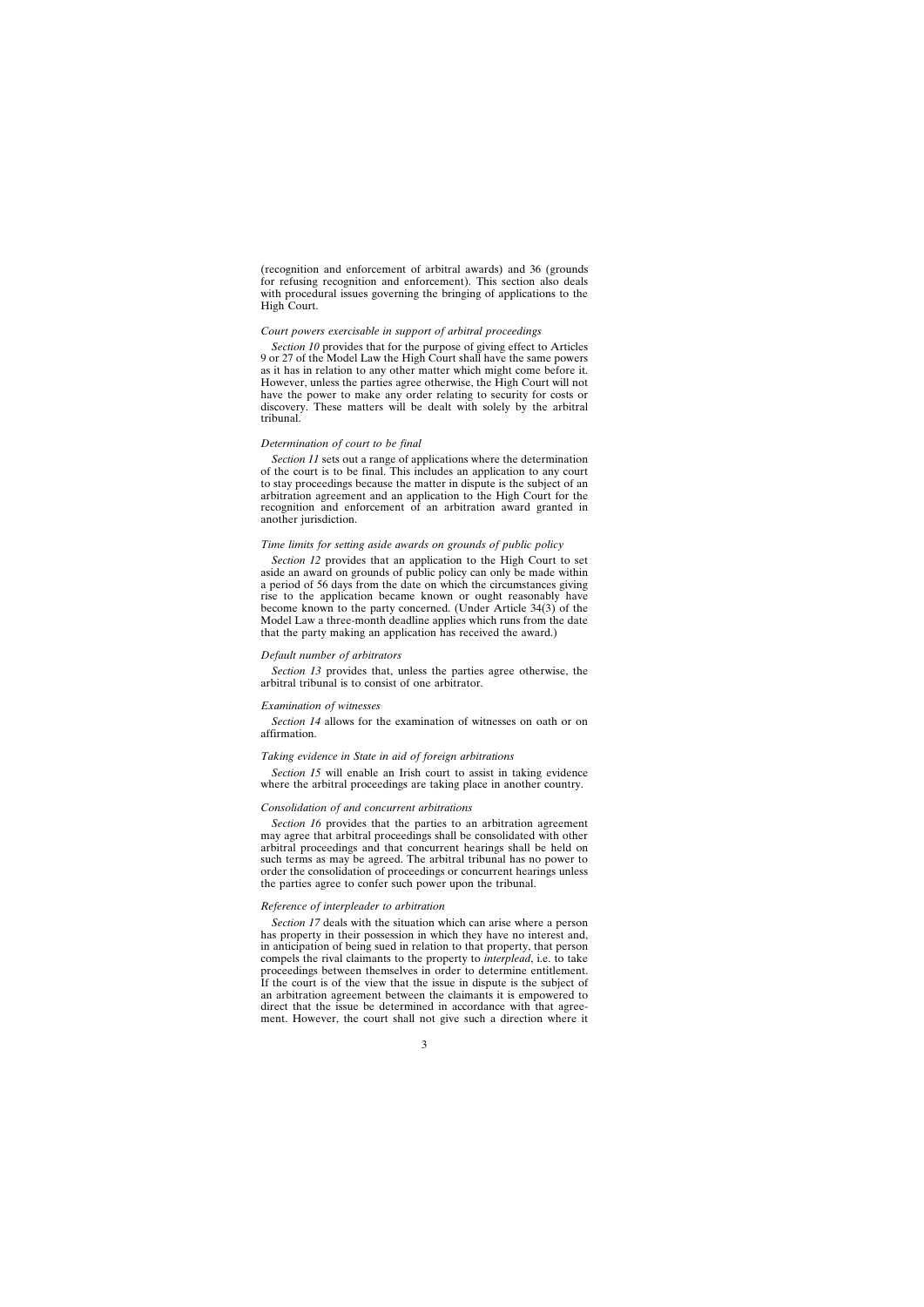(recognition and enforcement of arbitral awards) and 36 (grounds for refusing recognition and enforcement). This section also deals with procedural issues governing the bringing of applications to the High Court.

*Court powers exercisable in support of arbitral proceedings*

*Section 10* provides that for the purpose of giving effect to Articles 9 or 27 of the Model Law the High Court shall have the same powers as it has in relation to any other matter which might come before it. However, unless the parties agree otherwise, the High Court will not have the power to make any order relating to security for costs or discovery. These matters will be dealt with solely by the arbitral tribunal.

*Determination of court to be final*

*Section 11* sets out a range of applications where the determination of the court is to be final. This includes an application to any court to stay proceedings because the matter in dispute is the subject of an arbitration agreement and an application to the High Court for the recognition and enforcement of an arbitration award granted in another jurisdiction.

*Time limits for setting aside awards on grounds of public policy*

*Section 12* provides that an application to the High Court to set aside an award on grounds of public policy can only be made within a period of 56 days from the date on which the circumstances giving rise to the application became known or ought reasonably have become known to the party concerned. (Under Article 34(3) of the Model Law a three-month deadline applies which runs from the date that the party making an application has received the award.)

*Default number of arbitrators*

*Section 13* provides that, unless the parties agree otherwise, the arbitral tribunal is to consist of one arbitrator.

*Examination of witnesses*

*Section 14* allows for the examination of witnesses on oath or on affirmation.

*Taking evidence in State in aid of foreign arbitrations*

*Section 15* will enable an Irish court to assist in taking evidence where the arbitral proceedings are taking place in another country.

*Consolidation of and concurrent arbitrations*

*Section 16* provides that the parties to an arbitration agreement may agree that arbitral proceedings shall be consolidated with other arbitral proceedings and that concurrent hearings shall be held on such terms as may be agreed. The arbitral tribunal has no power to order the consolidation of proceedings or concurrent hearings unless the parties agree to confer such power upon the tribunal.

*Reference of interpleader to arbitration*

*Section 17* deals with the situation which can arise where a person has property in their possession in which they have no interest and, in anticipation of being sued in relation to that property, that person compels the rival claimants to the property to *interplead*, i.e. to take proceedings between themselves in order to determine entitlement. If the court is of the view that the issue in dispute is the subject of an arbitration agreement between the claimants it is empowered to direct that the issue be determined in accordance with that agreement. However, the court shall not give such a direction where it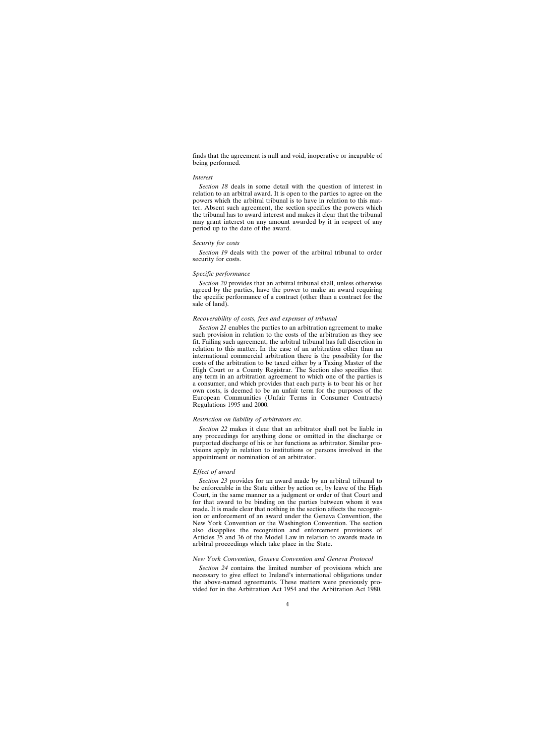finds that the agreement is null and void, inoperative or incapable of being performed.

*Interest*

*Section 18* deals in some detail with the question of interest in relation to an arbitral award. It is open to the parties to agree on the powers which the arbitral tribunal is to have in relation to this matter. Absent such agreement, the section specifies the powers which the tribunal has to award interest and makes it clear that the tribunal may grant interest on any amount awarded by it in respect of any period up to the date of the award.

*Security for costs*

*Section 19* deals with the power of the arbitral tribunal to order security for costs.

*Specific performance*

*Section 20* provides that an arbitral tribunal shall, unless otherwise agreed by the parties, have the power to make an award requiring the specific performance of a contract (other than a contract for the sale of land).

*Recoverability of costs, fees and expenses of tribunal*

*Section 21* enables the parties to an arbitration agreement to make such provision in relation to the costs of the arbitration as they see fit. Failing such agreement, the arbitral tribunal has full discretion in relation to this matter. In the case of an arbitration other than an international commercial arbitration there is the possibility for the costs of the arbitration to be taxed either by a Taxing Master of the High Court or a County Registrar. The Section also specifies that any term in an arbitration agreement to which one of the parties is a consumer, and which provides that each party is to bear his or her own costs, is deemed to be an unfair term for the purposes of the European Communities (Unfair Terms in Consumer Contracts) Regulations 1995 and 2000.

*Restriction on liability of arbitrators etc.*

*Section 22* makes it clear that an arbitrator shall not be liable in any proceedings for anything done or omitted in the discharge or purported discharge of his or her functions as arbitrator. Similar provisions apply in relation to institutions or persons involved in the appointment or nomination of an arbitrator.

*Effect of award*

*Section 23* provides for an award made by an arbitral tribunal to be enforceable in the State either by action or, by leave of the High Court, in the same manner as a judgment or order of that Court and for that award to be binding on the parties between whom it was made. It is made clear that nothing in the section affects the recognition or enforcement of an award under the Geneva Convention, the New York Convention or the Washington Convention. The section also disapplies the recognition and enforcement provisions of Articles 35 and 36 of the Model Law in relation to awards made in arbitral proceedings which take place in the State.

*New York Convention, Geneva Convention and Geneva Protocol*

*Section 24* contains the limited number of provisions which are necessary to give effect to Ireland's international obligations under the above-named agreements. These matters were previously provided for in the Arbitration Act 1954 and the Arbitration Act 1980.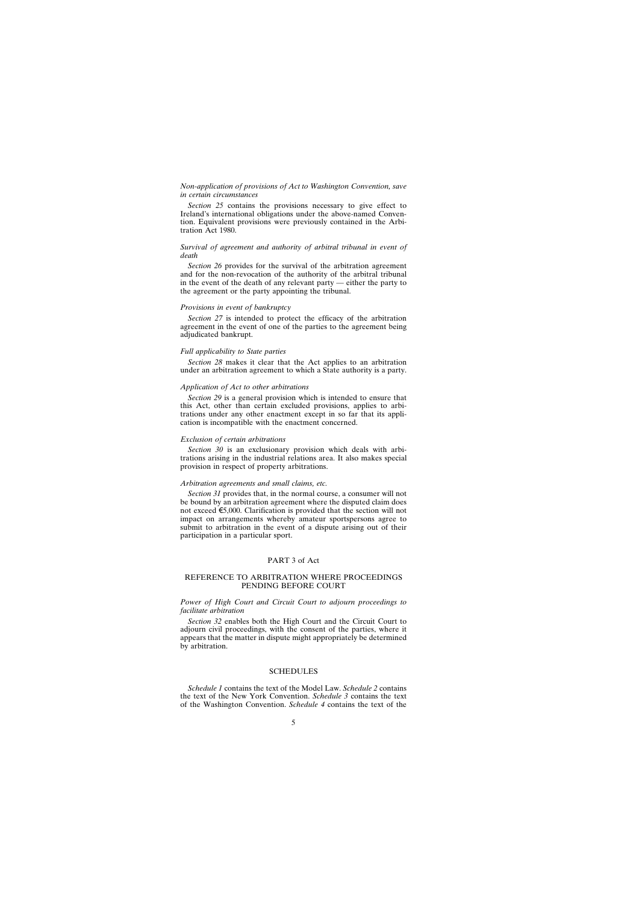*Non-application of provisions of Act to Washington Convention, save in certain circumstances*

*Section 25* contains the provisions necessary to give effect to Ireland's international obligations under the above-named Convention. Equivalent provisions were previously contained in the Arbitration Act 1980.

*Survival of agreement and authority of arbitral tribunal in event of death*

*Section 26* provides for the survival of the arbitration agreement and for the non-revocation of the authority of the arbitral tribunal in the event of the death of any relevant party — either the party to the agreement or the party appointing the tribunal.

*Provisions in event of bankruptcy*

*Section 27* is intended to protect the efficacy of the arbitration agreement in the event of one of the parties to the agreement being adjudicated bankrupt.

*Full applicability to State parties*

*Section 28* makes it clear that the Act applies to an arbitration under an arbitration agreement to which a State authority is a party.

*Application of Act to other arbitrations*

*Section 29* is a general provision which is intended to ensure that this Act, other than certain excluded provisions, applies to arbitrations under any other enactment except in so far that its application is incompatible with the enactment concerned.

*Exclusion of certain arbitrations*

*Section 30* is an exclusionary provision which deals with arbitrations arising in the industrial relations area. It also makes special provision in respect of property arbitrations.

*Arbitration agreements and small claims, etc.*

*Section 31* provides that, in the normal course, a consumer will not be bound by an arbitration agreement where the disputed claim does not exceed €5,000. Clarification is provided that the section will not impact on arrangements whereby amateur sportspersons agree to submit to arbitration in the event of a dispute arising out of their participation in a particular sport.

## PART 3 of Act

## REFERENCE TO ARBITRATION WHERE PROCEEDINGS PENDING BEFORE COURT

*Power of High Court and Circuit Court to adjourn proceedings to facilitate arbitration*

*Section 32* enables both the High Court and the Circuit Court to adjourn civil proceedings, with the consent of the parties, where it appears that the matter in dispute might appropriately be determined by arbitration.

## SCHEDULES

*Schedule 1* contains the text of the Model Law. *Schedule 2* contains the text of the New York Convention. *Schedule 3* contains the text of the Washington Convention. *Schedule 4* contains the text of the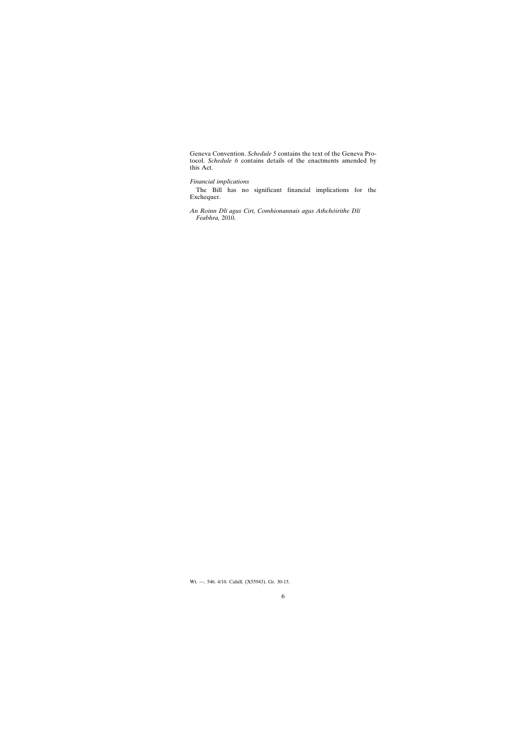Geneva Convention. *Schedule 5* contains the text of the Geneva Protocol. *Schedule 6* contains details of the enactments amended by this Act.

*Financial implications*

The Bill has no significant financial implications for the Exchequer.

*An Roinn Dlí agus Cirt, Comhionannais agus Athchóirithe Dlí*
*Feabhra,* 2010.

Wt. —. 546. 4/10. Cahill. (X55943). Gr. 30-15.